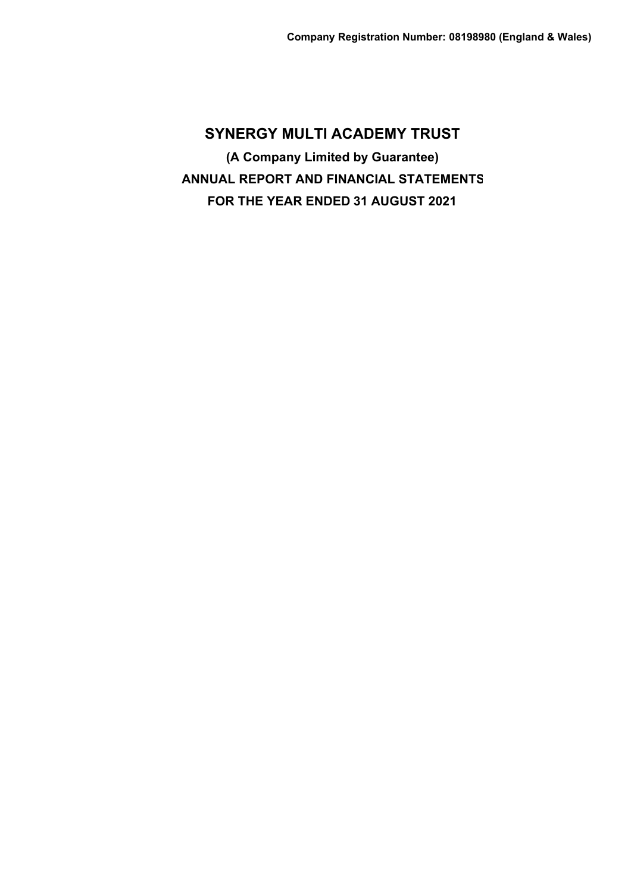**Company Registration Number: 08198980 (England & Wales)**

# SYNERGY MULTI ACADEMY TRUST

**(A Company Limited by Guarantee)**

**ANNUAL REPORT AND FINANCIAL STATEMENTS**

**FOR THE YEAR ENDED 31 AUGUST 2021**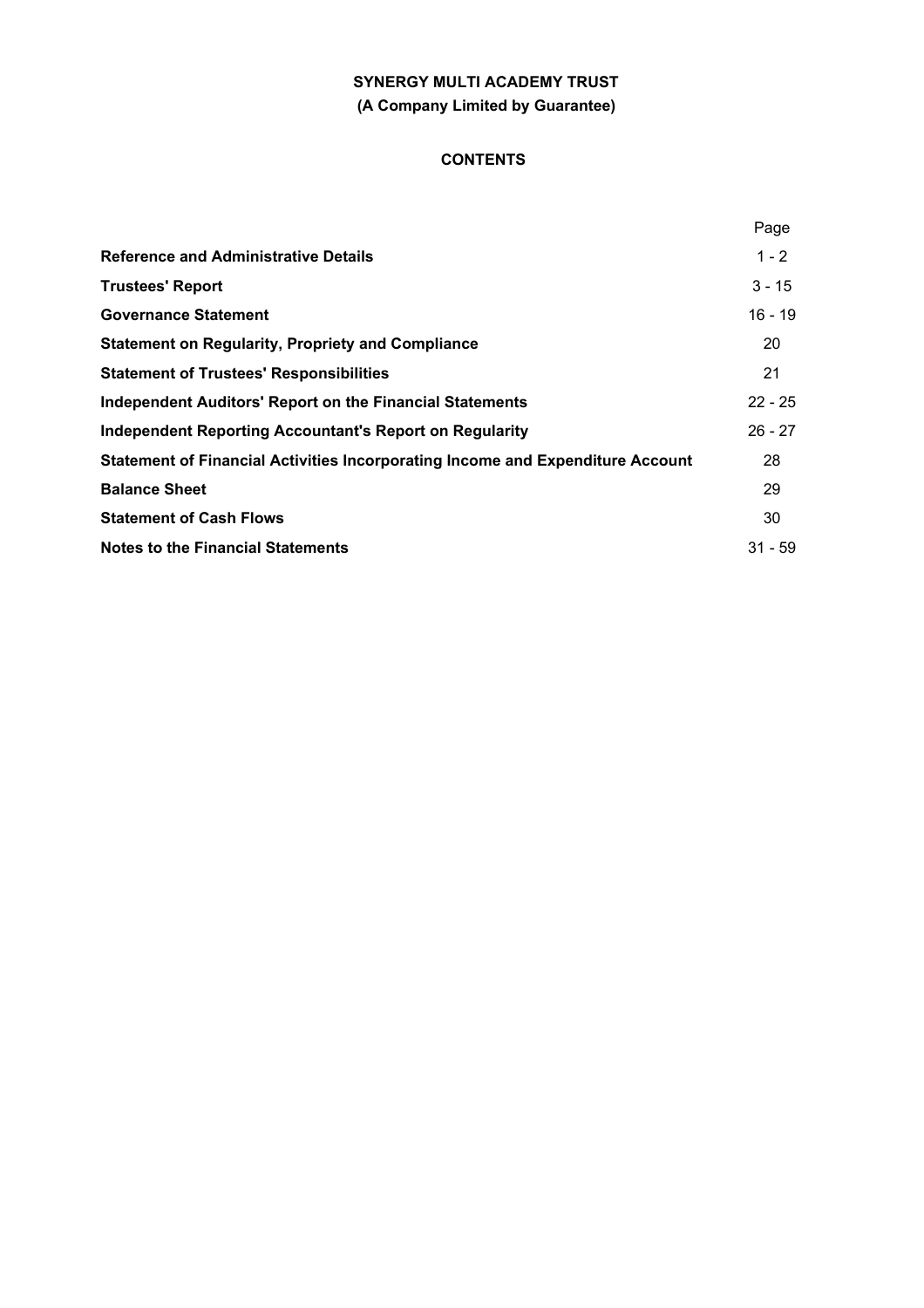**SYNERGY MULTI ACADEMY TRUST**

**(A Company Limited by Guarantee)**

**CONTENTS**

| | Page |
|---|---|
| **Reference and Administrative Details** | 1 - 2 |
| **Trustees' Report** | 3 - 15 |
| **Governance Statement** | 16 - 19 |
| **Statement on Regularity, Propriety and Compliance** | 20 |
| **Statement of Trustees' Responsibilities** | 21 |
| **Independent Auditors' Report on the Financial Statements** | 22 - 25 |
| **Independent Reporting Accountant's Report on Regularity** | 26 - 27 |
| **Statement of Financial Activities Incorporating Income and Expenditure Account** | 28 |
| **Balance Sheet** | 29 |
| **Statement of Cash Flows** | 30 |
| **Notes to the Financial Statements** | 31 - 59 |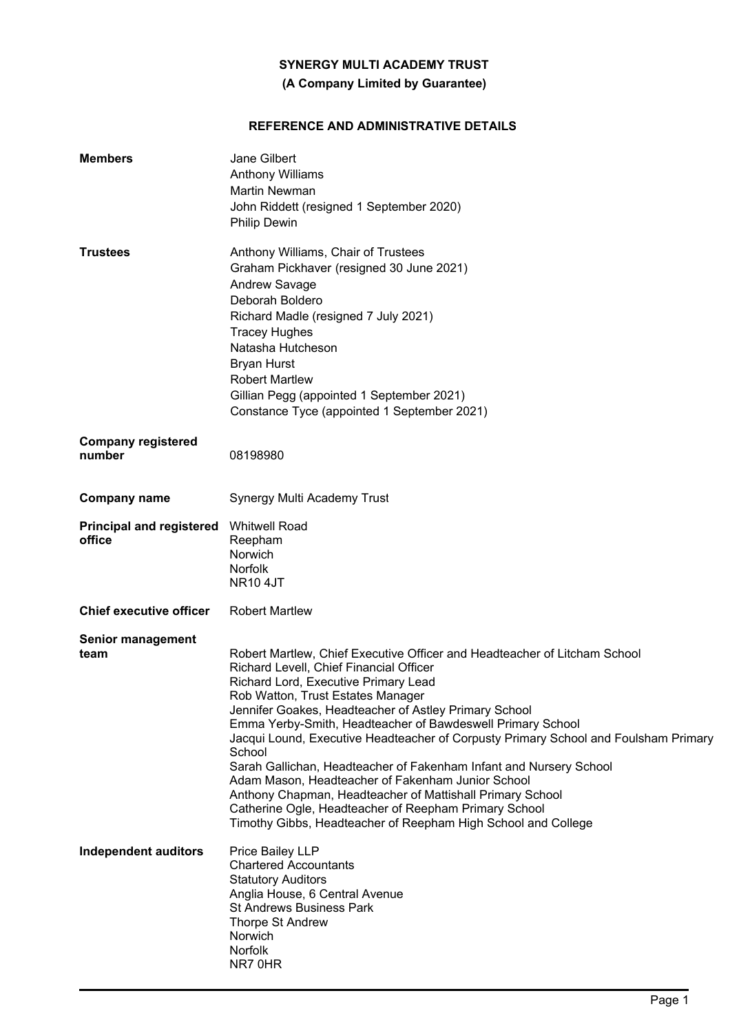**SYNERGY MULTI ACADEMY TRUST**

**(A Company Limited by Guarantee)**

# REFERENCE AND ADMINISTRATIVE DETAILS

| | |
|---|---|
| **Members** | Jane Gilbert<br>Anthony Williams<br>Martin Newman<br>John Riddett (resigned 1 September 2020)<br>Philip Dewin |
| **Trustees** | Anthony Williams, Chair of Trustees<br>Graham Pickhaver (resigned 30 June 2021)<br>Andrew Savage<br>Deborah Boldero<br>Richard Madle (resigned 7 July 2021)<br>Tracey Hughes<br>Natasha Hutcheson<br>Bryan Hurst<br>Robert Martlew<br>Gillian Pegg (appointed 1 September 2021)<br>Constance Tyce (appointed 1 September 2021) |
| **Company registered number** | 08198980 |
| **Company name** | Synergy Multi Academy Trust |
| **Principal and registered office** | Whitwell Road<br>Reepham<br>Norwich<br>Norfolk<br>NR10 4JT |
| **Chief executive officer** | Robert Martlew |
| **Senior management team** | Robert Martlew, Chief Executive Officer and Headteacher of Litcham School<br>Richard Levell, Chief Financial Officer<br>Richard Lord, Executive Primary Lead<br>Rob Watton, Trust Estates Manager<br>Jennifer Goakes, Headteacher of Astley Primary School<br>Emma Yerby-Smith, Headteacher of Bawdeswell Primary School<br>Jacqui Lound, Executive Headteacher of Corpusty Primary School and Foulsham Primary School<br>Sarah Gallichan, Headteacher of Fakenham Infant and Nursery School<br>Adam Mason, Headteacher of Fakenham Junior School<br>Anthony Chapman, Headteacher of Mattishall Primary School<br>Catherine Ogle, Headteacher of Reepham Primary School<br>Timothy Gibbs, Headteacher of Reepham High School and College |
| **Independent auditors** | Price Bailey LLP<br>Chartered Accountants<br>Statutory Auditors<br>Anglia House, 6 Central Avenue<br>St Andrews Business Park<br>Thorpe St Andrew<br>Norwich<br>Norfolk<br>NR7 0HR |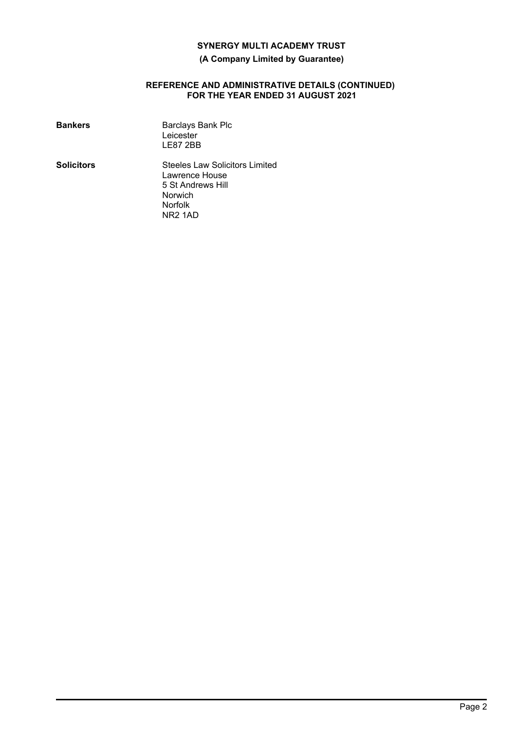# SYNERGY MULTI ACADEMY TRUST

**(A Company Limited by Guarantee)**

## REFERENCE AND ADMINISTRATIVE DETAILS (CONTINUED) FOR THE YEAR ENDED 31 AUGUST 2021

| | |
|---|---|
| **Bankers** | Barclays Bank Plc<br>Leicester<br>LE87 2BB |
| **Solicitors** | Steeles Law Solicitors Limited<br>Lawrence House<br>5 St Andrews Hill<br>Norwich<br>Norfolk<br>NR2 1AD |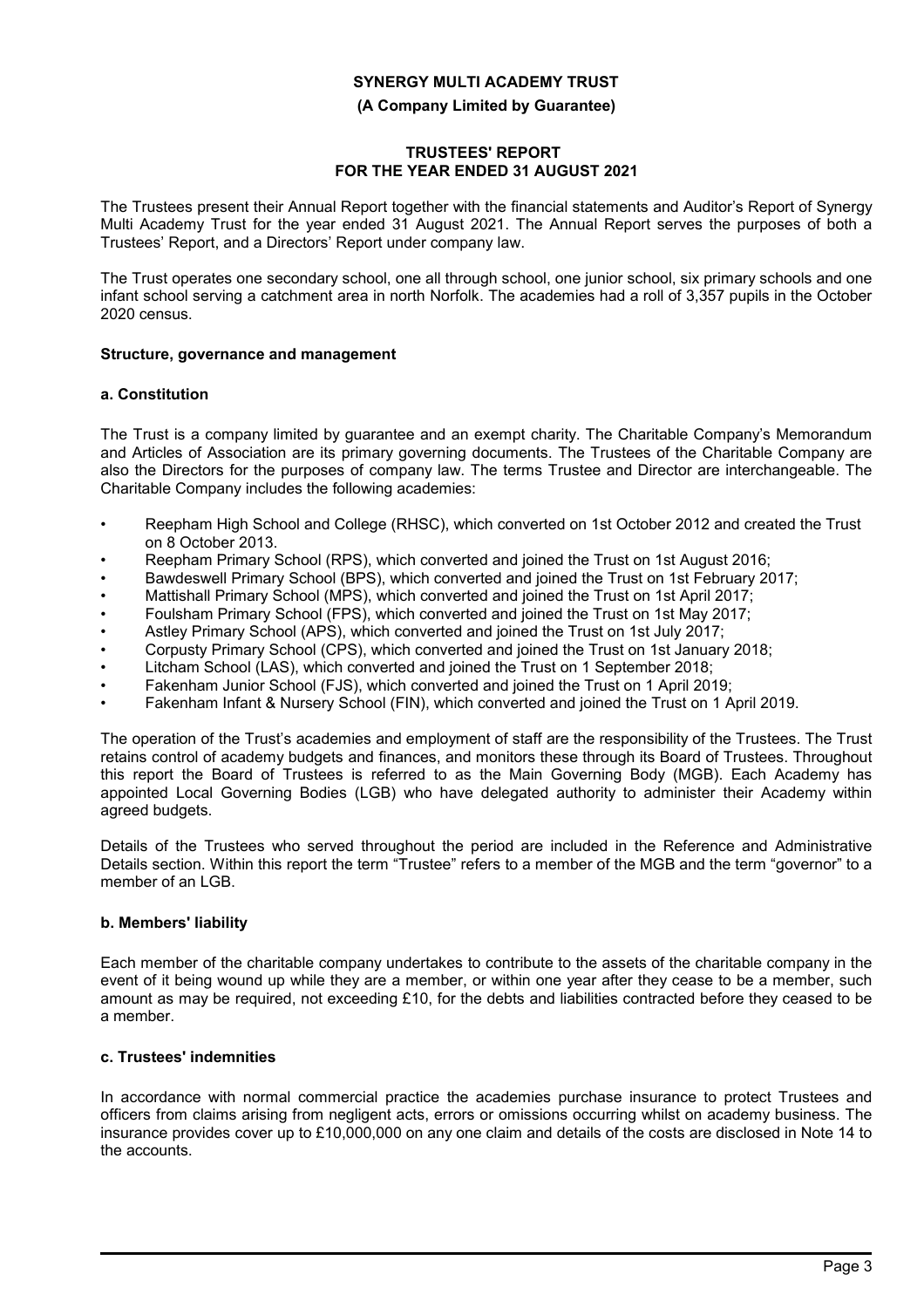**SYNERGY MULTI ACADEMY TRUST**

**(A Company Limited by Guarantee)**

**TRUSTEES' REPORT FOR THE YEAR ENDED 31 AUGUST 2021**

The Trustees present their Annual Report together with the financial statements and Auditor's Report of Synergy Multi Academy Trust for the year ended 31 August 2021. The Annual Report serves the purposes of both a Trustees' Report, and a Directors' Report under company law.

The Trust operates one secondary school, one all through school, one junior school, six primary schools and one infant school serving a catchment area in north Norfolk. The academies had a roll of 3,357 pupils in the October 2020 census.

## Structure, governance and management

### a. Constitution

The Trust is a company limited by guarantee and an exempt charity. The Charitable Company's Memorandum and Articles of Association are its primary governing documents. The Trustees of the Charitable Company are also the Directors for the purposes of company law. The terms Trustee and Director are interchangeable. The Charitable Company includes the following academies:

- Reepham High School and College (RHSC), which converted on 1st October 2012 and created the Trust on 8 October 2013.
- Reepham Primary School (RPS), which converted and joined the Trust on 1st August 2016;
- Bawdeswell Primary School (BPS), which converted and joined the Trust on 1st February 2017;
- Mattishall Primary School (MPS), which converted and joined the Trust on 1st April 2017;
- Foulsham Primary School (FPS), which converted and joined the Trust on 1st May 2017;
- Astley Primary School (APS), which converted and joined the Trust on 1st July 2017;
- Corpusty Primary School (CPS), which converted and joined the Trust on 1st January 2018;
- Litcham School (LAS), which converted and joined the Trust on 1 September 2018;
- Fakenham Junior School (FJS), which converted and joined the Trust on 1 April 2019;
- Fakenham Infant & Nursery School (FIN), which converted and joined the Trust on 1 April 2019.

The operation of the Trust's academies and employment of staff are the responsibility of the Trustees. The Trust retains control of academy budgets and finances, and monitors these through its Board of Trustees. Throughout this report the Board of Trustees is referred to as the Main Governing Body (MGB). Each Academy has appointed Local Governing Bodies (LGB) who have delegated authority to administer their Academy within agreed budgets.

Details of the Trustees who served throughout the period are included in the Reference and Administrative Details section. Within this report the term "Trustee" refers to a member of the MGB and the term "governor" to a member of an LGB.

### b. Members' liability

Each member of the charitable company undertakes to contribute to the assets of the charitable company in the event of it being wound up while they are a member, or within one year after they cease to be a member, such amount as may be required, not exceeding £10, for the debts and liabilities contracted before they ceased to be a member.

### c. Trustees' indemnities

In accordance with normal commercial practice the academies purchase insurance to protect Trustees and officers from claims arising from negligent acts, errors or omissions occurring whilst on academy business. The insurance provides cover up to £10,000,000 on any one claim and details of the costs are disclosed in Note 14 to the accounts.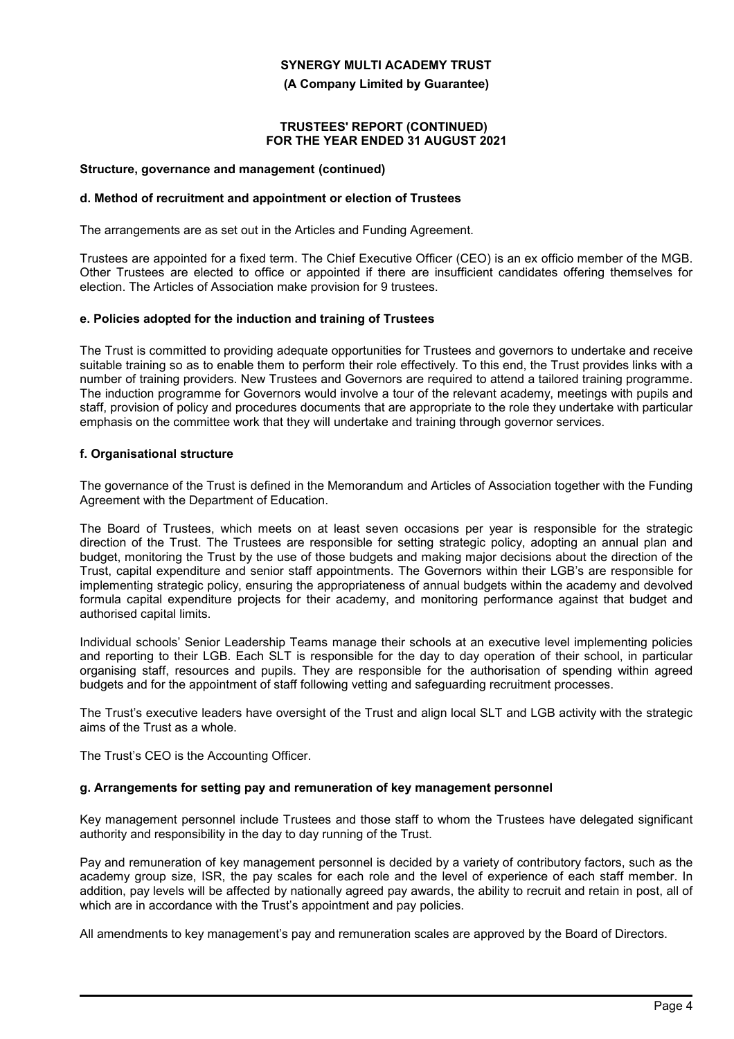## Structure, governance and management (continued)

### d. Method of recruitment and appointment or election of Trustees

The arrangements are as set out in the Articles and Funding Agreement.

Trustees are appointed for a fixed term. The Chief Executive Officer (CEO) is an ex officio member of the MGB. Other Trustees are elected to office or appointed if there are insufficient candidates offering themselves for election. The Articles of Association make provision for 9 trustees.

### e. Policies adopted for the induction and training of Trustees

The Trust is committed to providing adequate opportunities for Trustees and governors to undertake and receive suitable training so as to enable them to perform their role effectively. To this end, the Trust provides links with a number of training providers. New Trustees and Governors are required to attend a tailored training programme. The induction programme for Governors would involve a tour of the relevant academy, meetings with pupils and staff, provision of policy and procedures documents that are appropriate to the role they undertake with particular emphasis on the committee work that they will undertake and training through governor services.

### f. Organisational structure

The governance of the Trust is defined in the Memorandum and Articles of Association together with the Funding Agreement with the Department of Education.

The Board of Trustees, which meets on at least seven occasions per year is responsible for the strategic direction of the Trust. The Trustees are responsible for setting strategic policy, adopting an annual plan and budget, monitoring the Trust by the use of those budgets and making major decisions about the direction of the Trust, capital expenditure and senior staff appointments. The Governors within their LGB's are responsible for implementing strategic policy, ensuring the appropriateness of annual budgets within the academy and devolved formula capital expenditure projects for their academy, and monitoring performance against that budget and authorised capital limits.

Individual schools' Senior Leadership Teams manage their schools at an executive level implementing policies and reporting to their LGB. Each SLT is responsible for the day to day operation of their school, in particular organising staff, resources and pupils. They are responsible for the authorisation of spending within agreed budgets and for the appointment of staff following vetting and safeguarding recruitment processes.

The Trust's executive leaders have oversight of the Trust and align local SLT and LGB activity with the strategic aims of the Trust as a whole.

The Trust's CEO is the Accounting Officer.

### g. Arrangements for setting pay and remuneration of key management personnel

Key management personnel include Trustees and those staff to whom the Trustees have delegated significant authority and responsibility in the day to day running of the Trust.

Pay and remuneration of key management personnel is decided by a variety of contributory factors, such as the academy group size, ISR, the pay scales for each role and the level of experience of each staff member. In addition, pay levels will be affected by nationally agreed pay awards, the ability to recruit and retain in post, all of which are in accordance with the Trust's appointment and pay policies.

All amendments to key management's pay and remuneration scales are approved by the Board of Directors.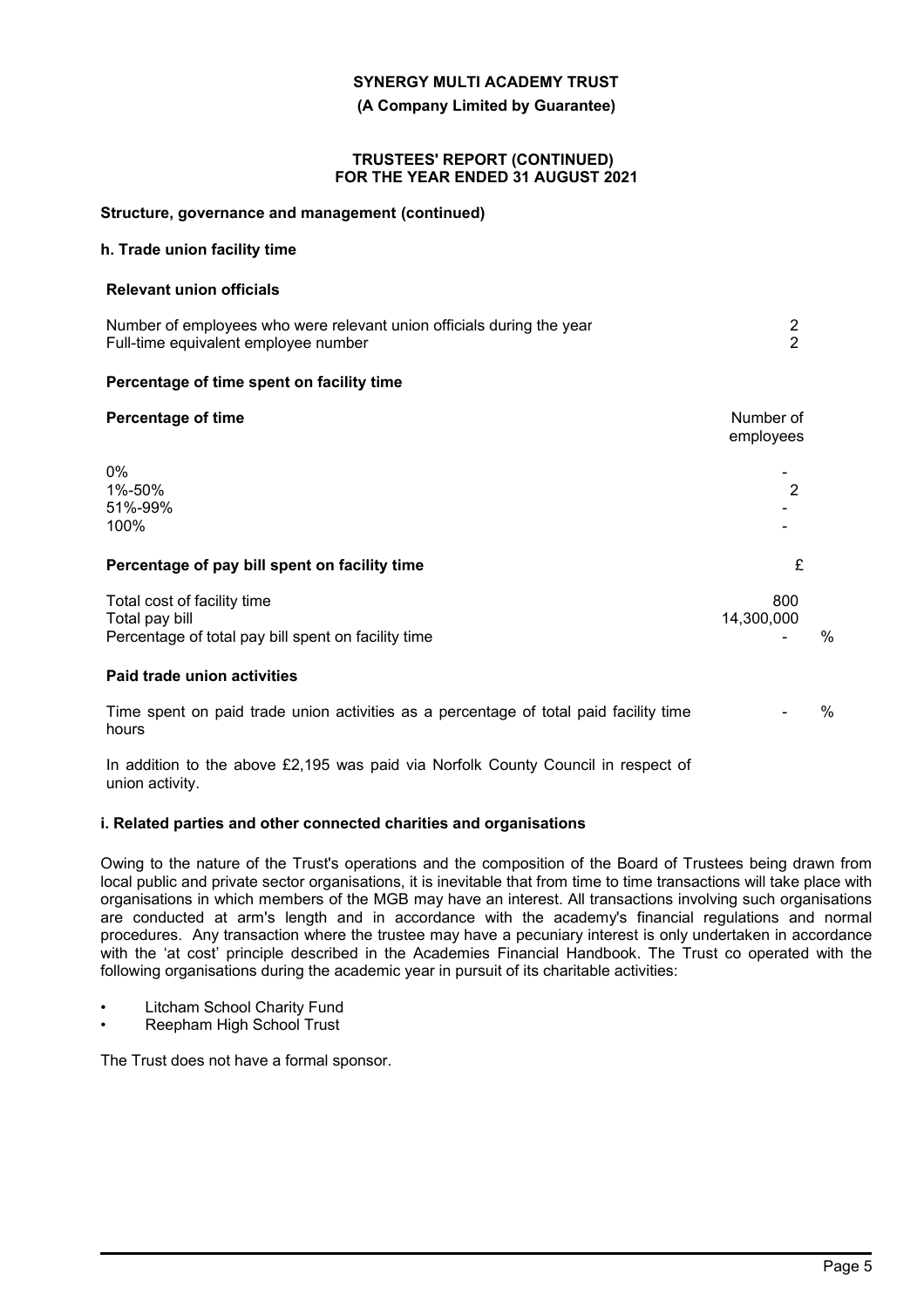**SYNERGY MULTI ACADEMY TRUST**

**(A Company Limited by Guarantee)**

**TRUSTEES' REPORT (CONTINUED)**
**FOR THE YEAR ENDED 31 AUGUST 2021**

**Structure, governance and management (continued)**

**h. Trade union facility time**

**Relevant union officials**

| | |
|---|---|
| Number of employees who were relevant union officials during the year | 2 |
| Full-time equivalent employee number | 2 |

**Percentage of time spent on facility time**

| **Percentage of time** | Number of employees |
|---|---|
| 0% | - |
| 1%-50% | 2 |
| 51%-99% | - |
| 100% | - |

| **Percentage of pay bill spent on facility time** | £ | |
|---|---|---|
| Total cost of facility time | 800 | |
| Total pay bill | 14,300,000 | |
| Percentage of total pay bill spent on facility time | - | % |

**Paid trade union activities**

| | | |
|---|---|---|
| Time spent on paid trade union activities as a percentage of total paid facility time hours | - | % |

In addition to the above £2,195 was paid via Norfolk County Council in respect of union activity.

**i. Related parties and other connected charities and organisations**

Owing to the nature of the Trust's operations and the composition of the Board of Trustees being drawn from local public and private sector organisations, it is inevitable that from time to time transactions will take place with organisations in which members of the MGB may have an interest. All transactions involving such organisations are conducted at arm's length and in accordance with the academy's financial regulations and normal procedures. Any transaction where the trustee may have a pecuniary interest is only undertaken in accordance with the 'at cost' principle described in the Academies Financial Handbook. The Trust co operated with the following organisations during the academic year in pursuit of its charitable activities:

- Litcham School Charity Fund
- Reepham High School Trust

The Trust does not have a formal sponsor.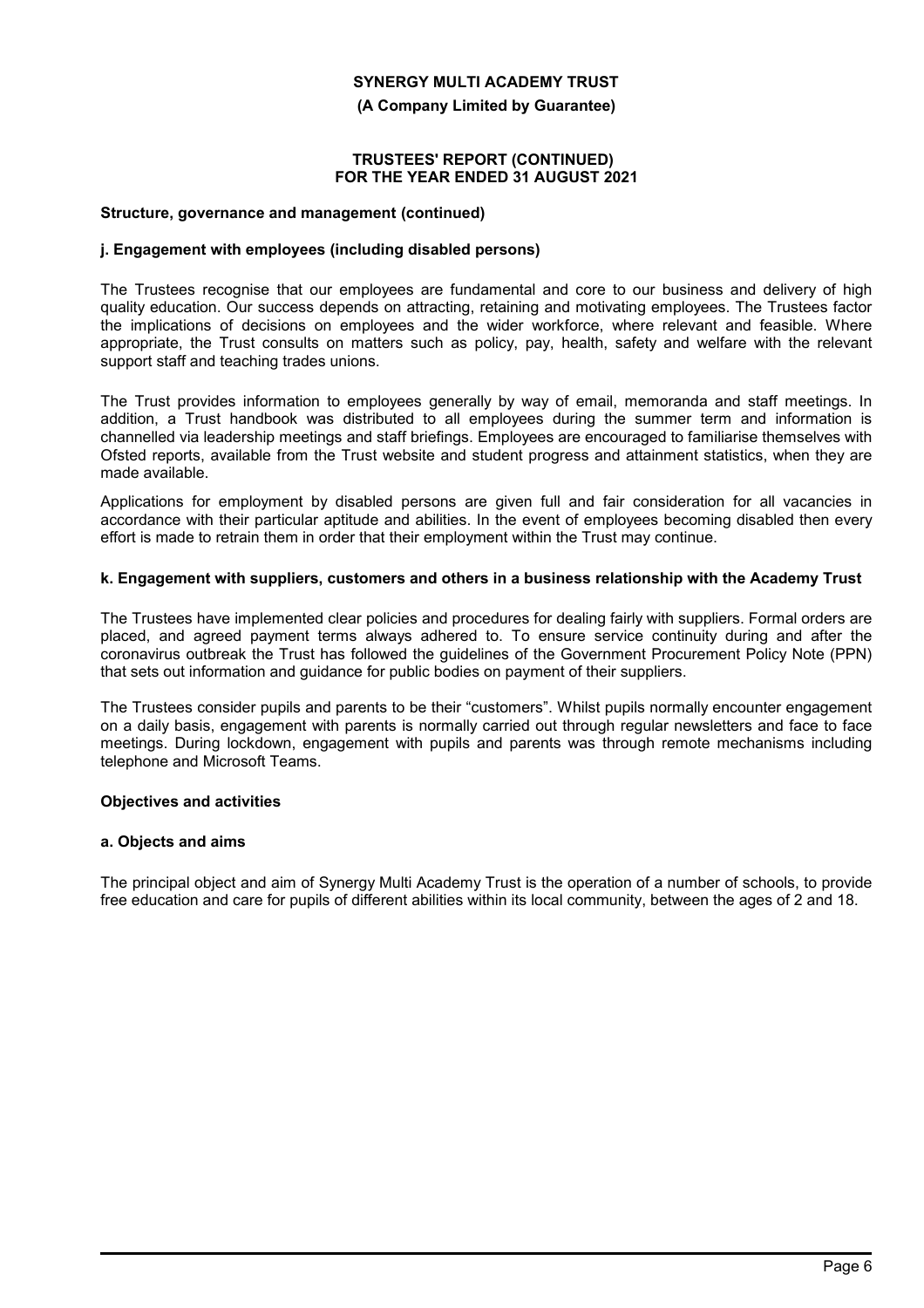## Structure, governance and management (continued)

### j. Engagement with employees (including disabled persons)

The Trustees recognise that our employees are fundamental and core to our business and delivery of high quality education. Our success depends on attracting, retaining and motivating employees. The Trustees factor the implications of decisions on employees and the wider workforce, where relevant and feasible. Where appropriate, the Trust consults on matters such as policy, pay, health, safety and welfare with the relevant support staff and teaching trades unions.

The Trust provides information to employees generally by way of email, memoranda and staff meetings. In addition, a Trust handbook was distributed to all employees during the summer term and information is channelled via leadership meetings and staff briefings. Employees are encouraged to familiarise themselves with Ofsted reports, available from the Trust website and student progress and attainment statistics, when they are made available.

Applications for employment by disabled persons are given full and fair consideration for all vacancies in accordance with their particular aptitude and abilities. In the event of employees becoming disabled then every effort is made to retrain them in order that their employment within the Trust may continue.

### k. Engagement with suppliers, customers and others in a business relationship with the Academy Trust

The Trustees have implemented clear policies and procedures for dealing fairly with suppliers. Formal orders are placed, and agreed payment terms always adhered to. To ensure service continuity during and after the coronavirus outbreak the Trust has followed the guidelines of the Government Procurement Policy Note (PPN) that sets out information and guidance for public bodies on payment of their suppliers.

The Trustees consider pupils and parents to be their "customers". Whilst pupils normally encounter engagement on a daily basis, engagement with parents is normally carried out through regular newsletters and face to face meetings. During lockdown, engagement with pupils and parents was through remote mechanisms including telephone and Microsoft Teams.

## Objectives and activities

### a. Objects and aims

The principal object and aim of Synergy Multi Academy Trust is the operation of a number of schools, to provide free education and care for pupils of different abilities within its local community, between the ages of 2 and 18.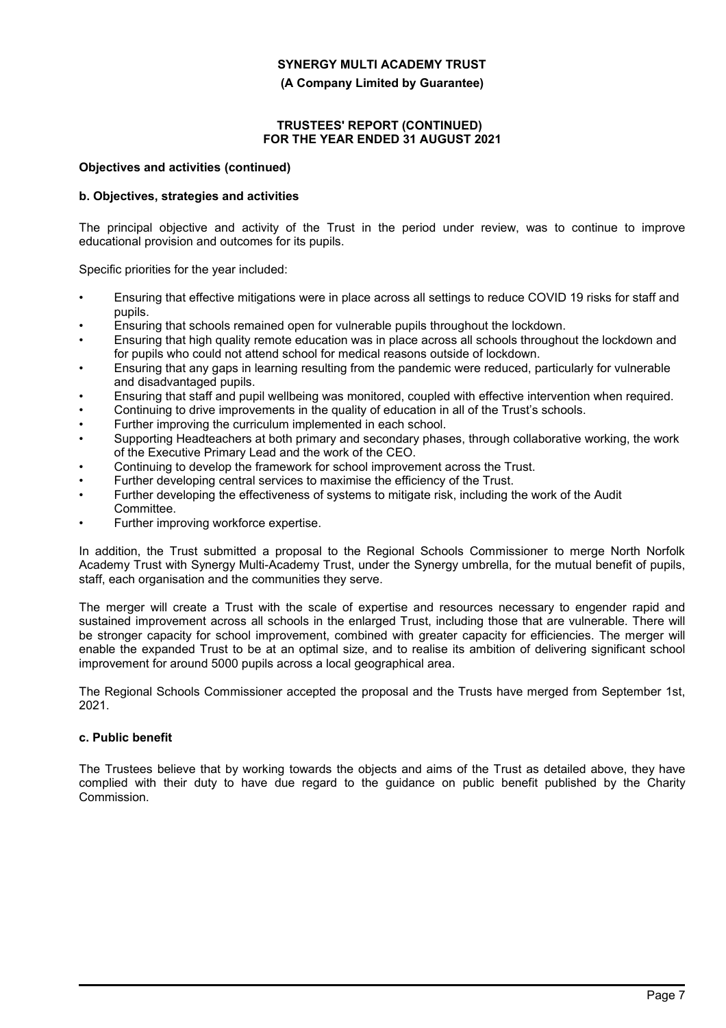### Objectives and activities (continued)

#### b. Objectives, strategies and activities

The principal objective and activity of the Trust in the period under review, was to continue to improve educational provision and outcomes for its pupils.

Specific priorities for the year included:

- Ensuring that effective mitigations were in place across all settings to reduce COVID 19 risks for staff and pupils.
- Ensuring that schools remained open for vulnerable pupils throughout the lockdown.
- Ensuring that high quality remote education was in place across all schools throughout the lockdown and for pupils who could not attend school for medical reasons outside of lockdown.
- Ensuring that any gaps in learning resulting from the pandemic were reduced, particularly for vulnerable and disadvantaged pupils.
- Ensuring that staff and pupil wellbeing was monitored, coupled with effective intervention when required.
- Continuing to drive improvements in the quality of education in all of the Trust's schools.
- Further improving the curriculum implemented in each school.
- Supporting Headteachers at both primary and secondary phases, through collaborative working, the work of the Executive Primary Lead and the work of the CEO.
- Continuing to develop the framework for school improvement across the Trust.
- Further developing central services to maximise the efficiency of the Trust.
- Further developing the effectiveness of systems to mitigate risk, including the work of the Audit Committee.
- Further improving workforce expertise.

In addition, the Trust submitted a proposal to the Regional Schools Commissioner to merge North Norfolk Academy Trust with Synergy Multi-Academy Trust, under the Synergy umbrella, for the mutual benefit of pupils, staff, each organisation and the communities they serve.

The merger will create a Trust with the scale of expertise and resources necessary to engender rapid and sustained improvement across all schools in the enlarged Trust, including those that are vulnerable. There will be stronger capacity for school improvement, combined with greater capacity for efficiencies. The merger will enable the expanded Trust to be at an optimal size, and to realise its ambition of delivering significant school improvement for around 5000 pupils across a local geographical area.

The Regional Schools Commissioner accepted the proposal and the Trusts have merged from September 1st, 2021.

#### c. Public benefit

The Trustees believe that by working towards the objects and aims of the Trust as detailed above, they have complied with their duty to have due regard to the guidance on public benefit published by the Charity Commission.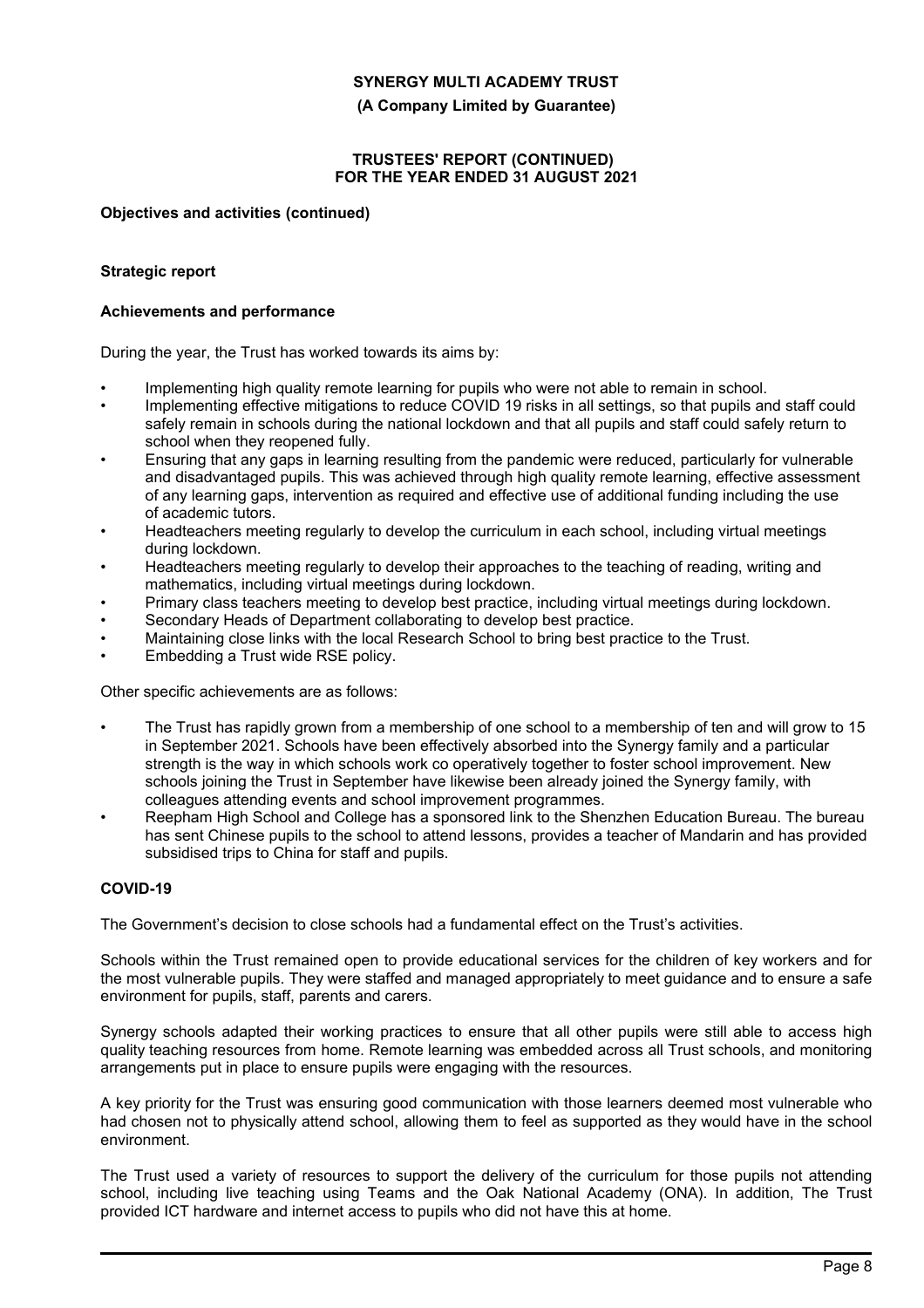**Objectives and activities (continued)**

## Strategic report

### Achievements and performance

During the year, the Trust has worked towards its aims by:

- Implementing high quality remote learning for pupils who were not able to remain in school.
- Implementing effective mitigations to reduce COVID 19 risks in all settings, so that pupils and staff could safely remain in schools during the national lockdown and that all pupils and staff could safely return to school when they reopened fully.
- Ensuring that any gaps in learning resulting from the pandemic were reduced, particularly for vulnerable and disadvantaged pupils. This was achieved through high quality remote learning, effective assessment of any learning gaps, intervention as required and effective use of additional funding including the use of academic tutors.
- Headteachers meeting regularly to develop the curriculum in each school, including virtual meetings during lockdown.
- Headteachers meeting regularly to develop their approaches to the teaching of reading, writing and mathematics, including virtual meetings during lockdown.
- Primary class teachers meeting to develop best practice, including virtual meetings during lockdown.
- Secondary Heads of Department collaborating to develop best practice.
- Maintaining close links with the local Research School to bring best practice to the Trust.
- Embedding a Trust wide RSE policy.

Other specific achievements are as follows:

- The Trust has rapidly grown from a membership of one school to a membership of ten and will grow to 15 in September 2021. Schools have been effectively absorbed into the Synergy family and a particular strength is the way in which schools work co operatively together to foster school improvement. New schools joining the Trust in September have likewise been already joined the Synergy family, with colleagues attending events and school improvement programmes.
- Reepham High School and College has a sponsored link to the Shenzhen Education Bureau. The bureau has sent Chinese pupils to the school to attend lessons, provides a teacher of Mandarin and has provided subsidised trips to China for staff and pupils.

### COVID-19

The Government's decision to close schools had a fundamental effect on the Trust's activities.

Schools within the Trust remained open to provide educational services for the children of key workers and for the most vulnerable pupils. They were staffed and managed appropriately to meet guidance and to ensure a safe environment for pupils, staff, parents and carers.

Synergy schools adapted their working practices to ensure that all other pupils were still able to access high quality teaching resources from home. Remote learning was embedded across all Trust schools, and monitoring arrangements put in place to ensure pupils were engaging with the resources.

A key priority for the Trust was ensuring good communication with those learners deemed most vulnerable who had chosen not to physically attend school, allowing them to feel as supported as they would have in the school environment.

The Trust used a variety of resources to support the delivery of the curriculum for those pupils not attending school, including live teaching using Teams and the Oak National Academy (ONA). In addition, The Trust provided ICT hardware and internet access to pupils who did not have this at home.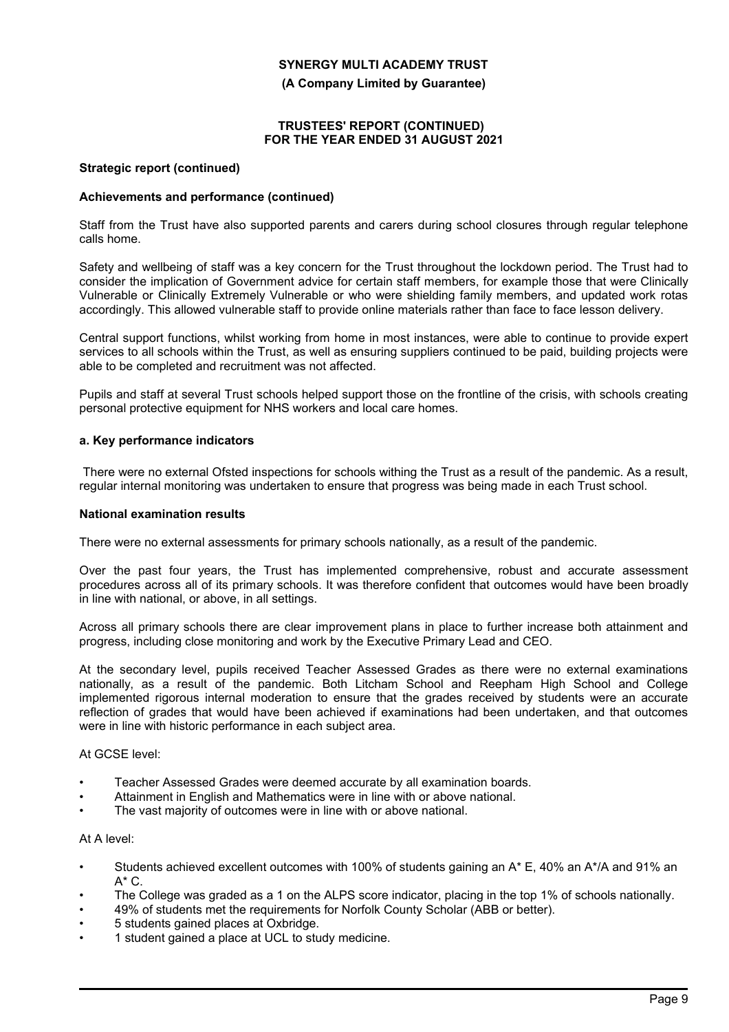### Strategic report (continued)

### Achievements and performance (continued)

Staff from the Trust have also supported parents and carers during school closures through regular telephone calls home.

Safety and wellbeing of staff was a key concern for the Trust throughout the lockdown period. The Trust had to consider the implication of Government advice for certain staff members, for example those that were Clinically Vulnerable or Clinically Extremely Vulnerable or who were shielding family members, and updated work rotas accordingly. This allowed vulnerable staff to provide online materials rather than face to face lesson delivery.

Central support functions, whilst working from home in most instances, were able to continue to provide expert services to all schools within the Trust, as well as ensuring suppliers continued to be paid, building projects were able to be completed and recruitment was not affected.

Pupils and staff at several Trust schools helped support those on the frontline of the crisis, with schools creating personal protective equipment for NHS workers and local care homes.

### a. Key performance indicators

There were no external Ofsted inspections for schools withing the Trust as a result of the pandemic. As a result, regular internal monitoring was undertaken to ensure that progress was being made in each Trust school.

### National examination results

There were no external assessments for primary schools nationally, as a result of the pandemic.

Over the past four years, the Trust has implemented comprehensive, robust and accurate assessment procedures across all of its primary schools. It was therefore confident that outcomes would have been broadly in line with national, or above, in all settings.

Across all primary schools there are clear improvement plans in place to further increase both attainment and progress, including close monitoring and work by the Executive Primary Lead and CEO.

At the secondary level, pupils received Teacher Assessed Grades as there were no external examinations nationally, as a result of the pandemic. Both Litcham School and Reepham High School and College implemented rigorous internal moderation to ensure that the grades received by students were an accurate reflection of grades that would have been achieved if examinations had been undertaken, and that outcomes were in line with historic performance in each subject area.

At GCSE level:

- Teacher Assessed Grades were deemed accurate by all examination boards.
- Attainment in English and Mathematics were in line with or above national.
- The vast majority of outcomes were in line with or above national.

At A level:

- Students achieved excellent outcomes with 100% of students gaining an A* E, 40% an A*/A and 91% an A* C.
- The College was graded as a 1 on the ALPS score indicator, placing in the top 1% of schools nationally.
- 49% of students met the requirements for Norfolk County Scholar (ABB or better).
- 5 students gained places at Oxbridge.
- 1 student gained a place at UCL to study medicine.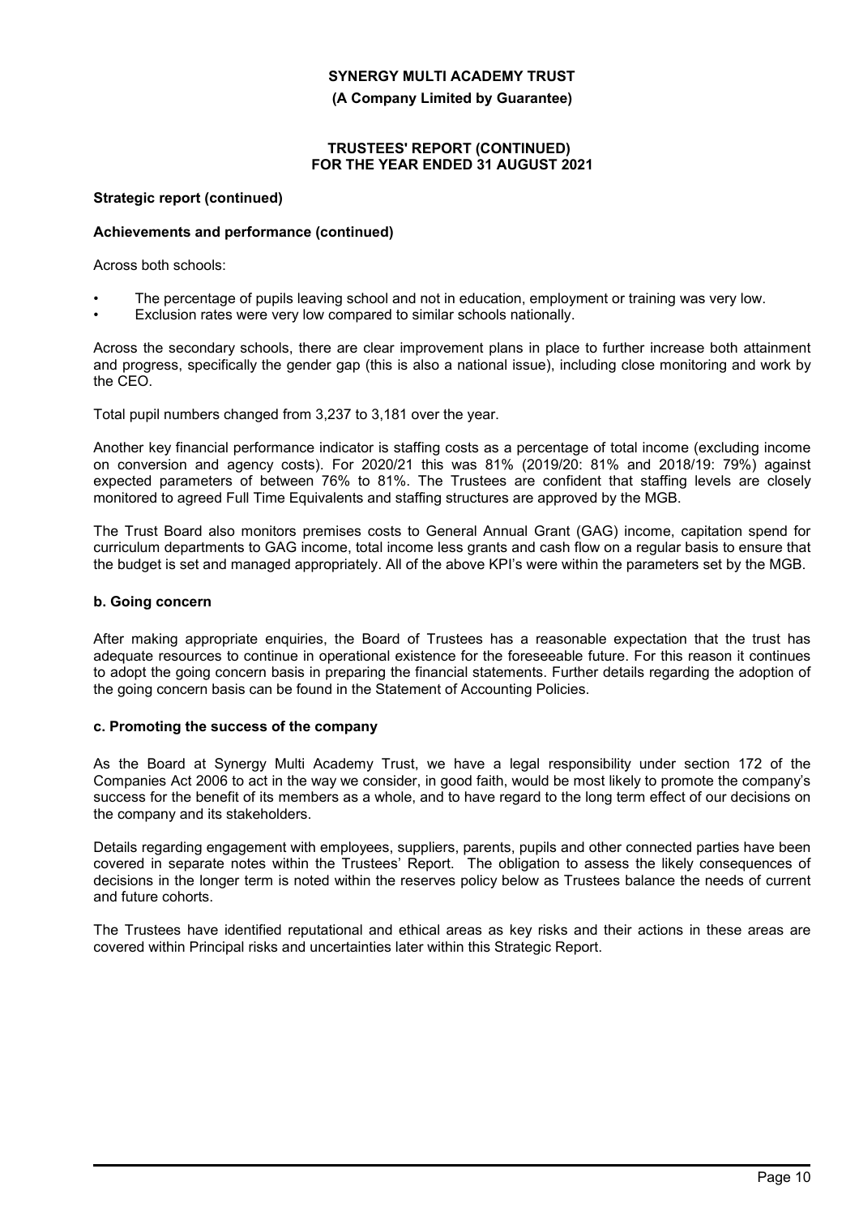**Strategic report (continued)**

**Achievements and performance (continued)**

Across both schools:

- The percentage of pupils leaving school and not in education, employment or training was very low.
- Exclusion rates were very low compared to similar schools nationally.

Across the secondary schools, there are clear improvement plans in place to further increase both attainment and progress, specifically the gender gap (this is also a national issue), including close monitoring and work by the CEO.

Total pupil numbers changed from 3,237 to 3,181 over the year.

Another key financial performance indicator is staffing costs as a percentage of total income (excluding income on conversion and agency costs). For 2020/21 this was 81% (2019/20: 81% and 2018/19: 79%) against expected parameters of between 76% to 81%. The Trustees are confident that staffing levels are closely monitored to agreed Full Time Equivalents and staffing structures are approved by the MGB.

The Trust Board also monitors premises costs to General Annual Grant (GAG) income, capitation spend for curriculum departments to GAG income, total income less grants and cash flow on a regular basis to ensure that the budget is set and managed appropriately. All of the above KPI's were within the parameters set by the MGB.

**b. Going concern**

After making appropriate enquiries, the Board of Trustees has a reasonable expectation that the trust has adequate resources to continue in operational existence for the foreseeable future. For this reason it continues to adopt the going concern basis in preparing the financial statements. Further details regarding the adoption of the going concern basis can be found in the Statement of Accounting Policies.

**c. Promoting the success of the company**

As the Board at Synergy Multi Academy Trust, we have a legal responsibility under section 172 of the Companies Act 2006 to act in the way we consider, in good faith, would be most likely to promote the company's success for the benefit of its members as a whole, and to have regard to the long term effect of our decisions on the company and its stakeholders.

Details regarding engagement with employees, suppliers, parents, pupils and other connected parties have been covered in separate notes within the Trustees' Report. The obligation to assess the likely consequences of decisions in the longer term is noted within the reserves policy below as Trustees balance the needs of current and future cohorts.

The Trustees have identified reputational and ethical areas as key risks and their actions in these areas are covered within Principal risks and uncertainties later within this Strategic Report.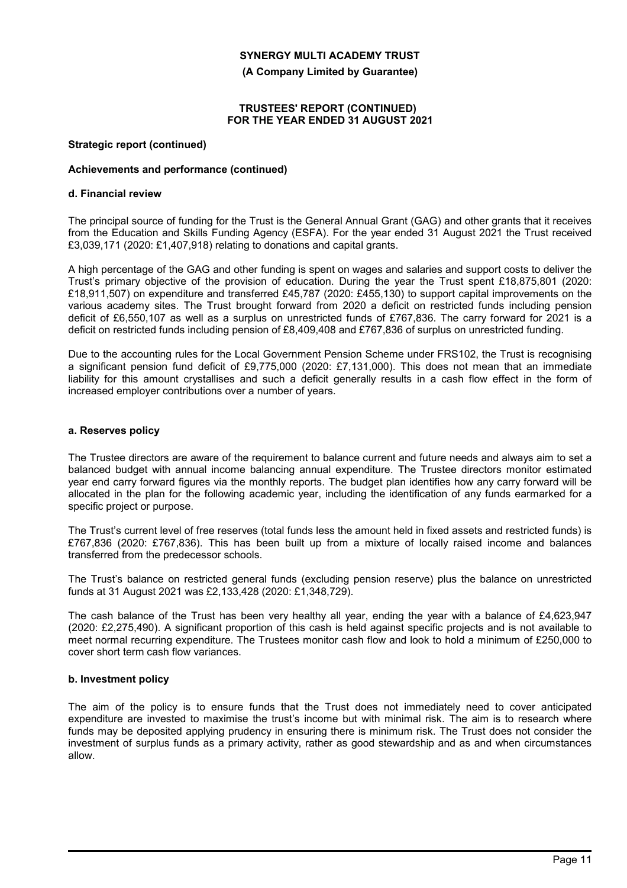**Strategic report (continued)**

**Achievements and performance (continued)**

**d. Financial review**

The principal source of funding for the Trust is the General Annual Grant (GAG) and other grants that it receives from the Education and Skills Funding Agency (ESFA). For the year ended 31 August 2021 the Trust received £3,039,171 (2020: £1,407,918) relating to donations and capital grants.

A high percentage of the GAG and other funding is spent on wages and salaries and support costs to deliver the Trust's primary objective of the provision of education. During the year the Trust spent £18,875,801 (2020: £18,911,507) on expenditure and transferred £45,787 (2020: £455,130) to support capital improvements on the various academy sites. The Trust brought forward from 2020 a deficit on restricted funds including pension deficit of £6,550,107 as well as a surplus on unrestricted funds of £767,836. The carry forward for 2021 is a deficit on restricted funds including pension of £8,409,408 and £767,836 of surplus on unrestricted funding.

Due to the accounting rules for the Local Government Pension Scheme under FRS102, the Trust is recognising a significant pension fund deficit of £9,775,000 (2020: £7,131,000). This does not mean that an immediate liability for this amount crystallises and such a deficit generally results in a cash flow effect in the form of increased employer contributions over a number of years.

**a. Reserves policy**

The Trustee directors are aware of the requirement to balance current and future needs and always aim to set a balanced budget with annual income balancing annual expenditure. The Trustee directors monitor estimated year end carry forward figures via the monthly reports. The budget plan identifies how any carry forward will be allocated in the plan for the following academic year, including the identification of any funds earmarked for a specific project or purpose.

The Trust's current level of free reserves (total funds less the amount held in fixed assets and restricted funds) is £767,836 (2020: £767,836). This has been built up from a mixture of locally raised income and balances transferred from the predecessor schools.

The Trust's balance on restricted general funds (excluding pension reserve) plus the balance on unrestricted funds at 31 August 2021 was £2,133,428 (2020: £1,348,729).

The cash balance of the Trust has been very healthy all year, ending the year with a balance of £4,623,947 (2020: £2,275,490). A significant proportion of this cash is held against specific projects and is not available to meet normal recurring expenditure. The Trustees monitor cash flow and look to hold a minimum of £250,000 to cover short term cash flow variances.

**b. Investment policy**

The aim of the policy is to ensure funds that the Trust does not immediately need to cover anticipated expenditure are invested to maximise the trust's income but with minimal risk. The aim is to research where funds may be deposited applying prudency in ensuring there is minimum risk. The Trust does not consider the investment of surplus funds as a primary activity, rather as good stewardship and as and when circumstances allow.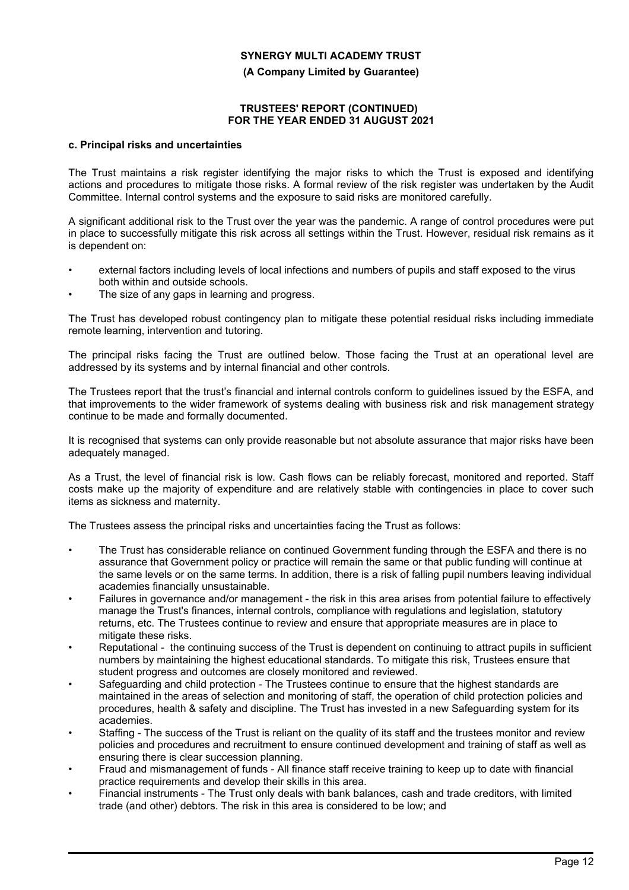### c. Principal risks and uncertainties

The Trust maintains a risk register identifying the major risks to which the Trust is exposed and identifying actions and procedures to mitigate those risks. A formal review of the risk register was undertaken by the Audit Committee. Internal control systems and the exposure to said risks are monitored carefully.

A significant additional risk to the Trust over the year was the pandemic. A range of control procedures were put in place to successfully mitigate this risk across all settings within the Trust. However, residual risk remains as it is dependent on:

- external factors including levels of local infections and numbers of pupils and staff exposed to the virus both within and outside schools.
- The size of any gaps in learning and progress.

The Trust has developed robust contingency plan to mitigate these potential residual risks including immediate remote learning, intervention and tutoring.

The principal risks facing the Trust are outlined below. Those facing the Trust at an operational level are addressed by its systems and by internal financial and other controls.

The Trustees report that the trust's financial and internal controls conform to guidelines issued by the ESFA, and that improvements to the wider framework of systems dealing with business risk and risk management strategy continue to be made and formally documented.

It is recognised that systems can only provide reasonable but not absolute assurance that major risks have been adequately managed.

As a Trust, the level of financial risk is low. Cash flows can be reliably forecast, monitored and reported. Staff costs make up the majority of expenditure and are relatively stable with contingencies in place to cover such items as sickness and maternity.

The Trustees assess the principal risks and uncertainties facing the Trust as follows:

- The Trust has considerable reliance on continued Government funding through the ESFA and there is no assurance that Government policy or practice will remain the same or that public funding will continue at the same levels or on the same terms. In addition, there is a risk of falling pupil numbers leaving individual academies financially unsustainable.
- Failures in governance and/or management - the risk in this area arises from potential failure to effectively manage the Trust's finances, internal controls, compliance with regulations and legislation, statutory returns, etc. The Trustees continue to review and ensure that appropriate measures are in place to mitigate these risks.
- Reputational - the continuing success of the Trust is dependent on continuing to attract pupils in sufficient numbers by maintaining the highest educational standards. To mitigate this risk, Trustees ensure that student progress and outcomes are closely monitored and reviewed.
- Safeguarding and child protection - The Trustees continue to ensure that the highest standards are maintained in the areas of selection and monitoring of staff, the operation of child protection policies and procedures, health & safety and discipline. The Trust has invested in a new Safeguarding system for its academies.
- Staffing - The success of the Trust is reliant on the quality of its staff and the trustees monitor and review policies and procedures and recruitment to ensure continued development and training of staff as well as ensuring there is clear succession planning.
- Fraud and mismanagement of funds - All finance staff receive training to keep up to date with financial practice requirements and develop their skills in this area.
- Financial instruments - The Trust only deals with bank balances, cash and trade creditors, with limited trade (and other) debtors. The risk in this area is considered to be low; and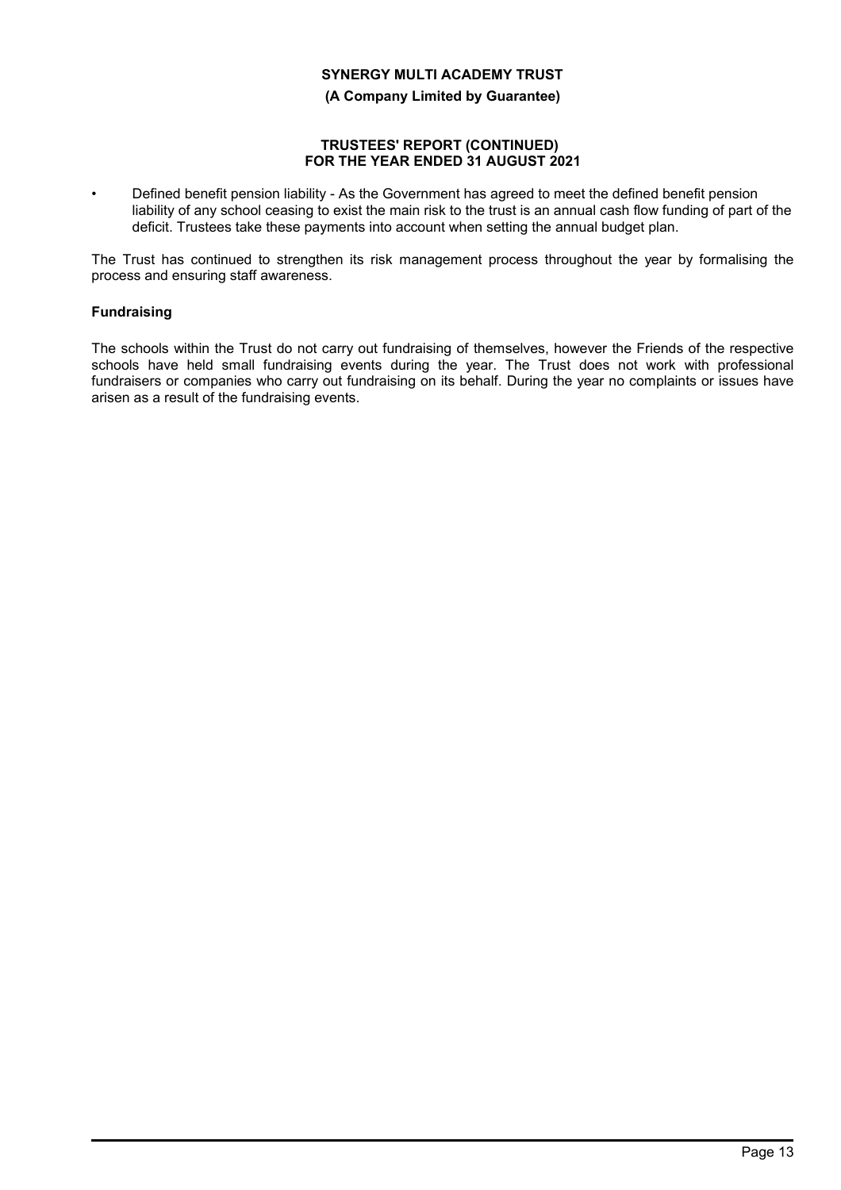- Defined benefit pension liability - As the Government has agreed to meet the defined benefit pension liability of any school ceasing to exist the main risk to the trust is an annual cash flow funding of part of the deficit. Trustees take these payments into account when setting the annual budget plan.

The Trust has continued to strengthen its risk management process throughout the year by formalising the process and ensuring staff awareness.

### Fundraising

The schools within the Trust do not carry out fundraising of themselves, however the Friends of the respective schools have held small fundraising events during the year. The Trust does not work with professional fundraisers or companies who carry out fundraising on its behalf. During the year no complaints or issues have arisen as a result of the fundraising events.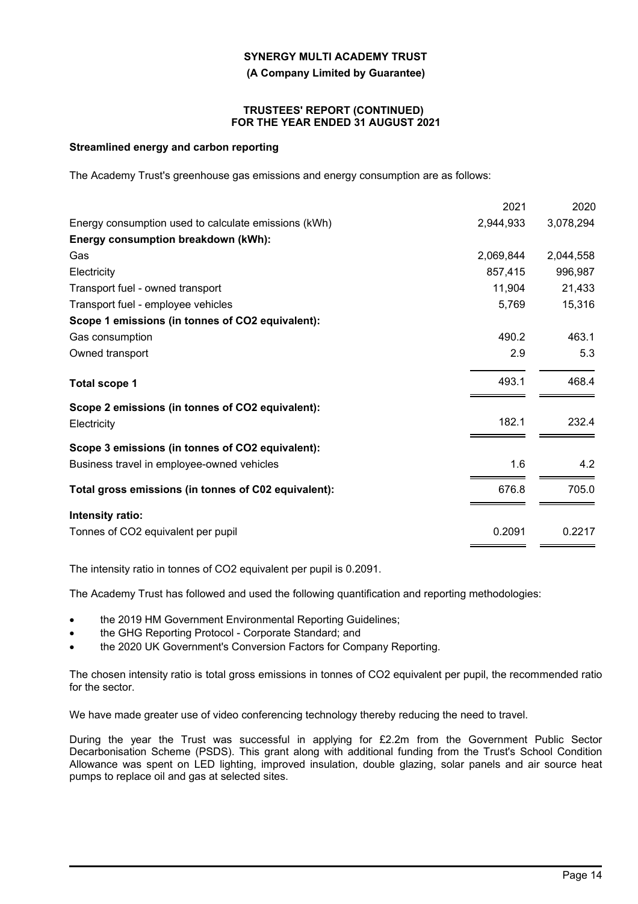### Streamlined energy and carbon reporting

The Academy Trust's greenhouse gas emissions and energy consumption are as follows:

| | 2021 | 2020 |
|---|---|---|
| Energy consumption used to calculate emissions (kWh) | 2,944,933 | 3,078,294 |
| **Energy consumption breakdown (kWh):** | | |
| Gas | 2,069,844 | 2,044,558 |
| Electricity | 857,415 | 996,987 |
| Transport fuel - owned transport | 11,904 | 21,433 |
| Transport fuel - employee vehicles | 5,769 | 15,316 |
| **Scope 1 emissions (in tonnes of $CO_2$ equivalent):** | | |
| Gas consumption | 490.2 | 463.1 |
| Owned transport | 2.9 | 5.3 |
| **Total scope 1** | 493.1 | 468.4 |
| **Scope 2 emissions (in tonnes of $CO_2$ equivalent):** | | |
| Electricity | 182.1 | 232.4 |
| **Scope 3 emissions (in tonnes of $CO_2$ equivalent):** | | |
| Business travel in employee-owned vehicles | 1.6 | 4.2 |
| **Total gross emissions (in tonnes of C02 equivalent):** | 676.8 | 705.0 |
| **Intensity ratio:** | | |
| Tonnes of $CO_2$ equivalent per pupil | 0.2091 | 0.2217 |

The intensity ratio in tonnes of $CO_2$ equivalent per pupil is 0.2091.

The Academy Trust has followed and used the following quantification and reporting methodologies:

- the 2019 HM Government Environmental Reporting Guidelines;
- the GHG Reporting Protocol - Corporate Standard; and
- the 2020 UK Government's Conversion Factors for Company Reporting.

The chosen intensity ratio is total gross emissions in tonnes of $CO_2$ equivalent per pupil, the recommended ratio for the sector.

We have made greater use of video conferencing technology thereby reducing the need to travel.

During the year the Trust was successful in applying for £2.2m from the Government Public Sector Decarbonisation Scheme (PSDS). This grant along with additional funding from the Trust's School Condition Allowance was spent on LED lighting, improved insulation, double glazing, solar panels and air source heat pumps to replace oil and gas at selected sites.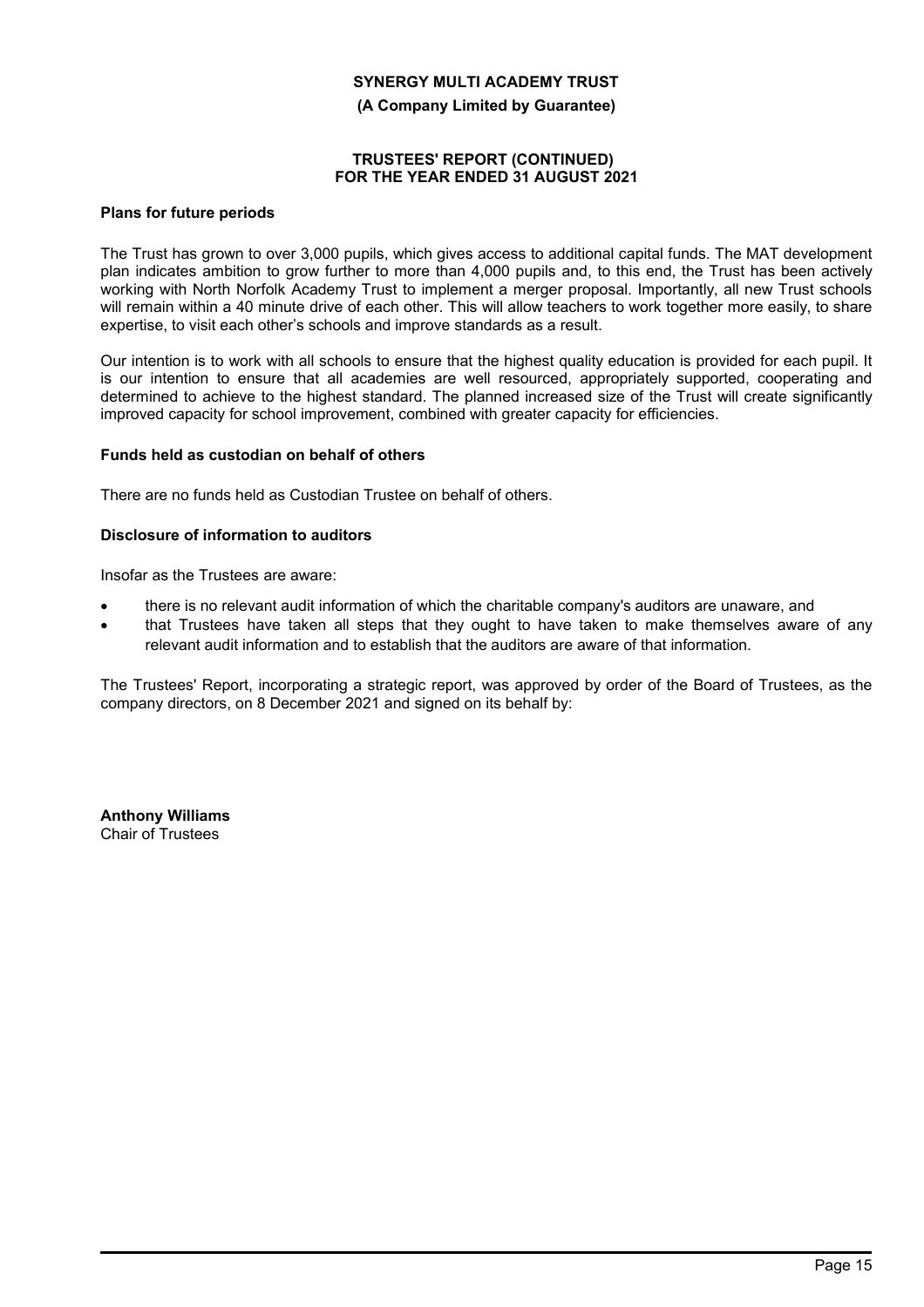**Plans for future periods**

The Trust has grown to over 3,000 pupils, which gives access to additional capital funds. The MAT development plan indicates ambition to grow further to more than 4,000 pupils and, to this end, the Trust has been actively working with North Norfolk Academy Trust to implement a merger proposal. Importantly, all new Trust schools will remain within a 40 minute drive of each other. This will allow teachers to work together more easily, to share expertise, to visit each other's schools and improve standards as a result.

Our intention is to work with all schools to ensure that the highest quality education is provided for each pupil. It is our intention to ensure that all academies are well resourced, appropriately supported, cooperating and determined to achieve to the highest standard. The planned increased size of the Trust will create significantly improved capacity for school improvement, combined with greater capacity for efficiencies.

**Funds held as custodian on behalf of others**

There are no funds held as Custodian Trustee on behalf of others.

**Disclosure of information to auditors**

Insofar as the Trustees are aware:

- there is no relevant audit information of which the charitable company's auditors are unaware, and
- that Trustees have taken all steps that they ought to have taken to make themselves aware of any relevant audit information and to establish that the auditors are aware of that information.

The Trustees' Report, incorporating a strategic report, was approved by order of the Board of Trustees, as the company directors, on 8 December 2021 and signed on its behalf by:

**Anthony Williams**
Chair of Trustees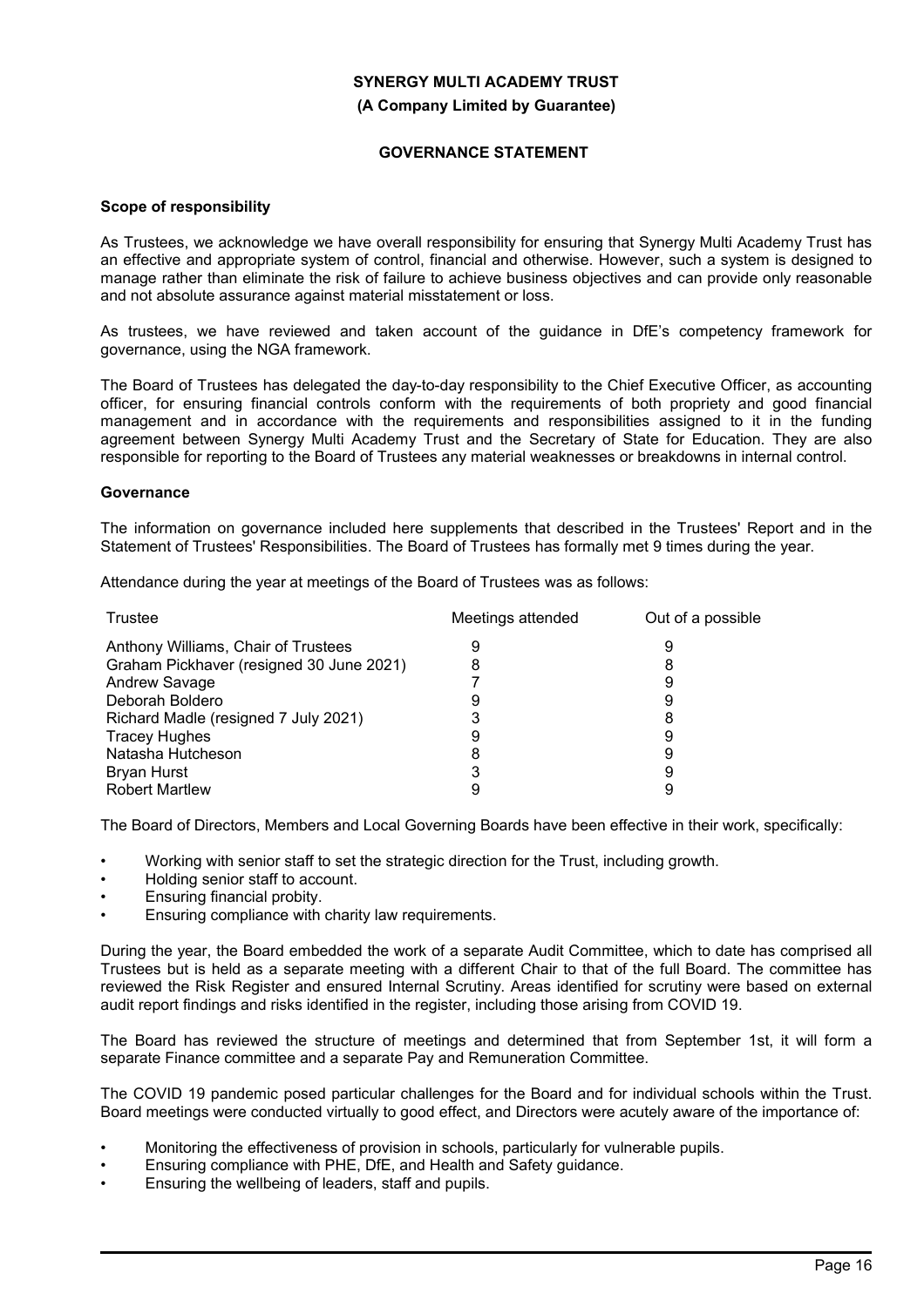**SYNERGY MULTI ACADEMY TRUST**

**(A Company Limited by Guarantee)**

# GOVERNANCE STATEMENT

### Scope of responsibility

As Trustees, we acknowledge we have overall responsibility for ensuring that Synergy Multi Academy Trust has an effective and appropriate system of control, financial and otherwise. However, such a system is designed to manage rather than eliminate the risk of failure to achieve business objectives and can provide only reasonable and not absolute assurance against material misstatement or loss.

As trustees, we have reviewed and taken account of the guidance in DfE's competency framework for governance, using the NGA framework.

The Board of Trustees has delegated the day-to-day responsibility to the Chief Executive Officer, as accounting officer, for ensuring financial controls conform with the requirements of both propriety and good financial management and in accordance with the requirements and responsibilities assigned to it in the funding agreement between Synergy Multi Academy Trust and the Secretary of State for Education. They are also responsible for reporting to the Board of Trustees any material weaknesses or breakdowns in internal control.

### Governance

The information on governance included here supplements that described in the Trustees' Report and in the Statement of Trustees' Responsibilities. The Board of Trustees has formally met 9 times during the year.

Attendance during the year at meetings of the Board of Trustees was as follows:

| Trustee | Meetings attended | Out of a possible |
|---|---|---|
| Anthony Williams, Chair of Trustees | 9 | 9 |
| Graham Pickhaver (resigned 30 June 2021) | 8 | 8 |
| Andrew Savage | 7 | 9 |
| Deborah Boldero | 9 | 9 |
| Richard Madle (resigned 7 July 2021) | 3 | 8 |
| Tracey Hughes | 9 | 9 |
| Natasha Hutcheson | 8 | 9 |
| Bryan Hurst | 3 | 9 |
| Robert Martlew | 9 | 9 |

The Board of Directors, Members and Local Governing Boards have been effective in their work, specifically:

- Working with senior staff to set the strategic direction for the Trust, including growth.
- Holding senior staff to account.
- Ensuring financial probity.
- Ensuring compliance with charity law requirements.

During the year, the Board embedded the work of a separate Audit Committee, which to date has comprised all Trustees but is held as a separate meeting with a different Chair to that of the full Board. The committee has reviewed the Risk Register and ensured Internal Scrutiny. Areas identified for scrutiny were based on external audit report findings and risks identified in the register, including those arising from COVID 19.

The Board has reviewed the structure of meetings and determined that from September 1st, it will form a separate Finance committee and a separate Pay and Remuneration Committee.

The COVID 19 pandemic posed particular challenges for the Board and for individual schools within the Trust. Board meetings were conducted virtually to good effect, and Directors were acutely aware of the importance of:

- Monitoring the effectiveness of provision in schools, particularly for vulnerable pupils.
- Ensuring compliance with PHE, DfE, and Health and Safety guidance.
- Ensuring the wellbeing of leaders, staff and pupils.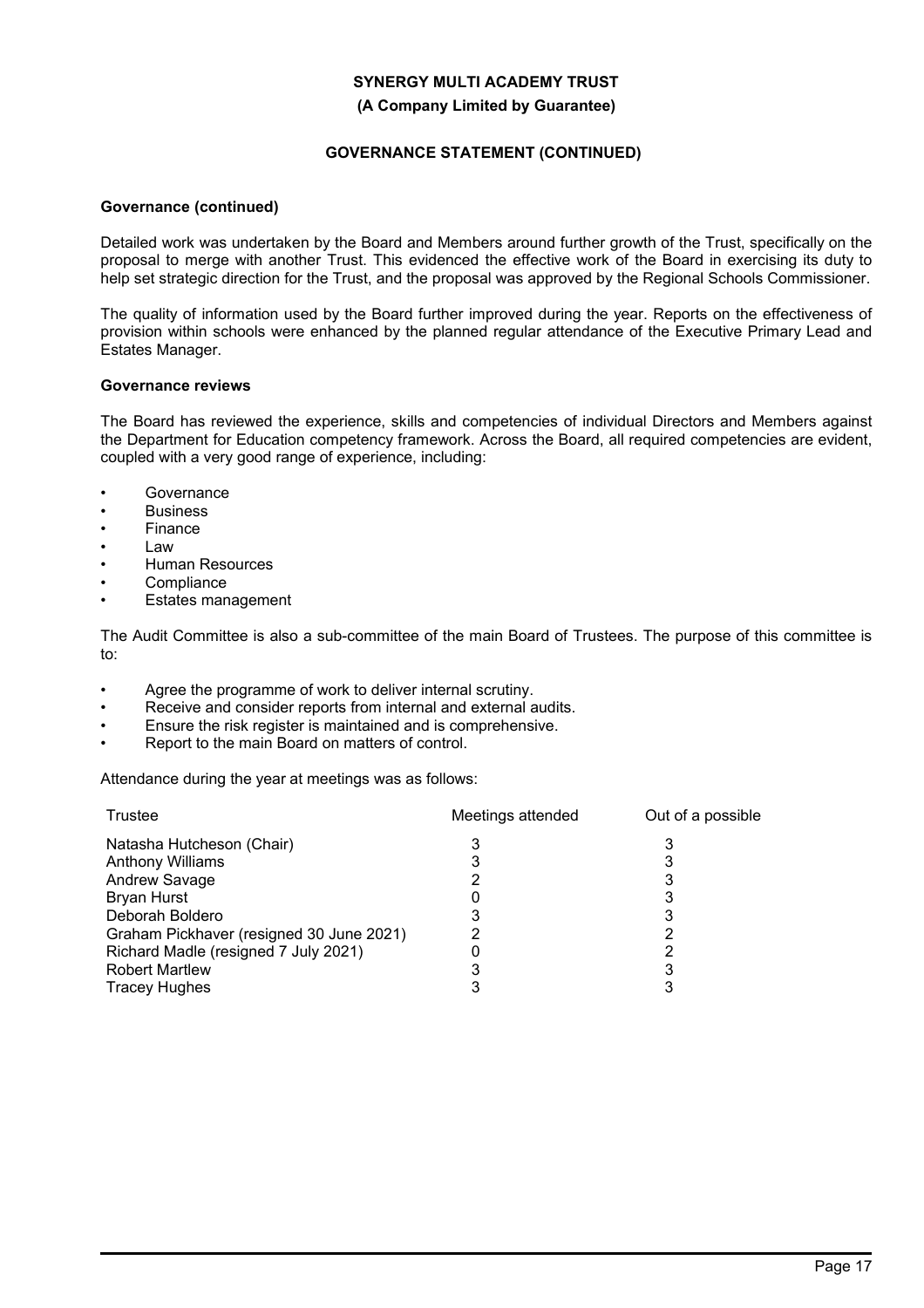**SYNERGY MULTI ACADEMY TRUST**

**(A Company Limited by Guarantee)**

**GOVERNANCE STATEMENT (CONTINUED)**

**Governance (continued)**

Detailed work was undertaken by the Board and Members around further growth of the Trust, specifically on the proposal to merge with another Trust. This evidenced the effective work of the Board in exercising its duty to help set strategic direction for the Trust, and the proposal was approved by the Regional Schools Commissioner.

The quality of information used by the Board further improved during the year. Reports on the effectiveness of provision within schools were enhanced by the planned regular attendance of the Executive Primary Lead and Estates Manager.

**Governance reviews**

The Board has reviewed the experience, skills and competencies of individual Directors and Members against the Department for Education competency framework. Across the Board, all required competencies are evident, coupled with a very good range of experience, including:

- Governance
- Business
- Finance
- Law
- Human Resources
- Compliance
- Estates management

The Audit Committee is also a sub-committee of the main Board of Trustees. The purpose of this committee is to:

- Agree the programme of work to deliver internal scrutiny.
- Receive and consider reports from internal and external audits.
- Ensure the risk register is maintained and is comprehensive.
- Report to the main Board on matters of control.

Attendance during the year at meetings was as follows:

| Trustee | Meetings attended | Out of a possible |
|---|---|---|
| Natasha Hutcheson (Chair) | 3 | 3 |
| Anthony Williams | 3 | 3 |
| Andrew Savage | 2 | 3 |
| Bryan Hurst | 0 | 3 |
| Deborah Boldero | 3 | 3 |
| Graham Pickhaver (resigned 30 June 2021) | 2 | 2 |
| Richard Madle (resigned 7 July 2021) | 0 | 2 |
| Robert Martlew | 3 | 3 |
| Tracey Hughes | 3 | 3 |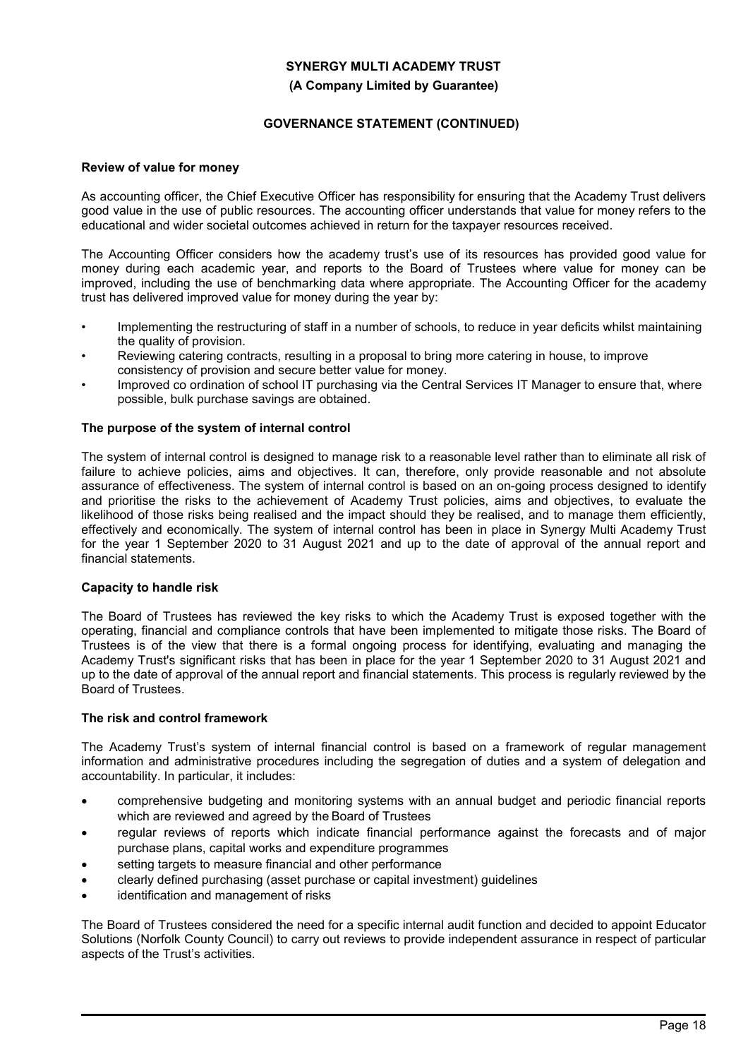## Review of value for money

As accounting officer, the Chief Executive Officer has responsibility for ensuring that the Academy Trust delivers good value in the use of public resources. The accounting officer understands that value for money refers to the educational and wider societal outcomes achieved in return for the taxpayer resources received.

The Accounting Officer considers how the academy trust's use of its resources has provided good value for money during each academic year, and reports to the Board of Trustees where value for money can be improved, including the use of benchmarking data where appropriate. The Accounting Officer for the academy trust has delivered improved value for money during the year by:

- Implementing the restructuring of staff in a number of schools, to reduce in year deficits whilst maintaining the quality of provision.
- Reviewing catering contracts, resulting in a proposal to bring more catering in house, to improve consistency of provision and secure better value for money.
- Improved co ordination of school IT purchasing via the Central Services IT Manager to ensure that, where possible, bulk purchase savings are obtained.

## The purpose of the system of internal control

The system of internal control is designed to manage risk to a reasonable level rather than to eliminate all risk of failure to achieve policies, aims and objectives. It can, therefore, only provide reasonable and not absolute assurance of effectiveness. The system of internal control is based on an on-going process designed to identify and prioritise the risks to the achievement of Academy Trust policies, aims and objectives, to evaluate the likelihood of those risks being realised and the impact should they be realised, and to manage them efficiently, effectively and economically. The system of internal control has been in place in Synergy Multi Academy Trust for the year 1 September 2020 to 31 August 2021 and up to the date of approval of the annual report and financial statements.

## Capacity to handle risk

The Board of Trustees has reviewed the key risks to which the Academy Trust is exposed together with the operating, financial and compliance controls that have been implemented to mitigate those risks. The Board of Trustees is of the view that there is a formal ongoing process for identifying, evaluating and managing the Academy Trust's significant risks that has been in place for the year 1 September 2020 to 31 August 2021 and up to the date of approval of the annual report and financial statements. This process is regularly reviewed by the Board of Trustees.

## The risk and control framework

The Academy Trust's system of internal financial control is based on a framework of regular management information and administrative procedures including the segregation of duties and a system of delegation and accountability. In particular, it includes:

- comprehensive budgeting and monitoring systems with an annual budget and periodic financial reports which are reviewed and agreed by the Board of Trustees
- regular reviews of reports which indicate financial performance against the forecasts and of major purchase plans, capital works and expenditure programmes
- setting targets to measure financial and other performance
- clearly defined purchasing (asset purchase or capital investment) guidelines
- identification and management of risks

The Board of Trustees considered the need for a specific internal audit function and decided to appoint Educator Solutions (Norfolk County Council) to carry out reviews to provide independent assurance in respect of particular aspects of the Trust's activities.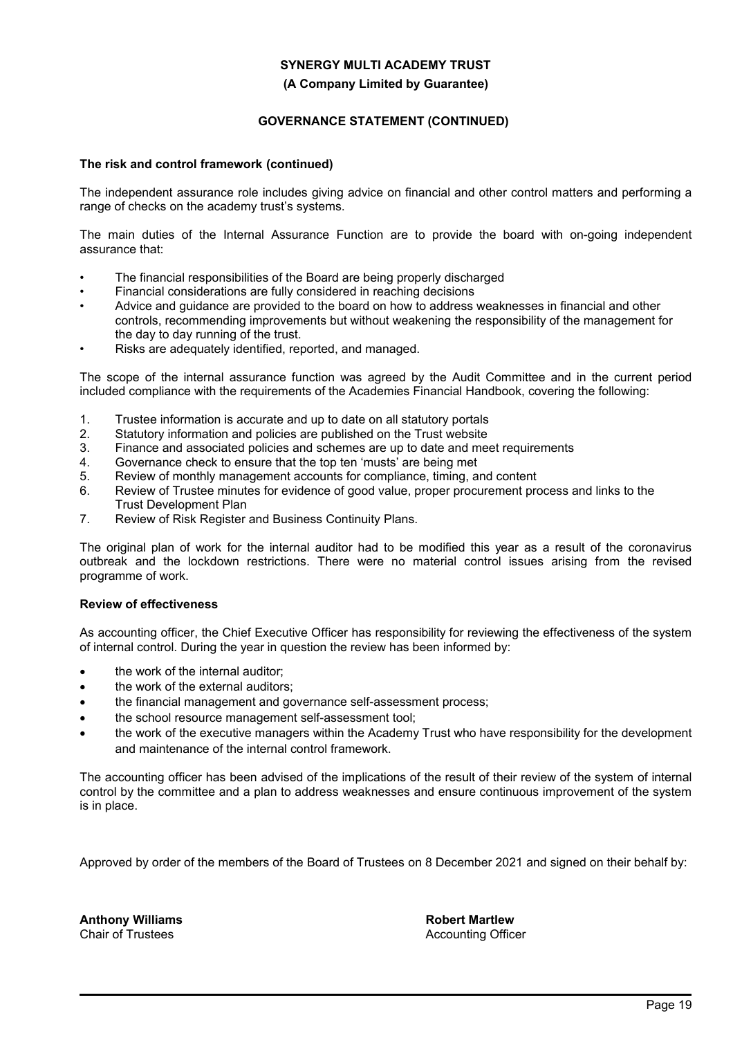## GOVERNANCE STATEMENT (CONTINUED)

### The risk and control framework (continued)

The independent assurance role includes giving advice on financial and other control matters and performing a range of checks on the academy trust's systems.

The main duties of the Internal Assurance Function are to provide the board with on-going independent assurance that:

- The financial responsibilities of the Board are being properly discharged
- Financial considerations are fully considered in reaching decisions
- Advice and guidance are provided to the board on how to address weaknesses in financial and other controls, recommending improvements but without weakening the responsibility of the management for the day to day running of the trust.
- Risks are adequately identified, reported, and managed.

The scope of the internal assurance function was agreed by the Audit Committee and in the current period included compliance with the requirements of the Academies Financial Handbook, covering the following:

1. Trustee information is accurate and up to date on all statutory portals
2. Statutory information and policies are published on the Trust website
3. Finance and associated policies and schemes are up to date and meet requirements
4. Governance check to ensure that the top ten 'musts' are being met
5. Review of monthly management accounts for compliance, timing, and content
6. Review of Trustee minutes for evidence of good value, proper procurement process and links to the Trust Development Plan
7. Review of Risk Register and Business Continuity Plans.

The original plan of work for the internal auditor had to be modified this year as a result of the coronavirus outbreak and the lockdown restrictions. There were no material control issues arising from the revised programme of work.

### Review of effectiveness

As accounting officer, the Chief Executive Officer has responsibility for reviewing the effectiveness of the system of internal control. During the year in question the review has been informed by:

- the work of the internal auditor;
- the work of the external auditors;
- the financial management and governance self-assessment process;
- the school resource management self-assessment tool;
- the work of the executive managers within the Academy Trust who have responsibility for the development and maintenance of the internal control framework.

The accounting officer has been advised of the implications of the result of their review of the system of internal control by the committee and a plan to address weaknesses and ensure continuous improvement of the system is in place.

Approved by order of the members of the Board of Trustees on 8 December 2021 and signed on their behalf by:

**Anthony Williams**
Chair of Trustees

**Robert Martlew**
Accounting Officer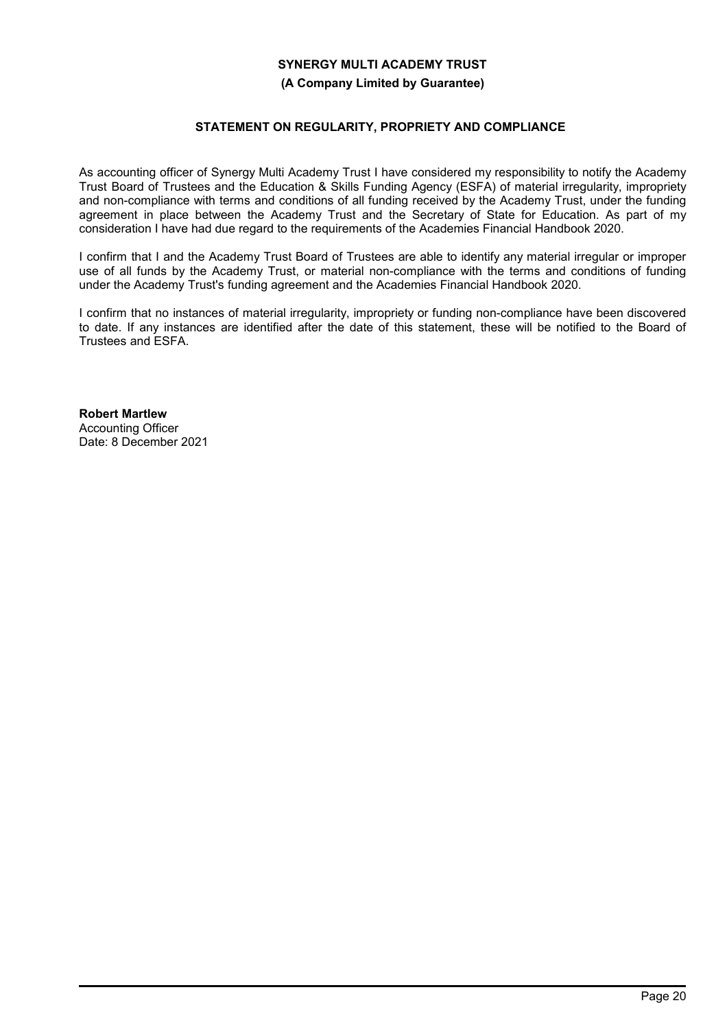**SYNERGY MULTI ACADEMY TRUST**

**(A Company Limited by Guarantee)**

## STATEMENT ON REGULARITY, PROPRIETY AND COMPLIANCE

As accounting officer of Synergy Multi Academy Trust I have considered my responsibility to notify the Academy Trust Board of Trustees and the Education & Skills Funding Agency (ESFA) of material irregularity, impropriety and non-compliance with terms and conditions of all funding received by the Academy Trust, under the funding agreement in place between the Academy Trust and the Secretary of State for Education. As part of my consideration I have had due regard to the requirements of the Academies Financial Handbook 2020.

I confirm that I and the Academy Trust Board of Trustees are able to identify any material irregular or improper use of all funds by the Academy Trust, or material non-compliance with the terms and conditions of funding under the Academy Trust's funding agreement and the Academies Financial Handbook 2020.

I confirm that no instances of material irregularity, impropriety or funding non-compliance have been discovered to date. If any instances are identified after the date of this statement, these will be notified to the Board of Trustees and ESFA.

**Robert Martlew**
Accounting Officer
Date: 8 December 2021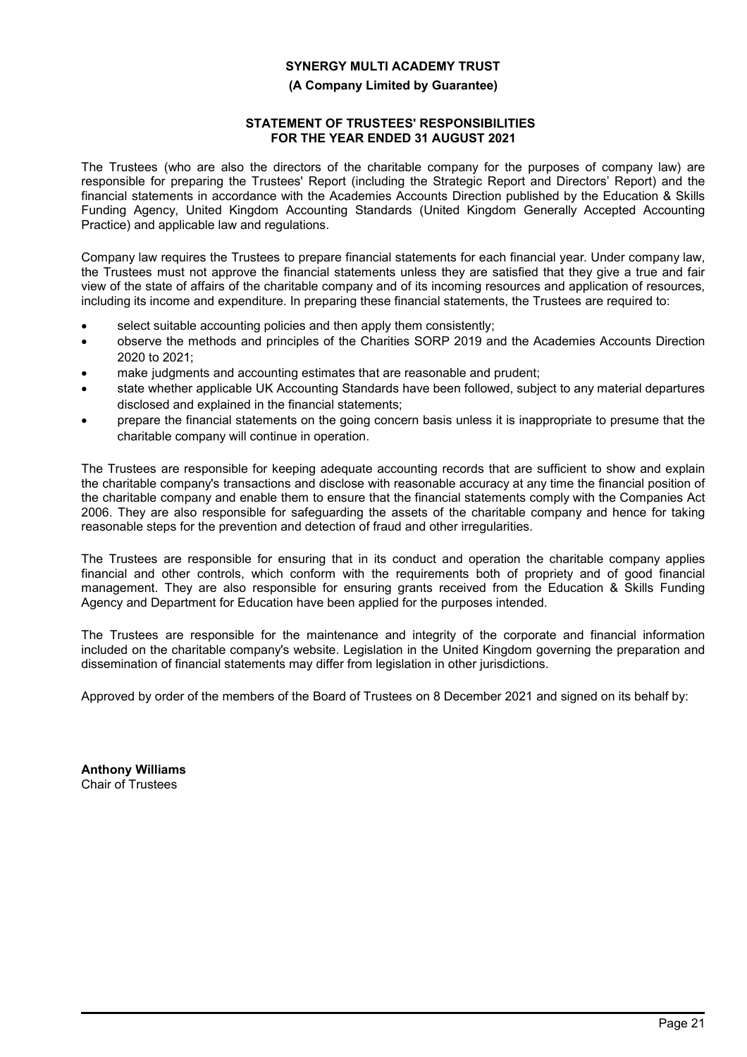**SYNERGY MULTI ACADEMY TRUST**

**(A Company Limited by Guarantee)**

## STATEMENT OF TRUSTEES' RESPONSIBILITIES FOR THE YEAR ENDED 31 AUGUST 2021

The Trustees (who are also the directors of the charitable company for the purposes of company law) are responsible for preparing the Trustees' Report (including the Strategic Report and Directors' Report) and the financial statements in accordance with the Academies Accounts Direction published by the Education & Skills Funding Agency, United Kingdom Accounting Standards (United Kingdom Generally Accepted Accounting Practice) and applicable law and regulations.

Company law requires the Trustees to prepare financial statements for each financial year. Under company law, the Trustees must not approve the financial statements unless they are satisfied that they give a true and fair view of the state of affairs of the charitable company and of its incoming resources and application of resources, including its income and expenditure. In preparing these financial statements, the Trustees are required to:

- select suitable accounting policies and then apply them consistently;
- observe the methods and principles of the Charities SORP 2019 and the Academies Accounts Direction 2020 to 2021;
- make judgments and accounting estimates that are reasonable and prudent;
- state whether applicable UK Accounting Standards have been followed, subject to any material departures disclosed and explained in the financial statements;
- prepare the financial statements on the going concern basis unless it is inappropriate to presume that the charitable company will continue in operation.

The Trustees are responsible for keeping adequate accounting records that are sufficient to show and explain the charitable company's transactions and disclose with reasonable accuracy at any time the financial position of the charitable company and enable them to ensure that the financial statements comply with the Companies Act 2006. They are also responsible for safeguarding the assets of the charitable company and hence for taking reasonable steps for the prevention and detection of fraud and other irregularities.

The Trustees are responsible for ensuring that in its conduct and operation the charitable company applies financial and other controls, which conform with the requirements both of propriety and of good financial management. They are also responsible for ensuring grants received from the Education & Skills Funding Agency and Department for Education have been applied for the purposes intended.

The Trustees are responsible for the maintenance and integrity of the corporate and financial information included on the charitable company's website. Legislation in the United Kingdom governing the preparation and dissemination of financial statements may differ from legislation in other jurisdictions.

Approved by order of the members of the Board of Trustees on 8 December 2021 and signed on its behalf by:

**Anthony Williams**
Chair of Trustees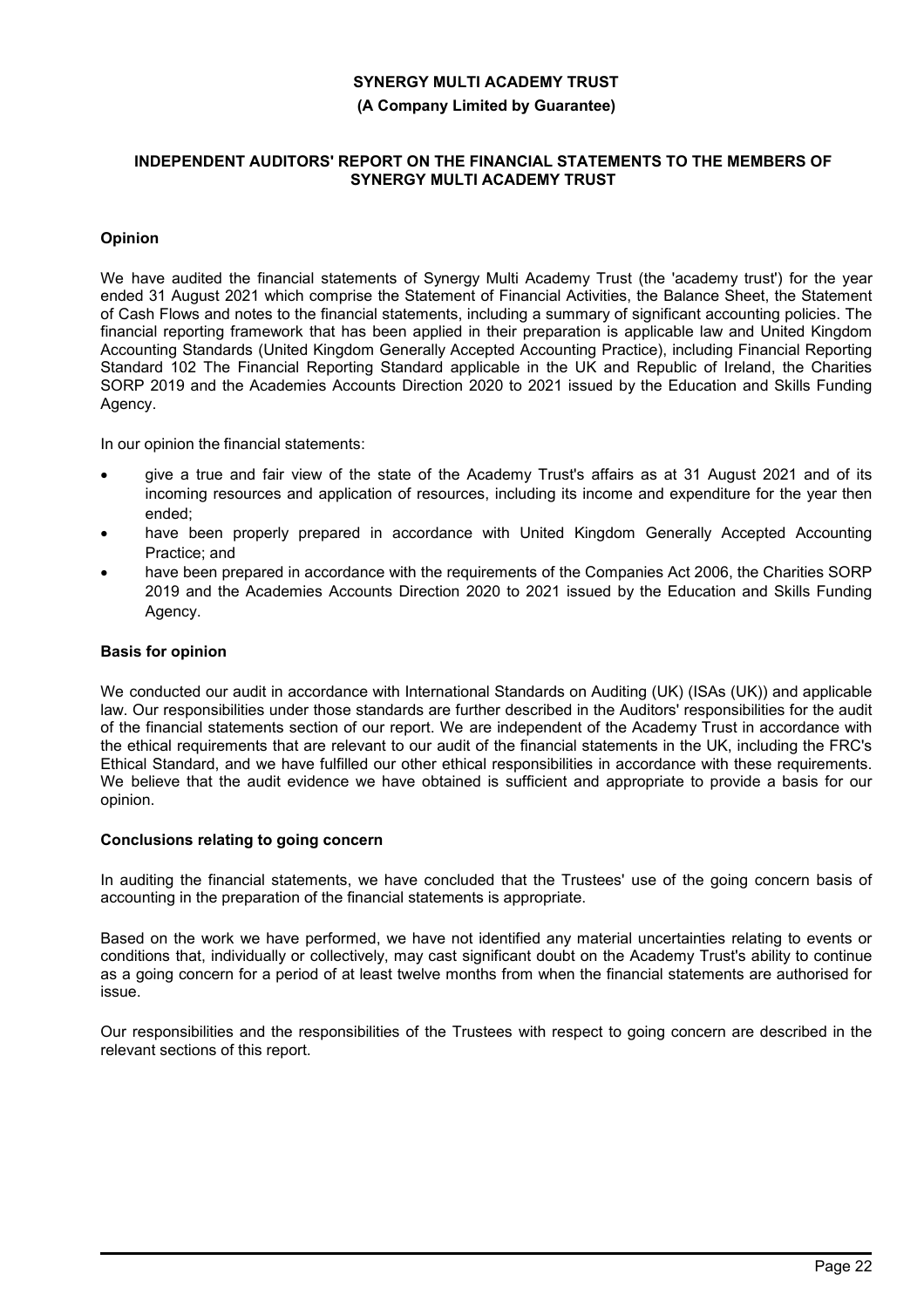**SYNERGY MULTI ACADEMY TRUST**

**(A Company Limited by Guarantee)**

**INDEPENDENT AUDITORS' REPORT ON THE FINANCIAL STATEMENTS TO THE MEMBERS OF SYNERGY MULTI ACADEMY TRUST**

**Opinion**

We have audited the financial statements of Synergy Multi Academy Trust (the 'academy trust') for the year ended 31 August 2021 which comprise the Statement of Financial Activities, the Balance Sheet, the Statement of Cash Flows and notes to the financial statements, including a summary of significant accounting policies. The financial reporting framework that has been applied in their preparation is applicable law and United Kingdom Accounting Standards (United Kingdom Generally Accepted Accounting Practice), including Financial Reporting Standard 102 The Financial Reporting Standard applicable in the UK and Republic of Ireland, the Charities SORP 2019 and the Academies Accounts Direction 2020 to 2021 issued by the Education and Skills Funding Agency.

In our opinion the financial statements:

- give a true and fair view of the state of the Academy Trust's affairs as at 31 August 2021 and of its incoming resources and application of resources, including its income and expenditure for the year then ended;
- have been properly prepared in accordance with United Kingdom Generally Accepted Accounting Practice; and
- have been prepared in accordance with the requirements of the Companies Act 2006, the Charities SORP 2019 and the Academies Accounts Direction 2020 to 2021 issued by the Education and Skills Funding Agency.

**Basis for opinion**

We conducted our audit in accordance with International Standards on Auditing (UK) (ISAs (UK)) and applicable law. Our responsibilities under those standards are further described in the Auditors' responsibilities for the audit of the financial statements section of our report. We are independent of the Academy Trust in accordance with the ethical requirements that are relevant to our audit of the financial statements in the UK, including the FRC's Ethical Standard, and we have fulfilled our other ethical responsibilities in accordance with these requirements. We believe that the audit evidence we have obtained is sufficient and appropriate to provide a basis for our opinion.

**Conclusions relating to going concern**

In auditing the financial statements, we have concluded that the Trustees' use of the going concern basis of accounting in the preparation of the financial statements is appropriate.

Based on the work we have performed, we have not identified any material uncertainties relating to events or conditions that, individually or collectively, may cast significant doubt on the Academy Trust's ability to continue as a going concern for a period of at least twelve months from when the financial statements are authorised for issue.

Our responsibilities and the responsibilities of the Trustees with respect to going concern are described in the relevant sections of this report.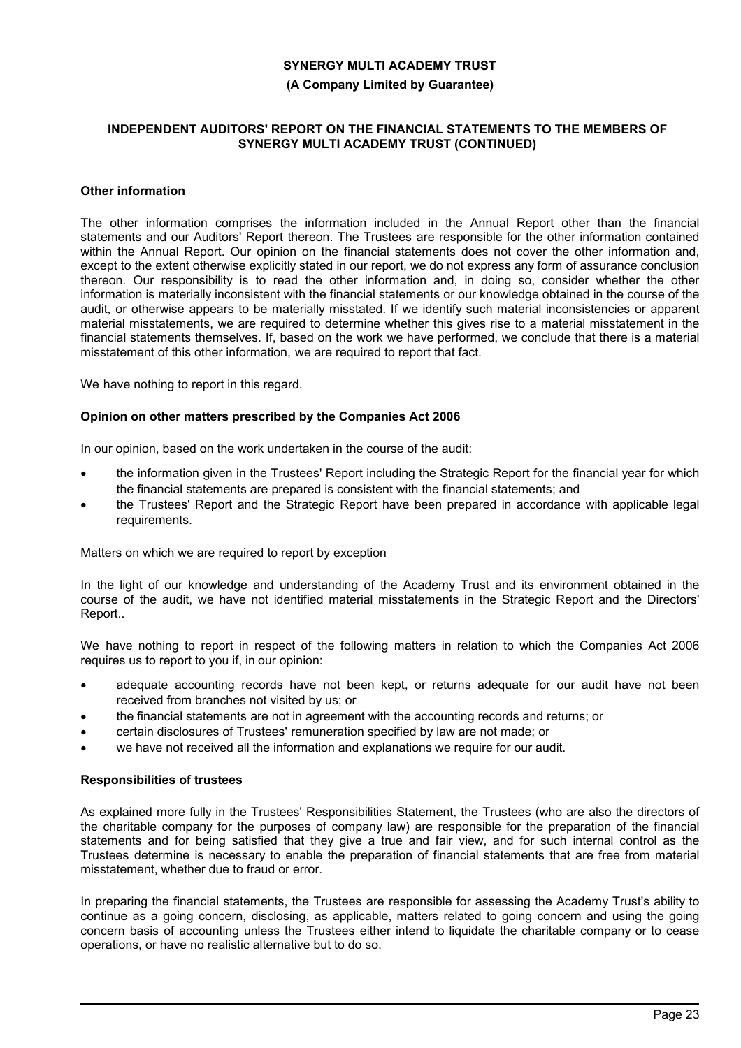## Other information

The other information comprises the information included in the Annual Report other than the financial statements and our Auditors' Report thereon. The Trustees are responsible for the other information contained within the Annual Report. Our opinion on the financial statements does not cover the other information and, except to the extent otherwise explicitly stated in our report, we do not express any form of assurance conclusion thereon. Our responsibility is to read the other information and, in doing so, consider whether the other information is materially inconsistent with the financial statements or our knowledge obtained in the course of the audit, or otherwise appears to be materially misstated. If we identify such material inconsistencies or apparent material misstatements, we are required to determine whether this gives rise to a material misstatement in the financial statements themselves. If, based on the work we have performed, we conclude that there is a material misstatement of this other information, we are required to report that fact.

We have nothing to report in this regard.

## Opinion on other matters prescribed by the Companies Act 2006

In our opinion, based on the work undertaken in the course of the audit:

- the information given in the Trustees' Report including the Strategic Report for the financial year for which the financial statements are prepared is consistent with the financial statements; and
- the Trustees' Report and the Strategic Report have been prepared in accordance with applicable legal requirements.

Matters on which we are required to report by exception

In the light of our knowledge and understanding of the Academy Trust and its environment obtained in the course of the audit, we have not identified material misstatements in the Strategic Report and the Directors' Report..

We have nothing to report in respect of the following matters in relation to which the Companies Act 2006 requires us to report to you if, in our opinion:

- adequate accounting records have not been kept, or returns adequate for our audit have not been received from branches not visited by us; or
- the financial statements are not in agreement with the accounting records and returns; or
- certain disclosures of Trustees' remuneration specified by law are not made; or
- we have not received all the information and explanations we require for our audit.

## Responsibilities of trustees

As explained more fully in the Trustees' Responsibilities Statement, the Trustees (who are also the directors of the charitable company for the purposes of company law) are responsible for the preparation of the financial statements and for being satisfied that they give a true and fair view, and for such internal control as the Trustees determine is necessary to enable the preparation of financial statements that are free from material misstatement, whether due to fraud or error.

In preparing the financial statements, the Trustees are responsible for assessing the Academy Trust's ability to continue as a going concern, disclosing, as applicable, matters related to going concern and using the going concern basis of accounting unless the Trustees either intend to liquidate the charitable company or to cease operations, or have no realistic alternative but to do so.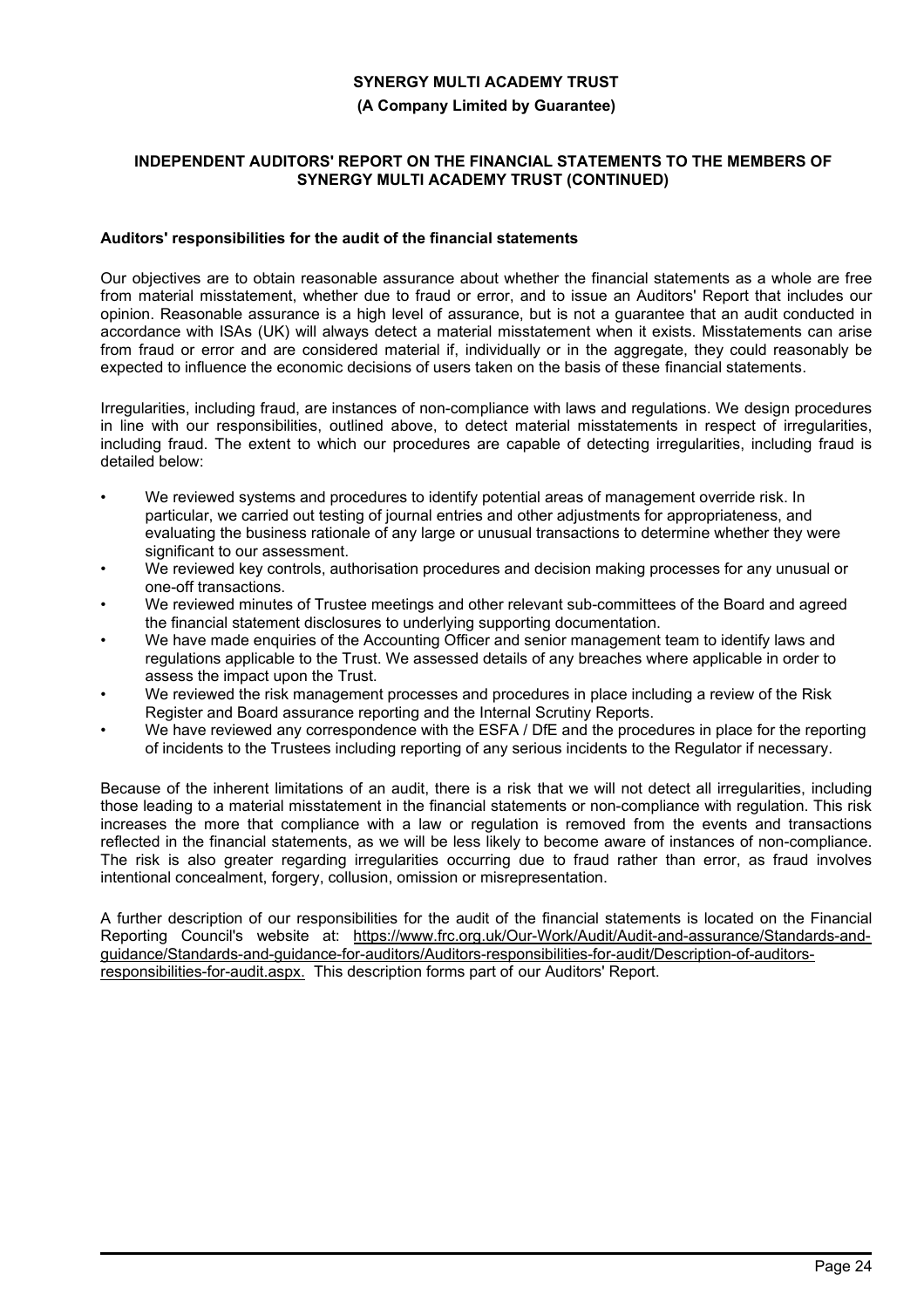**Auditors' responsibilities for the audit of the financial statements**

Our objectives are to obtain reasonable assurance about whether the financial statements as a whole are free from material misstatement, whether due to fraud or error, and to issue an Auditors' Report that includes our opinion. Reasonable assurance is a high level of assurance, but is not a guarantee that an audit conducted in accordance with ISAs (UK) will always detect a material misstatement when it exists. Misstatements can arise from fraud or error and are considered material if, individually or in the aggregate, they could reasonably be expected to influence the economic decisions of users taken on the basis of these financial statements.

Irregularities, including fraud, are instances of non-compliance with laws and regulations. We design procedures in line with our responsibilities, outlined above, to detect material misstatements in respect of irregularities, including fraud. The extent to which our procedures are capable of detecting irregularities, including fraud is detailed below:

- We reviewed systems and procedures to identify potential areas of management override risk. In particular, we carried out testing of journal entries and other adjustments for appropriateness, and evaluating the business rationale of any large or unusual transactions to determine whether they were significant to our assessment.
- We reviewed key controls, authorisation procedures and decision making processes for any unusual or one-off transactions.
- We reviewed minutes of Trustee meetings and other relevant sub-committees of the Board and agreed the financial statement disclosures to underlying supporting documentation.
- We have made enquiries of the Accounting Officer and senior management team to identify laws and regulations applicable to the Trust. We assessed details of any breaches where applicable in order to assess the impact upon the Trust.
- We reviewed the risk management processes and procedures in place including a review of the Risk Register and Board assurance reporting and the Internal Scrutiny Reports.
- We have reviewed any correspondence with the ESFA / DfE and the procedures in place for the reporting of incidents to the Trustees including reporting of any serious incidents to the Regulator if necessary.

Because of the inherent limitations of an audit, there is a risk that we will not detect all irregularities, including those leading to a material misstatement in the financial statements or non-compliance with regulation. This risk increases the more that compliance with a law or regulation is removed from the events and transactions reflected in the financial statements, as we will be less likely to become aware of instances of non-compliance. The risk is also greater regarding irregularities occurring due to fraud rather than error, as fraud involves intentional concealment, forgery, collusion, omission or misrepresentation.

A further description of our responsibilities for the audit of the financial statements is located on the Financial Reporting Council's website at: https://www.frc.org.uk/Our-Work/Audit/Audit-and-assurance/Standards-and-guidance/Standards-and-guidance-for-auditors/Auditors-responsibilities-for-audit/Description-of-auditors-responsibilities-for-audit.aspx. This description forms part of our Auditors' Report.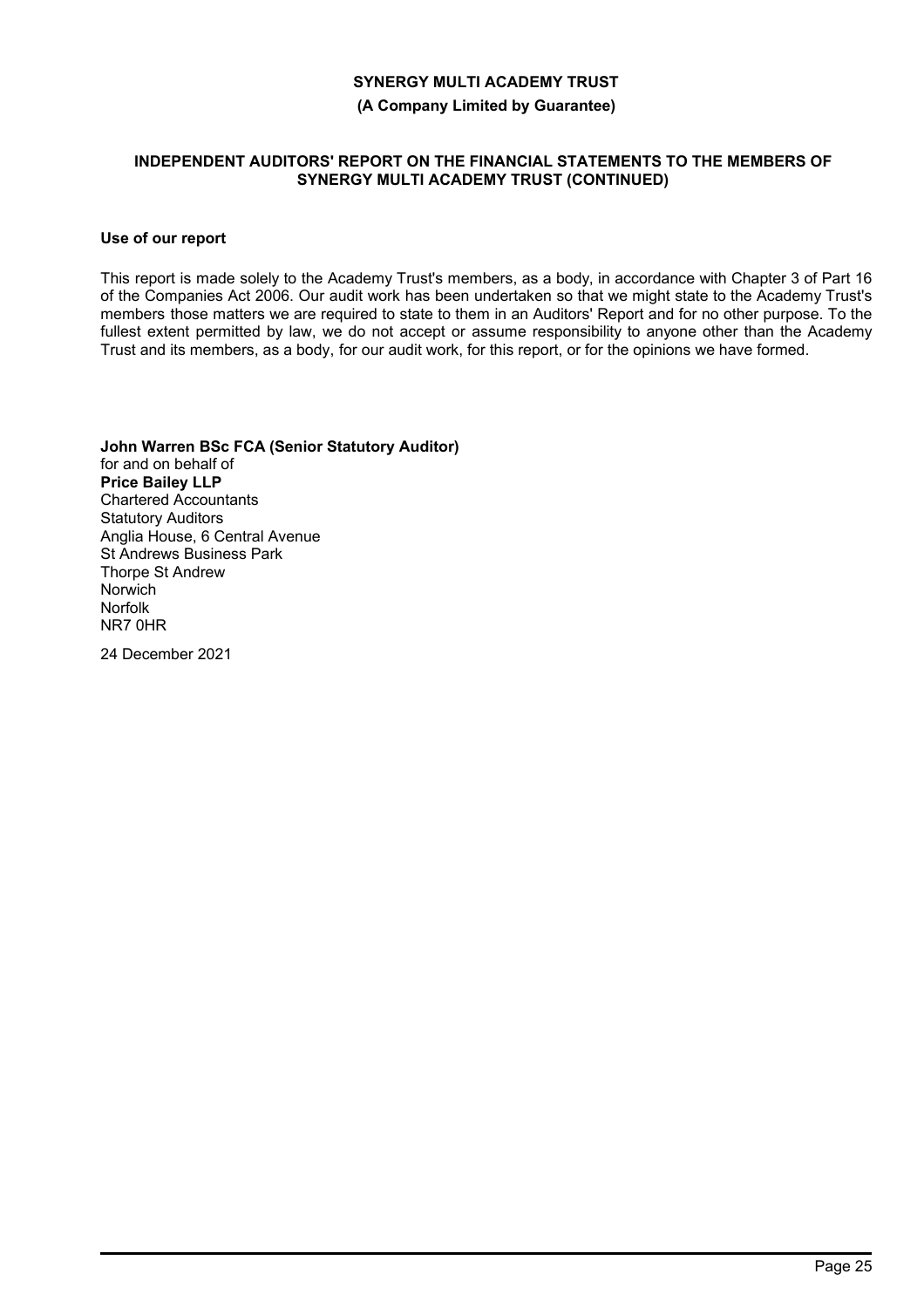# INDEPENDENT AUDITORS' REPORT ON THE FINANCIAL STATEMENTS TO THE MEMBERS OF SYNERGY MULTI ACADEMY TRUST (CONTINUED)

### Use of our report

This report is made solely to the Academy Trust's members, as a body, in accordance with Chapter 3 of Part 16 of the Companies Act 2006. Our audit work has been undertaken so that we might state to the Academy Trust's members those matters we are required to state to them in an Auditors' Report and for no other purpose. To the fullest extent permitted by law, we do not accept or assume responsibility to anyone other than the Academy Trust and its members, as a body, for our audit work, for this report, or for the opinions we have formed.

**John Warren BSc FCA (Senior Statutory Auditor)**
for and on behalf of
**Price Bailey LLP**
Chartered Accountants
Statutory Auditors
Anglia House, 6 Central Avenue
St Andrews Business Park
Thorpe St Andrew
Norwich
Norfolk
NR7 0HR

24 December 2021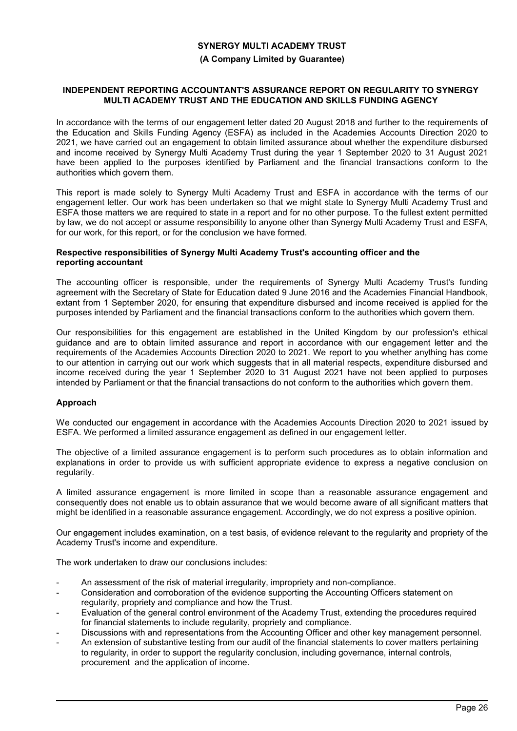**SYNERGY MULTI ACADEMY TRUST**

**(A Company Limited by Guarantee)**

## INDEPENDENT REPORTING ACCOUNTANT'S ASSURANCE REPORT ON REGULARITY TO SYNERGY MULTI ACADEMY TRUST AND THE EDUCATION AND SKILLS FUNDING AGENCY

In accordance with the terms of our engagement letter dated 20 August 2018 and further to the requirements of the Education and Skills Funding Agency (ESFA) as included in the Academies Accounts Direction 2020 to 2021, we have carried out an engagement to obtain limited assurance about whether the expenditure disbursed and income received by Synergy Multi Academy Trust during the year 1 September 2020 to 31 August 2021 have been applied to the purposes identified by Parliament and the financial transactions conform to the authorities which govern them.

This report is made solely to Synergy Multi Academy Trust and ESFA in accordance with the terms of our engagement letter. Our work has been undertaken so that we might state to Synergy Multi Academy Trust and ESFA those matters we are required to state in a report and for no other purpose. To the fullest extent permitted by law, we do not accept or assume responsibility to anyone other than Synergy Multi Academy Trust and ESFA, for our work, for this report, or for the conclusion we have formed.

### Respective responsibilities of Synergy Multi Academy Trust's accounting officer and the reporting accountant

The accounting officer is responsible, under the requirements of Synergy Multi Academy Trust's funding agreement with the Secretary of State for Education dated 9 June 2016 and the Academies Financial Handbook, extant from 1 September 2020, for ensuring that expenditure disbursed and income received is applied for the purposes intended by Parliament and the financial transactions conform to the authorities which govern them.

Our responsibilities for this engagement are established in the United Kingdom by our profession's ethical guidance and are to obtain limited assurance and report in accordance with our engagement letter and the requirements of the Academies Accounts Direction 2020 to 2021. We report to you whether anything has come to our attention in carrying out our work which suggests that in all material respects, expenditure disbursed and income received during the year 1 September 2020 to 31 August 2021 have not been applied to purposes intended by Parliament or that the financial transactions do not conform to the authorities which govern them.

### Approach

We conducted our engagement in accordance with the Academies Accounts Direction 2020 to 2021 issued by ESFA. We performed a limited assurance engagement as defined in our engagement letter.

The objective of a limited assurance engagement is to perform such procedures as to obtain information and explanations in order to provide us with sufficient appropriate evidence to express a negative conclusion on regularity.

A limited assurance engagement is more limited in scope than a reasonable assurance engagement and consequently does not enable us to obtain assurance that we would become aware of all significant matters that might be identified in a reasonable assurance engagement. Accordingly, we do not express a positive opinion.

Our engagement includes examination, on a test basis, of evidence relevant to the regularity and propriety of the Academy Trust's income and expenditure.

The work undertaken to draw our conclusions includes:

- An assessment of the risk of material irregularity, impropriety and non-compliance.
- Consideration and corroboration of the evidence supporting the Accounting Officers statement on regularity, propriety and compliance and how the Trust.
- Evaluation of the general control environment of the Academy Trust, extending the procedures required for financial statements to include regularity, propriety and compliance.
- Discussions with and representations from the Accounting Officer and other key management personnel.
- An extension of substantive testing from our audit of the financial statements to cover matters pertaining to regularity, in order to support the regularity conclusion, including governance, internal controls, procurement and the application of income.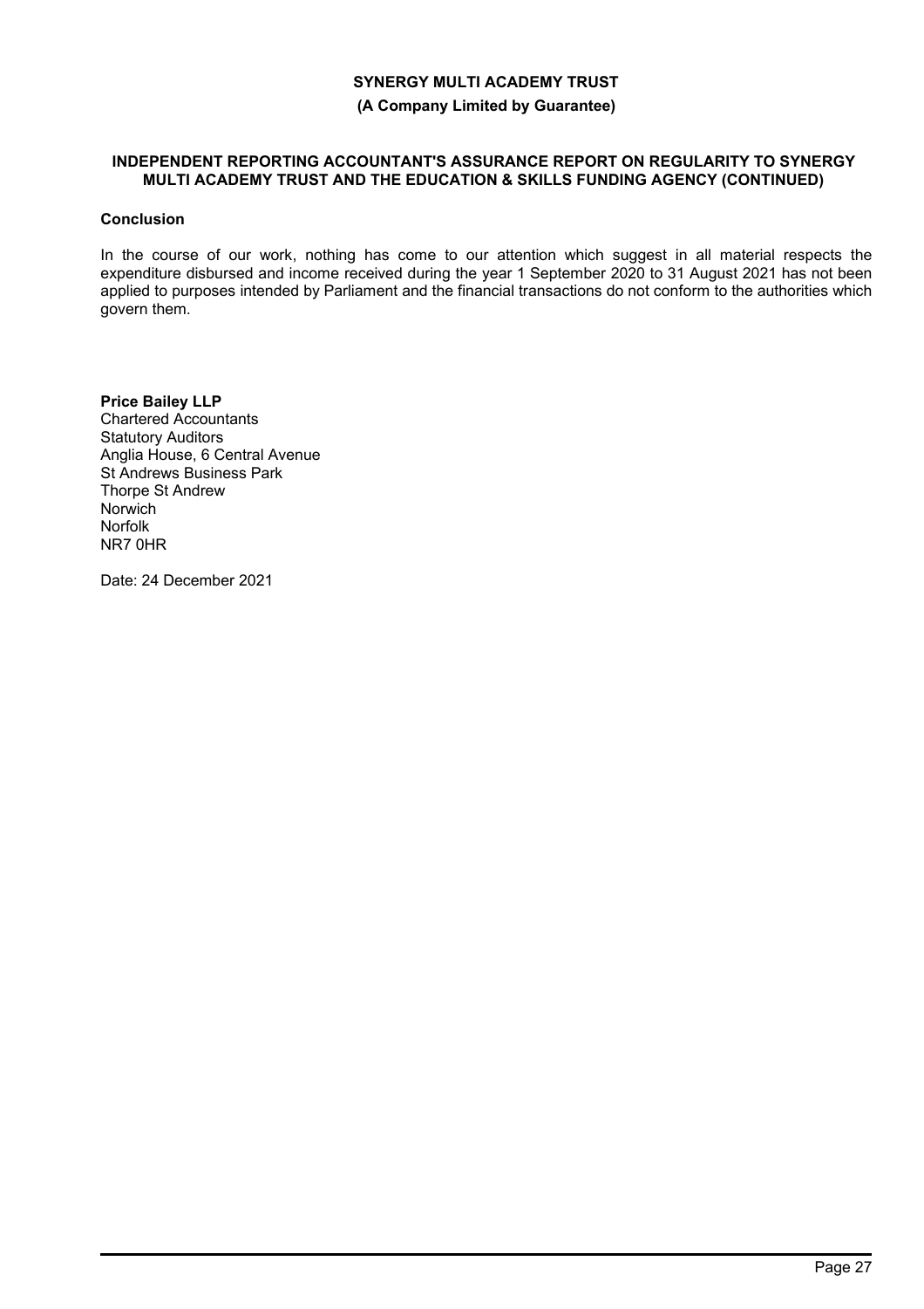**SYNERGY MULTI ACADEMY TRUST**

**(A Company Limited by Guarantee)**

**INDEPENDENT REPORTING ACCOUNTANT'S ASSURANCE REPORT ON REGULARITY TO SYNERGY MULTI ACADEMY TRUST AND THE EDUCATION & SKILLS FUNDING AGENCY (CONTINUED)**

**Conclusion**

In the course of our work, nothing has come to our attention which suggest in all material respects the expenditure disbursed and income received during the year 1 September 2020 to 31 August 2021 has not been applied to purposes intended by Parliament and the financial transactions do not conform to the authorities which govern them.

**Price Bailey LLP**
Chartered Accountants
Statutory Auditors
Anglia House, 6 Central Avenue
St Andrews Business Park
Thorpe St Andrew
Norwich
Norfolk
NR7 0HR

Date: 24 December 2021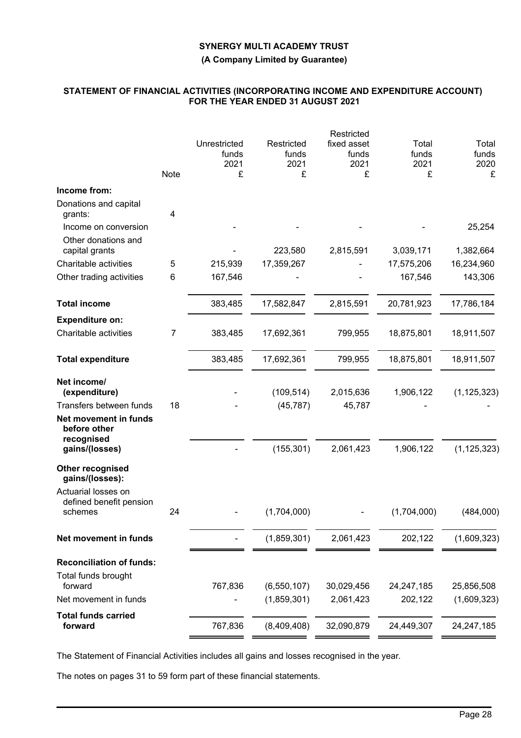**SYNERGY MULTI ACADEMY TRUST**

**(A Company Limited by Guarantee)**

## STATEMENT OF FINANCIAL ACTIVITIES (INCORPORATING INCOME AND EXPENDITURE ACCOUNT) FOR THE YEAR ENDED 31 AUGUST 2021

| | Note | Unrestricted funds 2021 £ | Restricted funds 2021 £ | Restricted fixed asset funds 2021 £ | Total funds 2021 £ | Total funds 2020 £ |
|---|---|---|---|---|---|---|
| **Income from:** | | | | | | |
| Donations and capital grants: | 4 | | | | | |
| Income on conversion | | - | - | - | - | 25,254 |
| Other donations and capital grants | | - | 223,580 | 2,815,591 | 3,039,171 | 1,382,664 |
| Charitable activities | 5 | 215,939 | 17,359,267 | - | 17,575,206 | 16,234,960 |
| Other trading activities | 6 | 167,546 | - | - | 167,546 | 143,306 |
| **Total income** | | 383,485 | 17,582,847 | 2,815,591 | 20,781,923 | 17,786,184 |
| **Expenditure on:** | | | | | | |
| Charitable activities | 7 | 383,485 | 17,692,361 | 799,955 | 18,875,801 | 18,911,507 |
| **Total expenditure** | | 383,485 | 17,692,361 | 799,955 | 18,875,801 | 18,911,507 |
| **Net income/ (expenditure)** | | - | (109,514) | 2,015,636 | 1,906,122 | (1,125,323) |
| Transfers between funds | 18 | - | (45,787) | 45,787 | - | - |
| **Net movement in funds before other recognised gains/(losses)** | | - | (155,301) | 2,061,423 | 1,906,122 | (1,125,323) |
| **Other recognised gains/(losses):** | | | | | | |
| Actuarial losses on defined benefit pension schemes | 24 | - | (1,704,000) | - | (1,704,000) | (484,000) |
| **Net movement in funds** | | - | (1,859,301) | 2,061,423 | 202,122 | (1,609,323) |
| **Reconciliation of funds:** | | | | | | |
| Total funds brought forward | | 767,836 | (6,550,107) | 30,029,456 | 24,247,185 | 25,856,508 |
| Net movement in funds | | - | (1,859,301) | 2,061,423 | 202,122 | (1,609,323) |
| **Total funds carried forward** | | 767,836 | (8,409,408) | 32,090,879 | 24,449,307 | 24,247,185 |

The Statement of Financial Activities includes all gains and losses recognised in the year.

The notes on pages 31 to 59 form part of these financial statements.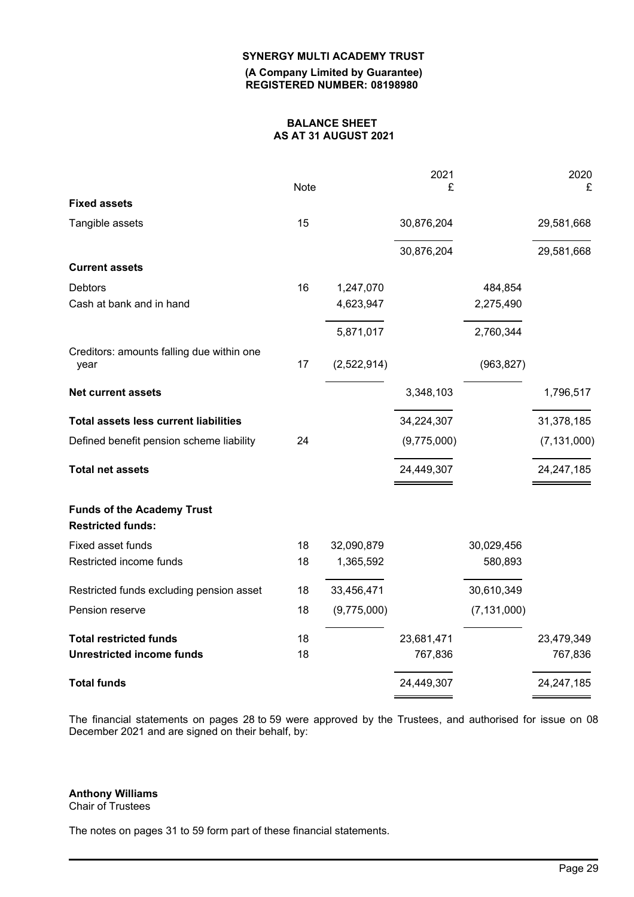**SYNERGY MULTI ACADEMY TRUST**

**(A Company Limited by Guarantee)**
**REGISTERED NUMBER: 08198980**

## BALANCE SHEET
## AS AT 31 AUGUST 2021

| | Note | | 2021 £ | | 2020 £ |
|---|---|---|---|---|---|
| **Fixed assets** | | | | | |
| Tangible assets | 15 | | 30,876,204 | | 29,581,668 |
| | | | 30,876,204 | | 29,581,668 |
| **Current assets** | | | | | |
| Debtors | 16 | 1,247,070 | | 484,854 | |
| Cash at bank and in hand | | 4,623,947 | | 2,275,490 | |
| | | 5,871,017 | | 2,760,344 | |
| Creditors: amounts falling due within one year | 17 | (2,522,914) | | (963,827) | |
| **Net current assets** | | | 3,348,103 | | 1,796,517 |
| **Total assets less current liabilities** | | | 34,224,307 | | 31,378,185 |
| Defined benefit pension scheme liability | 24 | | (9,775,000) | | (7,131,000) |
| **Total net assets** | | | 24,449,307 | | 24,247,185 |
| **Funds of the Academy Trust** | | | | | |
| **Restricted funds:** | | | | | |
| Fixed asset funds | 18 | 32,090,879 | | 30,029,456 | |
| Restricted income funds | 18 | 1,365,592 | | 580,893 | |
| Restricted funds excluding pension asset | 18 | 33,456,471 | | 30,610,349 | |
| Pension reserve | 18 | (9,775,000) | | (7,131,000) | |
| **Total restricted funds** | 18 | | 23,681,471 | | 23,479,349 |
| **Unrestricted income funds** | 18 | | 767,836 | | 767,836 |
| **Total funds** | | | 24,449,307 | | 24,247,185 |

The financial statements on pages 28 to 59 were approved by the Trustees, and authorised for issue on 08 December 2021 and are signed on their behalf, by:

**Anthony Williams**
Chair of Trustees

The notes on pages 31 to 59 form part of these financial statements.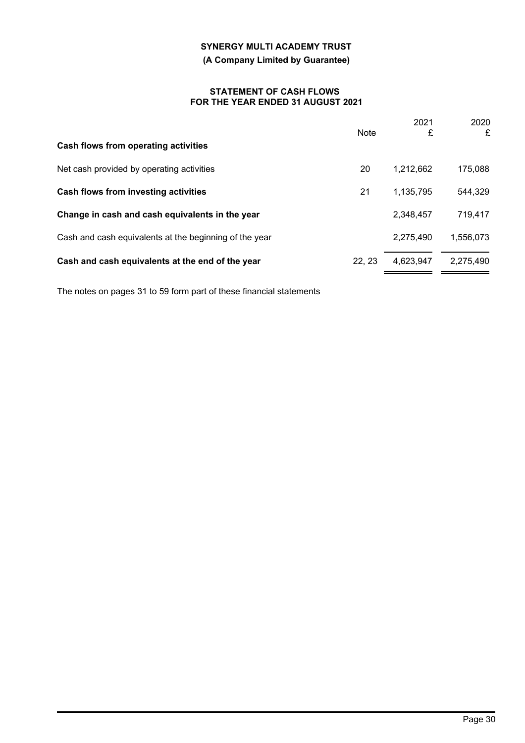**SYNERGY MULTI ACADEMY TRUST**

**(A Company Limited by Guarantee)**

**STATEMENT OF CASH FLOWS FOR THE YEAR ENDED 31 AUGUST 2021**

| | Note | 2021 £ | 2020 £ |
|---|---|---|---|
| **Cash flows from operating activities** | | | |
| Net cash provided by operating activities | 20 | 1,212,662 | 175,088 |
| **Cash flows from investing activities** | 21 | 1,135,795 | 544,329 |
| **Change in cash and cash equivalents in the year** | | 2,348,457 | 719,417 |
| Cash and cash equivalents at the beginning of the year | | 2,275,490 | 1,556,073 |
| **Cash and cash equivalents at the end of the year** | 22, 23 | 4,623,947 | 2,275,490 |

The notes on pages 31 to 59 form part of these financial statements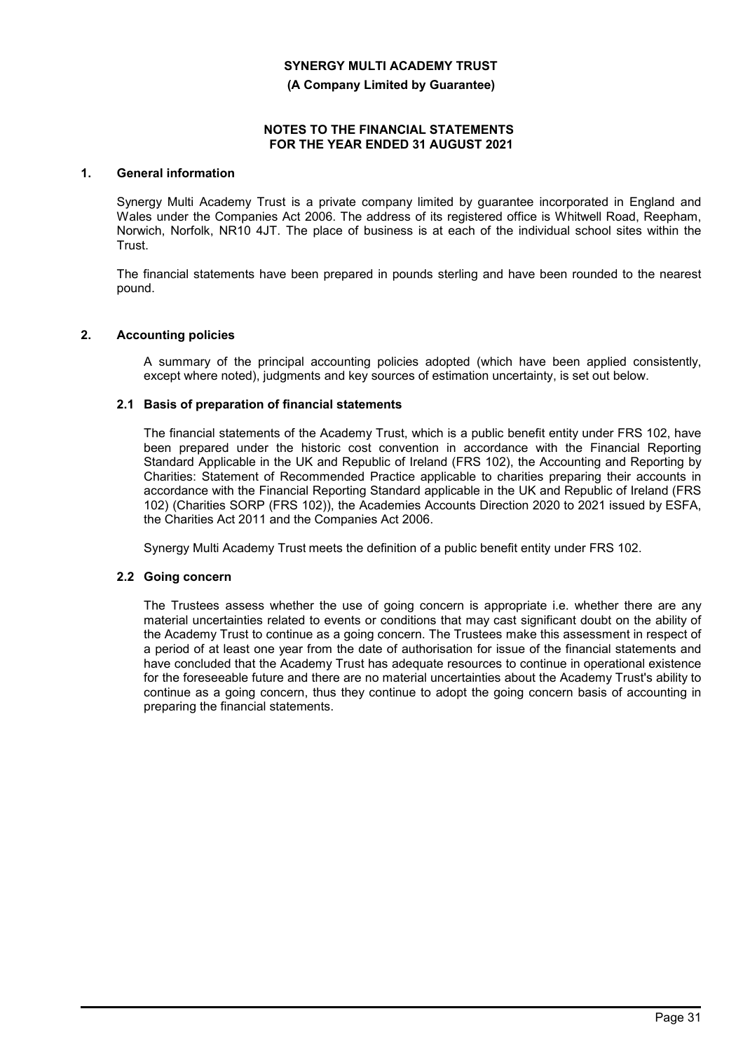**SYNERGY MULTI ACADEMY TRUST**

**(A Company Limited by Guarantee)**

**NOTES TO THE FINANCIAL STATEMENTS FOR THE YEAR ENDED 31 AUGUST 2021**

## 1. General information

Synergy Multi Academy Trust is a private company limited by guarantee incorporated in England and Wales under the Companies Act 2006. The address of its registered office is Whitwell Road, Reepham, Norwich, Norfolk, NR10 4JT. The place of business is at each of the individual school sites within the Trust.

The financial statements have been prepared in pounds sterling and have been rounded to the nearest pound.

## 2. Accounting policies

A summary of the principal accounting policies adopted (which have been applied consistently, except where noted), judgments and key sources of estimation uncertainty, is set out below.

### 2.1 Basis of preparation of financial statements

The financial statements of the Academy Trust, which is a public benefit entity under FRS 102, have been prepared under the historic cost convention in accordance with the Financial Reporting Standard Applicable in the UK and Republic of Ireland (FRS 102), the Accounting and Reporting by Charities: Statement of Recommended Practice applicable to charities preparing their accounts in accordance with the Financial Reporting Standard applicable in the UK and Republic of Ireland (FRS 102) (Charities SORP (FRS 102)), the Academies Accounts Direction 2020 to 2021 issued by ESFA, the Charities Act 2011 and the Companies Act 2006.

Synergy Multi Academy Trust meets the definition of a public benefit entity under FRS 102.

### 2.2 Going concern

The Trustees assess whether the use of going concern is appropriate i.e. whether there are any material uncertainties related to events or conditions that may cast significant doubt on the ability of the Academy Trust to continue as a going concern. The Trustees make this assessment in respect of a period of at least one year from the date of authorisation for issue of the financial statements and have concluded that the Academy Trust has adequate resources to continue in operational existence for the foreseeable future and there are no material uncertainties about the Academy Trust's ability to continue as a going concern, thus they continue to adopt the going concern basis of accounting in preparing the financial statements.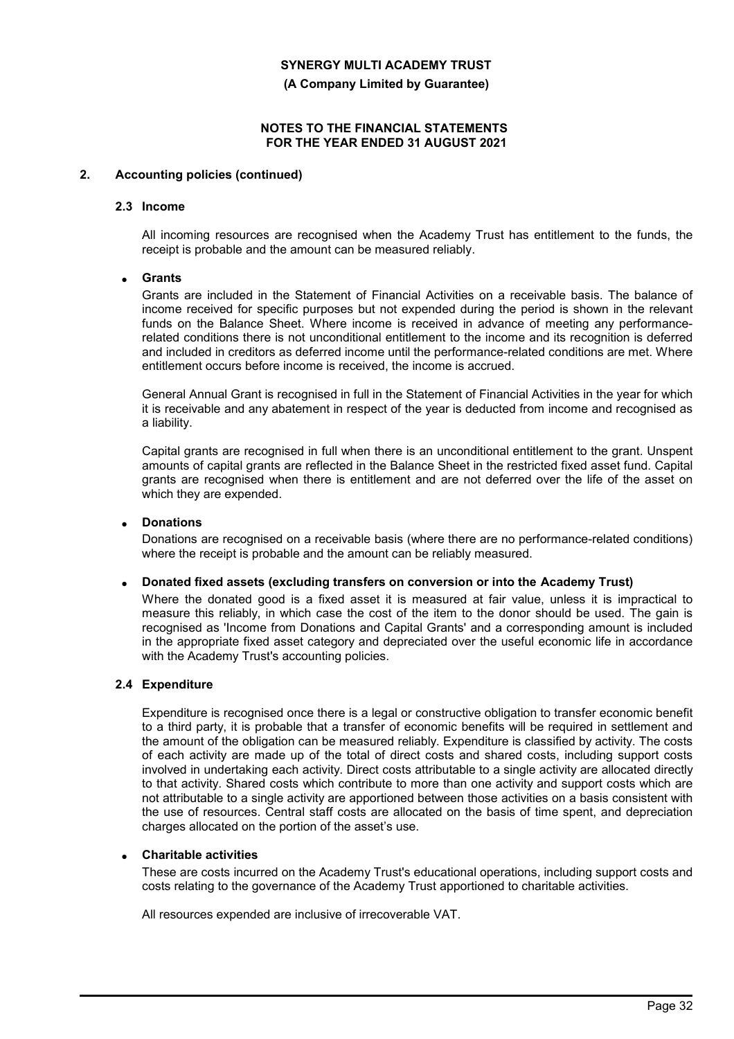## 2. Accounting policies (continued)

### 2.3 Income

All incoming resources are recognised when the Academy Trust has entitlement to the funds, the receipt is probable and the amount can be measured reliably.

- **Grants**

Grants are included in the Statement of Financial Activities on a receivable basis. The balance of income received for specific purposes but not expended during the period is shown in the relevant funds on the Balance Sheet. Where income is received in advance of meeting any performance-related conditions there is not unconditional entitlement to the income and its recognition is deferred and included in creditors as deferred income until the performance-related conditions are met. Where entitlement occurs before income is received, the income is accrued.

General Annual Grant is recognised in full in the Statement of Financial Activities in the year for which it is receivable and any abatement in respect of the year is deducted from income and recognised as a liability.

Capital grants are recognised in full when there is an unconditional entitlement to the grant. Unspent amounts of capital grants are reflected in the Balance Sheet in the restricted fixed asset fund. Capital grants are recognised when there is entitlement and are not deferred over the life of the asset on which they are expended.

- **Donations**

Donations are recognised on a receivable basis (where there are no performance-related conditions) where the receipt is probable and the amount can be reliably measured.

- **Donated fixed assets (excluding transfers on conversion or into the Academy Trust)**

Where the donated good is a fixed asset it is measured at fair value, unless it is impractical to measure this reliably, in which case the cost of the item to the donor should be used. The gain is recognised as 'Income from Donations and Capital Grants' and a corresponding amount is included in the appropriate fixed asset category and depreciated over the useful economic life in accordance with the Academy Trust's accounting policies.

### 2.4 Expenditure

Expenditure is recognised once there is a legal or constructive obligation to transfer economic benefit to a third party, it is probable that a transfer of economic benefits will be required in settlement and the amount of the obligation can be measured reliably. Expenditure is classified by activity. The costs of each activity are made up of the total of direct costs and shared costs, including support costs involved in undertaking each activity. Direct costs attributable to a single activity are allocated directly to that activity. Shared costs which contribute to more than one activity and support costs which are not attributable to a single activity are apportioned between those activities on a basis consistent with the use of resources. Central staff costs are allocated on the basis of time spent, and depreciation charges allocated on the portion of the asset's use.

- **Charitable activities**

These are costs incurred on the Academy Trust's educational operations, including support costs and costs relating to the governance of the Academy Trust apportioned to charitable activities.

All resources expended are inclusive of irrecoverable VAT.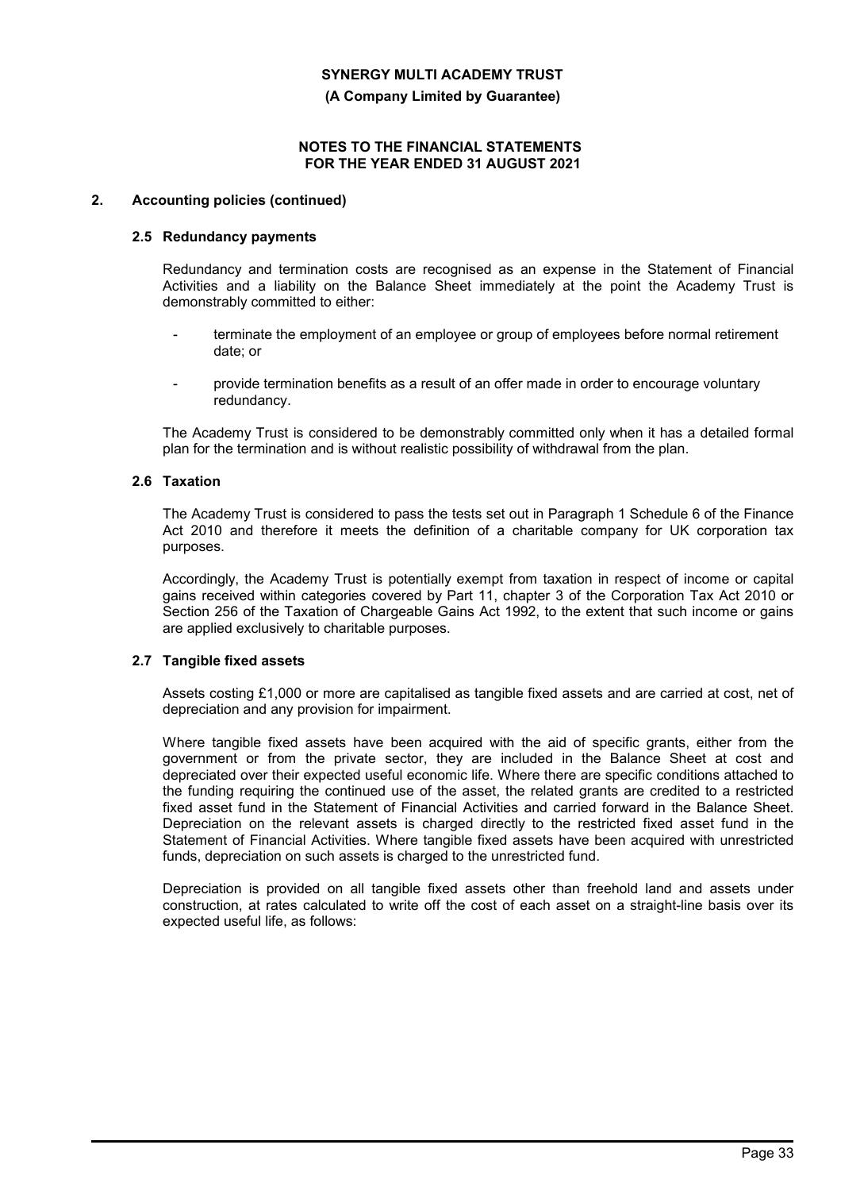## 2. Accounting policies (continued)

### 2.5 Redundancy payments

Redundancy and termination costs are recognised as an expense in the Statement of Financial Activities and a liability on the Balance Sheet immediately at the point the Academy Trust is demonstrably committed to either:

- terminate the employment of an employee or group of employees before normal retirement date; or
- provide termination benefits as a result of an offer made in order to encourage voluntary redundancy.

The Academy Trust is considered to be demonstrably committed only when it has a detailed formal plan for the termination and is without realistic possibility of withdrawal from the plan.

### 2.6 Taxation

The Academy Trust is considered to pass the tests set out in Paragraph 1 Schedule 6 of the Finance Act 2010 and therefore it meets the definition of a charitable company for UK corporation tax purposes.

Accordingly, the Academy Trust is potentially exempt from taxation in respect of income or capital gains received within categories covered by Part 11, chapter 3 of the Corporation Tax Act 2010 or Section 256 of the Taxation of Chargeable Gains Act 1992, to the extent that such income or gains are applied exclusively to charitable purposes.

### 2.7 Tangible fixed assets

Assets costing £1,000 or more are capitalised as tangible fixed assets and are carried at cost, net of depreciation and any provision for impairment.

Where tangible fixed assets have been acquired with the aid of specific grants, either from the government or from the private sector, they are included in the Balance Sheet at cost and depreciated over their expected useful economic life. Where there are specific conditions attached to the funding requiring the continued use of the asset, the related grants are credited to a restricted fixed asset fund in the Statement of Financial Activities and carried forward in the Balance Sheet. Depreciation on the relevant assets is charged directly to the restricted fixed asset fund in the Statement of Financial Activities. Where tangible fixed assets have been acquired with unrestricted funds, depreciation on such assets is charged to the unrestricted fund.

Depreciation is provided on all tangible fixed assets other than freehold land and assets under construction, at rates calculated to write off the cost of each asset on a straight-line basis over its expected useful life, as follows: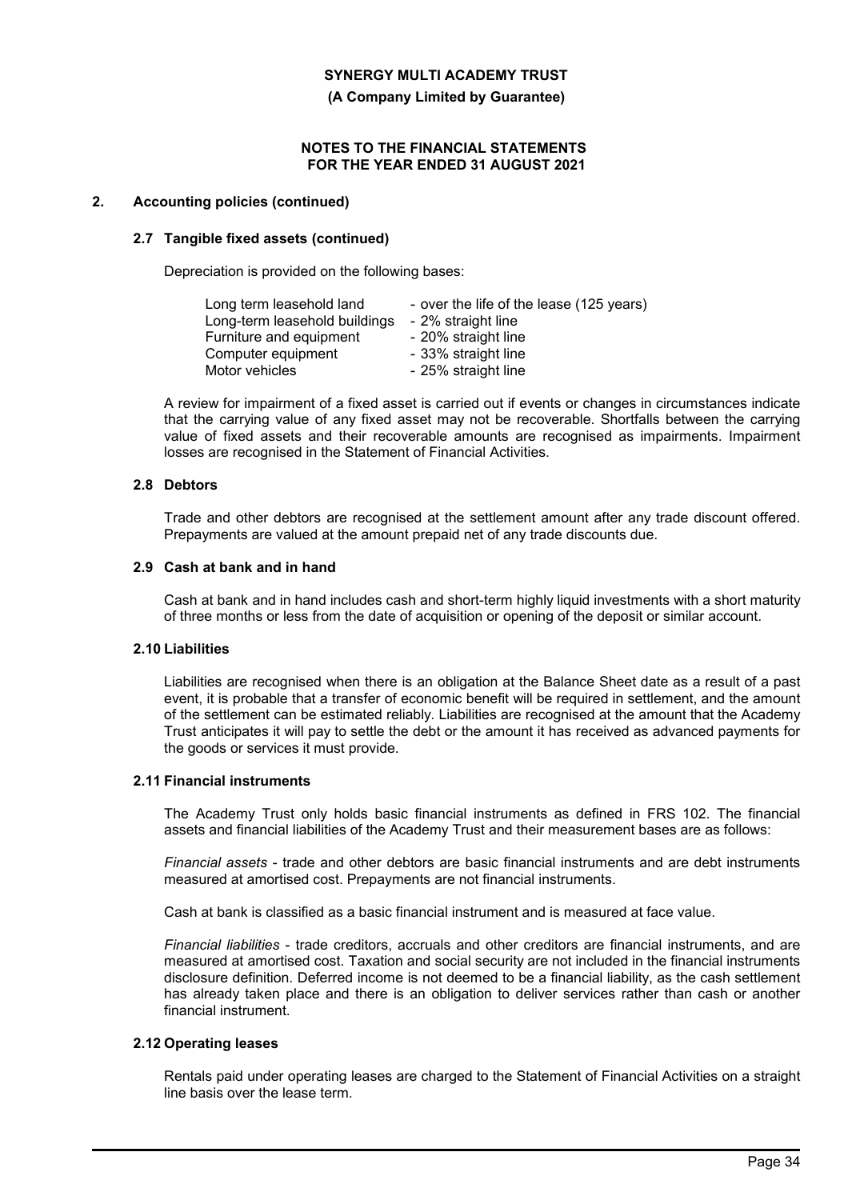## 2. Accounting policies (continued)

### 2.7 Tangible fixed assets (continued)

Depreciation is provided on the following bases:

| | |
|---|---|
| Long term leasehold land | - over the life of the lease (125 years) |
| Long-term leasehold buildings | - 2% straight line |
| Furniture and equipment | - 20% straight line |
| Computer equipment | - 33% straight line |
| Motor vehicles | - 25% straight line |

A review for impairment of a fixed asset is carried out if events or changes in circumstances indicate that the carrying value of any fixed asset may not be recoverable. Shortfalls between the carrying value of fixed assets and their recoverable amounts are recognised as impairments. Impairment losses are recognised in the Statement of Financial Activities.

### 2.8 Debtors

Trade and other debtors are recognised at the settlement amount after any trade discount offered. Prepayments are valued at the amount prepaid net of any trade discounts due.

### 2.9 Cash at bank and in hand

Cash at bank and in hand includes cash and short-term highly liquid investments with a short maturity of three months or less from the date of acquisition or opening of the deposit or similar account.

### 2.10 Liabilities

Liabilities are recognised when there is an obligation at the Balance Sheet date as a result of a past event, it is probable that a transfer of economic benefit will be required in settlement, and the amount of the settlement can be estimated reliably. Liabilities are recognised at the amount that the Academy Trust anticipates it will pay to settle the debt or the amount it has received as advanced payments for the goods or services it must provide.

### 2.11 Financial instruments

The Academy Trust only holds basic financial instruments as defined in FRS 102. The financial assets and financial liabilities of the Academy Trust and their measurement bases are as follows:

*Financial assets* - trade and other debtors are basic financial instruments and are debt instruments measured at amortised cost. Prepayments are not financial instruments.

Cash at bank is classified as a basic financial instrument and is measured at face value.

*Financial liabilities* - trade creditors, accruals and other creditors are financial instruments, and are measured at amortised cost. Taxation and social security are not included in the financial instruments disclosure definition. Deferred income is not deemed to be a financial liability, as the cash settlement has already taken place and there is an obligation to deliver services rather than cash or another financial instrument.

### 2.12 Operating leases

Rentals paid under operating leases are charged to the Statement of Financial Activities on a straight line basis over the lease term.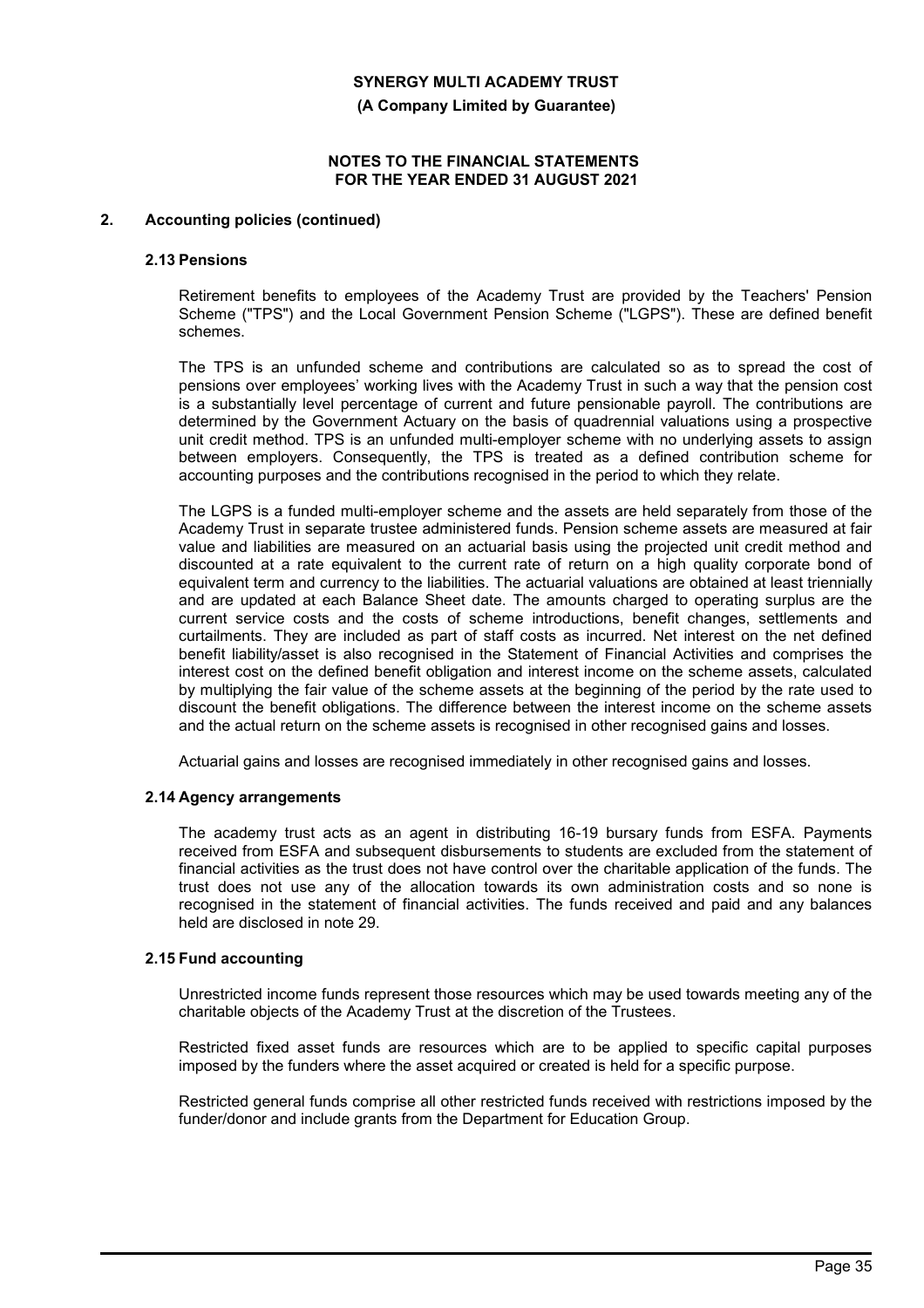## 2. Accounting policies (continued)

### 2.13 Pensions

Retirement benefits to employees of the Academy Trust are provided by the Teachers' Pension Scheme ("TPS") and the Local Government Pension Scheme ("LGPS"). These are defined benefit schemes.

The TPS is an unfunded scheme and contributions are calculated so as to spread the cost of pensions over employees' working lives with the Academy Trust in such a way that the pension cost is a substantially level percentage of current and future pensionable payroll. The contributions are determined by the Government Actuary on the basis of quadrennial valuations using a prospective unit credit method. TPS is an unfunded multi-employer scheme with no underlying assets to assign between employers. Consequently, the TPS is treated as a defined contribution scheme for accounting purposes and the contributions recognised in the period to which they relate.

The LGPS is a funded multi-employer scheme and the assets are held separately from those of the Academy Trust in separate trustee administered funds. Pension scheme assets are measured at fair value and liabilities are measured on an actuarial basis using the projected unit credit method and discounted at a rate equivalent to the current rate of return on a high quality corporate bond of equivalent term and currency to the liabilities. The actuarial valuations are obtained at least triennially and are updated at each Balance Sheet date. The amounts charged to operating surplus are the current service costs and the costs of scheme introductions, benefit changes, settlements and curtailments. They are included as part of staff costs as incurred. Net interest on the net defined benefit liability/asset is also recognised in the Statement of Financial Activities and comprises the interest cost on the defined benefit obligation and interest income on the scheme assets, calculated by multiplying the fair value of the scheme assets at the beginning of the period by the rate used to discount the benefit obligations. The difference between the interest income on the scheme assets and the actual return on the scheme assets is recognised in other recognised gains and losses.

Actuarial gains and losses are recognised immediately in other recognised gains and losses.

### 2.14 Agency arrangements

The academy trust acts as an agent in distributing 16-19 bursary funds from ESFA. Payments received from ESFA and subsequent disbursements to students are excluded from the statement of financial activities as the trust does not have control over the charitable application of the funds. The trust does not use any of the allocation towards its own administration costs and so none is recognised in the statement of financial activities. The funds received and paid and any balances held are disclosed in note 29.

### 2.15 Fund accounting

Unrestricted income funds represent those resources which may be used towards meeting any of the charitable objects of the Academy Trust at the discretion of the Trustees.

Restricted fixed asset funds are resources which are to be applied to specific capital purposes imposed by the funders where the asset acquired or created is held for a specific purpose.

Restricted general funds comprise all other restricted funds received with restrictions imposed by the funder/donor and include grants from the Department for Education Group.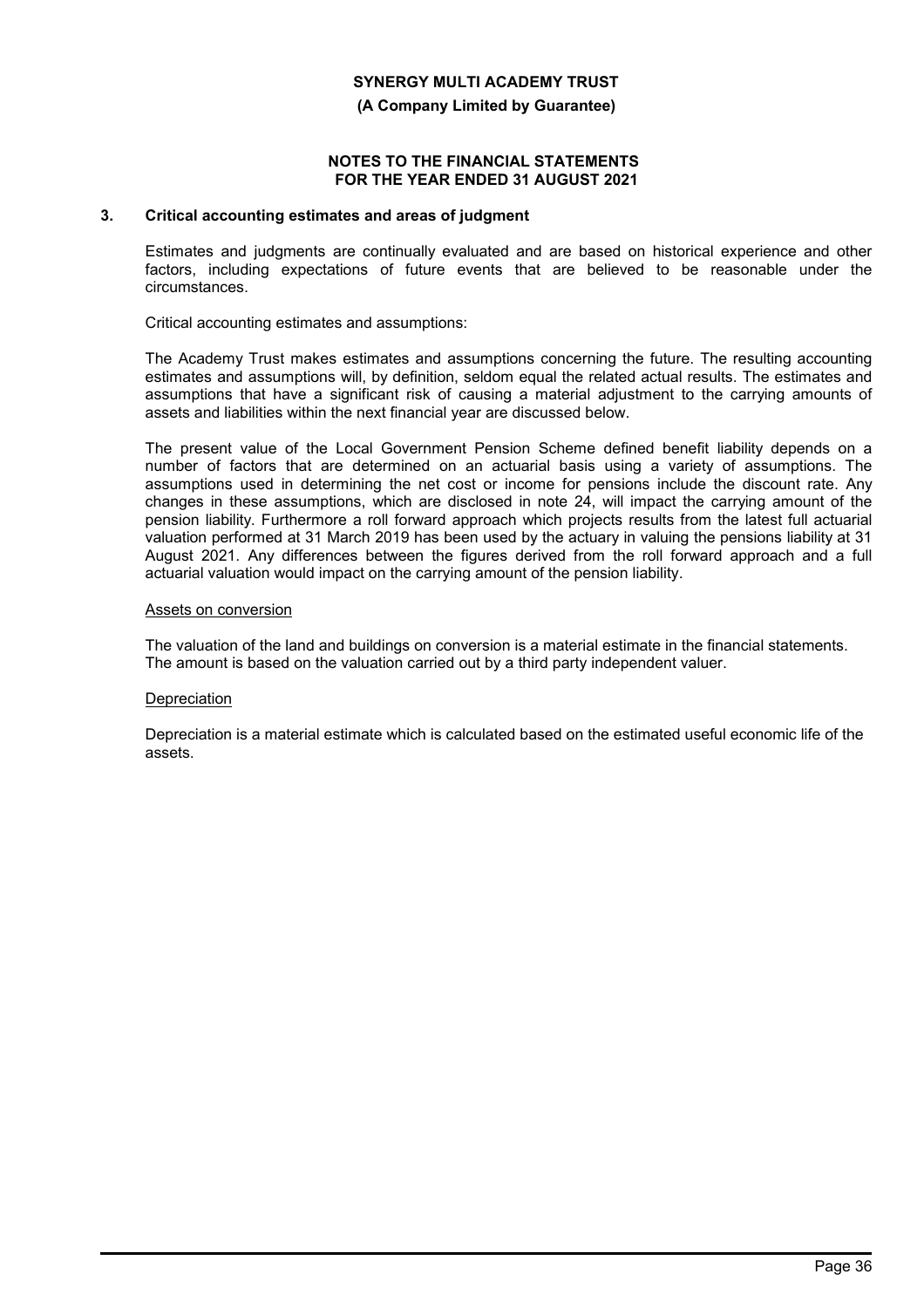## 3. Critical accounting estimates and areas of judgment

Estimates and judgments are continually evaluated and are based on historical experience and other factors, including expectations of future events that are believed to be reasonable under the circumstances.

Critical accounting estimates and assumptions:

The Academy Trust makes estimates and assumptions concerning the future. The resulting accounting estimates and assumptions will, by definition, seldom equal the related actual results. The estimates and assumptions that have a significant risk of causing a material adjustment to the carrying amounts of assets and liabilities within the next financial year are discussed below.

The present value of the Local Government Pension Scheme defined benefit liability depends on a number of factors that are determined on an actuarial basis using a variety of assumptions. The assumptions used in determining the net cost or income for pensions include the discount rate. Any changes in these assumptions, which are disclosed in note 24, will impact the carrying amount of the pension liability. Furthermore a roll forward approach which projects results from the latest full actuarial valuation performed at 31 March 2019 has been used by the actuary in valuing the pensions liability at 31 August 2021. Any differences between the figures derived from the roll forward approach and a full actuarial valuation would impact on the carrying amount of the pension liability.

Assets on conversion

The valuation of the land and buildings on conversion is a material estimate in the financial statements. The amount is based on the valuation carried out by a third party independent valuer.

Depreciation

Depreciation is a material estimate which is calculated based on the estimated useful economic life of the assets.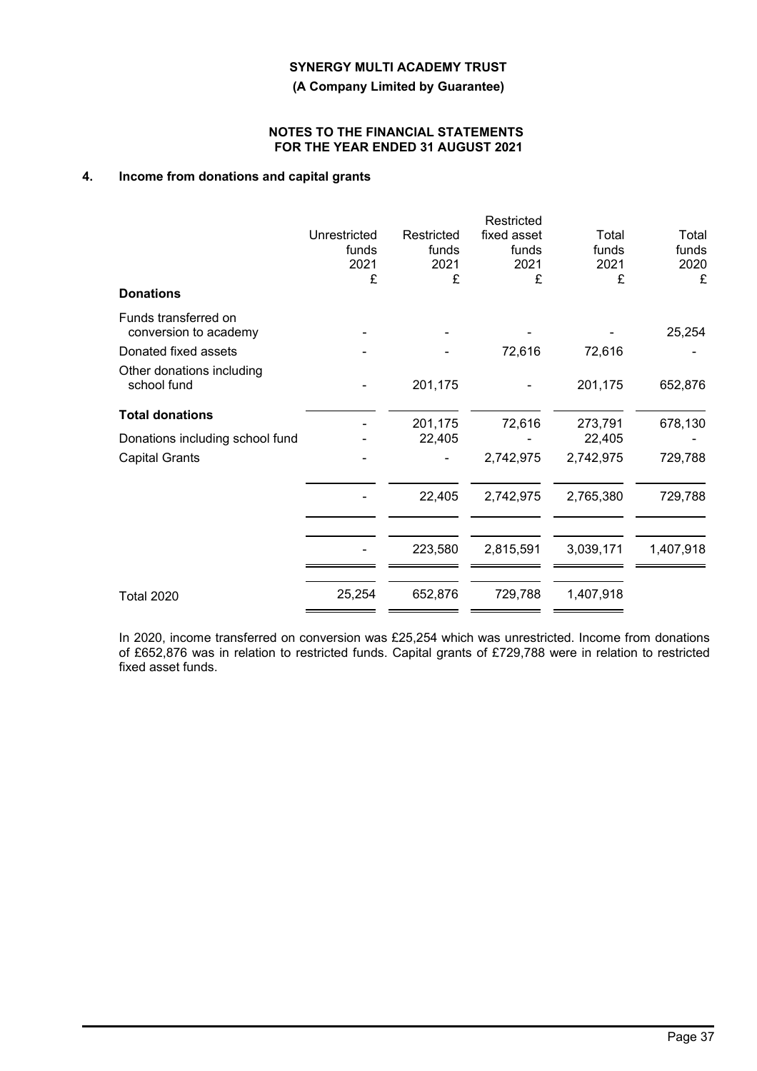**SYNERGY MULTI ACADEMY TRUST**

**(A Company Limited by Guarantee)**

**NOTES TO THE FINANCIAL STATEMENTS FOR THE YEAR ENDED 31 AUGUST 2021**

## 4. Income from donations and capital grants

| | Unrestricted funds 2021 £ | Restricted funds 2021 £ | Restricted fixed asset funds 2021 £ | Total funds 2021 £ | Total funds 2020 £ |
|---|---|---|---|---|---|
| **Donations** | | | | | |
| Funds transferred on conversion to academy | - | - | - | - | 25,254 |
| Donated fixed assets | - | - | 72,616 | 72,616 | - |
| Other donations including school fund | - | 201,175 | - | 201,175 | 652,876 |
| **Total donations** | - | 201,175 | 72,616 | 273,791 | 678,130 |
| Donations including school fund | - | 22,405 | - | 22,405 | - |
| Capital Grants | - | - | 2,742,975 | 2,742,975 | 729,788 |
| | - | 22,405 | 2,742,975 | 2,765,380 | 729,788 |
| | - | 223,580 | 2,815,591 | 3,039,171 | 1,407,918 |
| Total 2020 | 25,254 | 652,876 | 729,788 | 1,407,918 | |

In 2020, income transferred on conversion was £25,254 which was unrestricted. Income from donations of £652,876 was in relation to restricted funds. Capital grants of £729,788 were in relation to restricted fixed asset funds.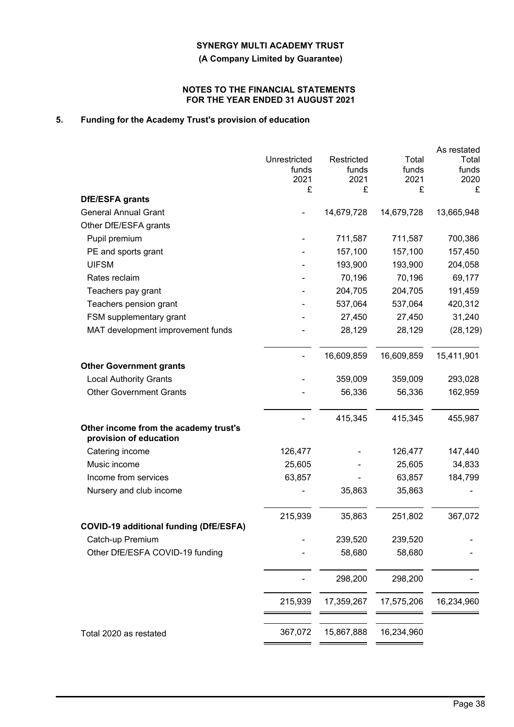**SYNERGY MULTI ACADEMY TRUST**

**(A Company Limited by Guarantee)**

**NOTES TO THE FINANCIAL STATEMENTS FOR THE YEAR ENDED 31 AUGUST 2021**

## 5. Funding for the Academy Trust's provision of education

| | Unrestricted funds 2021 £ | Restricted funds 2021 £ | Total funds 2021 £ | As restated Total funds 2020 £ |
|---|---|---|---|---|
| **DfE/ESFA grants** | | | | |
| General Annual Grant | - | 14,679,728 | 14,679,728 | 13,665,948 |
| Other DfE/ESFA grants | | | | |
| Pupil premium | - | 711,587 | 711,587 | 700,386 |
| PE and sports grant | - | 157,100 | 157,100 | 157,450 |
| UIFSM | - | 193,900 | 193,900 | 204,058 |
| Rates reclaim | - | 70,196 | 70,196 | 69,177 |
| Teachers pay grant | - | 204,705 | 204,705 | 191,459 |
| Teachers pension grant | - | 537,064 | 537,064 | 420,312 |
| FSM supplementary grant | - | 27,450 | 27,450 | 31,240 |
| MAT development improvement funds | - | 28,129 | 28,129 | (28,129) |
| | - | 16,609,859 | 16,609,859 | 15,411,901 |
| **Other Government grants** | | | | |
| Local Authority Grants | - | 359,009 | 359,009 | 293,028 |
| Other Government Grants | - | 56,336 | 56,336 | 162,959 |
| | - | 415,345 | 415,345 | 455,987 |
| **Other income from the academy trust's provision of education** | | | | |
| Catering income | 126,477 | - | 126,477 | 147,440 |
| Music income | 25,605 | - | 25,605 | 34,833 |
| Income from services | 63,857 | - | 63,857 | 184,799 |
| Nursery and club income | - | 35,863 | 35,863 | - |
| | 215,939 | 35,863 | 251,802 | 367,072 |
| **COVID-19 additional funding (DfE/ESFA)** | | | | |
| Catch-up Premium | - | 239,520 | 239,520 | - |
| Other DfE/ESFA COVID-19 funding | - | 58,680 | 58,680 | - |
| | - | 298,200 | 298,200 | - |
| | 215,939 | 17,359,267 | 17,575,206 | 16,234,960 |
| Total 2020 as restated | 367,072 | 15,867,888 | 16,234,960 | |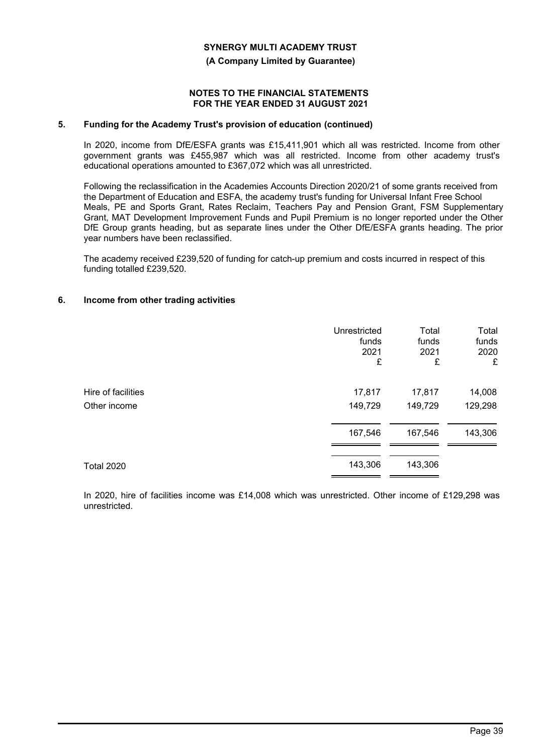**SYNERGY MULTI ACADEMY TRUST**

**(A Company Limited by Guarantee)**

**NOTES TO THE FINANCIAL STATEMENTS FOR THE YEAR ENDED 31 AUGUST 2021**

## 5. Funding for the Academy Trust's provision of education (continued)

In 2020, income from DfE/ESFA grants was £15,411,901 which all was restricted. Income from other government grants was £455,987 which was all restricted. Income from other academy trust's educational operations amounted to £367,072 which was all unrestricted.

Following the reclassification in the Academies Accounts Direction 2020/21 of some grants received from the Department of Education and ESFA, the academy trust's funding for Universal Infant Free School Meals, PE and Sports Grant, Rates Reclaim, Teachers Pay and Pension Grant, FSM Supplementary Grant, MAT Development Improvement Funds and Pupil Premium is no longer reported under the Other DfE Group grants heading, but as separate lines under the Other DfE/ESFA grants heading. The prior year numbers have been reclassified.

The academy received £239,520 of funding for catch-up premium and costs incurred in respect of this funding totalled £239,520.

## 6. Income from other trading activities

| | Unrestricted funds 2021 £ | Total funds 2021 £ | Total funds 2020 £ |
|---|---|---|---|
| Hire of facilities | 17,817 | 17,817 | 14,008 |
| Other income | 149,729 | 149,729 | 129,298 |
| | 167,546 | 167,546 | 143,306 |
| Total 2020 | 143,306 | 143,306 | |

In 2020, hire of facilities income was £14,008 which was unrestricted. Other income of £129,298 was unrestricted.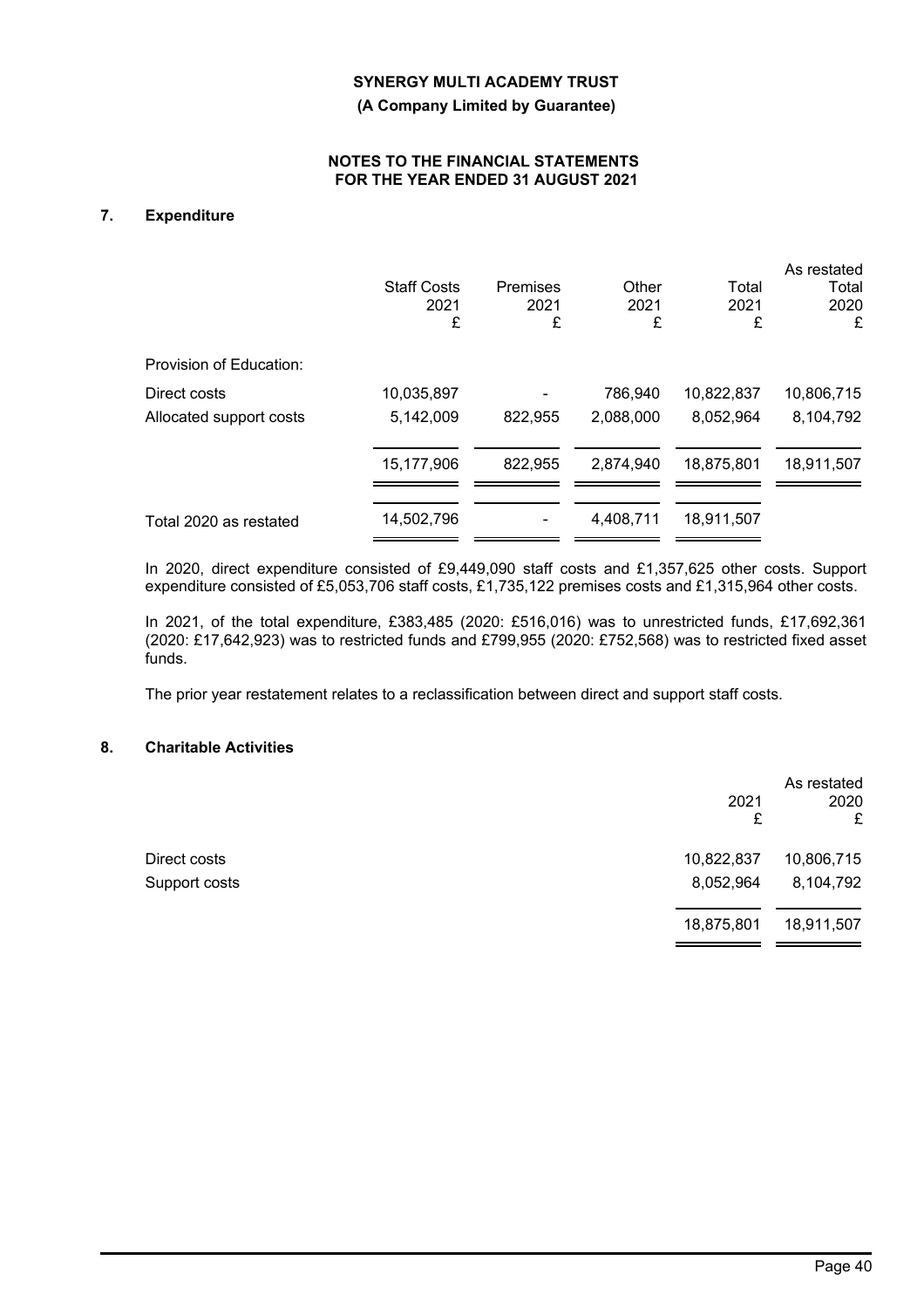# SYNERGY MULTI ACADEMY TRUST

**(A Company Limited by Guarantee)**

**NOTES TO THE FINANCIAL STATEMENTS FOR THE YEAR ENDED 31 AUGUST 2021**

## 7. Expenditure

| | Staff Costs 2021 £ | Premises 2021 £ | Other 2021 £ | Total 2021 £ | As restated Total 2020 £ |
|---|---|---|---|---|---|
| Provision of Education: | | | | | |
| Direct costs | 10,035,897 | - | 786,940 | 10,822,837 | 10,806,715 |
| Allocated support costs | 5,142,009 | 822,955 | 2,088,000 | 8,052,964 | 8,104,792 |
| | 15,177,906 | 822,955 | 2,874,940 | 18,875,801 | 18,911,507 |
| Total 2020 as restated | 14,502,796 | - | 4,408,711 | 18,911,507 | |

In 2020, direct expenditure consisted of £9,449,090 staff costs and £1,357,625 other costs. Support expenditure consisted of £5,053,706 staff costs, £1,735,122 premises costs and £1,315,964 other costs.

In 2021, of the total expenditure, £383,485 (2020: £516,016) was to unrestricted funds, £17,692,361 (2020: £17,642,923) was to restricted funds and £799,955 (2020: £752,568) was to restricted fixed asset funds.

The prior year restatement relates to a reclassification between direct and support staff costs.

## 8. Charitable Activities

| | 2021 £ | As restated 2020 £ |
|---|---|---|
| Direct costs | 10,822,837 | 10,806,715 |
| Support costs | 8,052,964 | 8,104,792 |
| | 18,875,801 | 18,911,507 |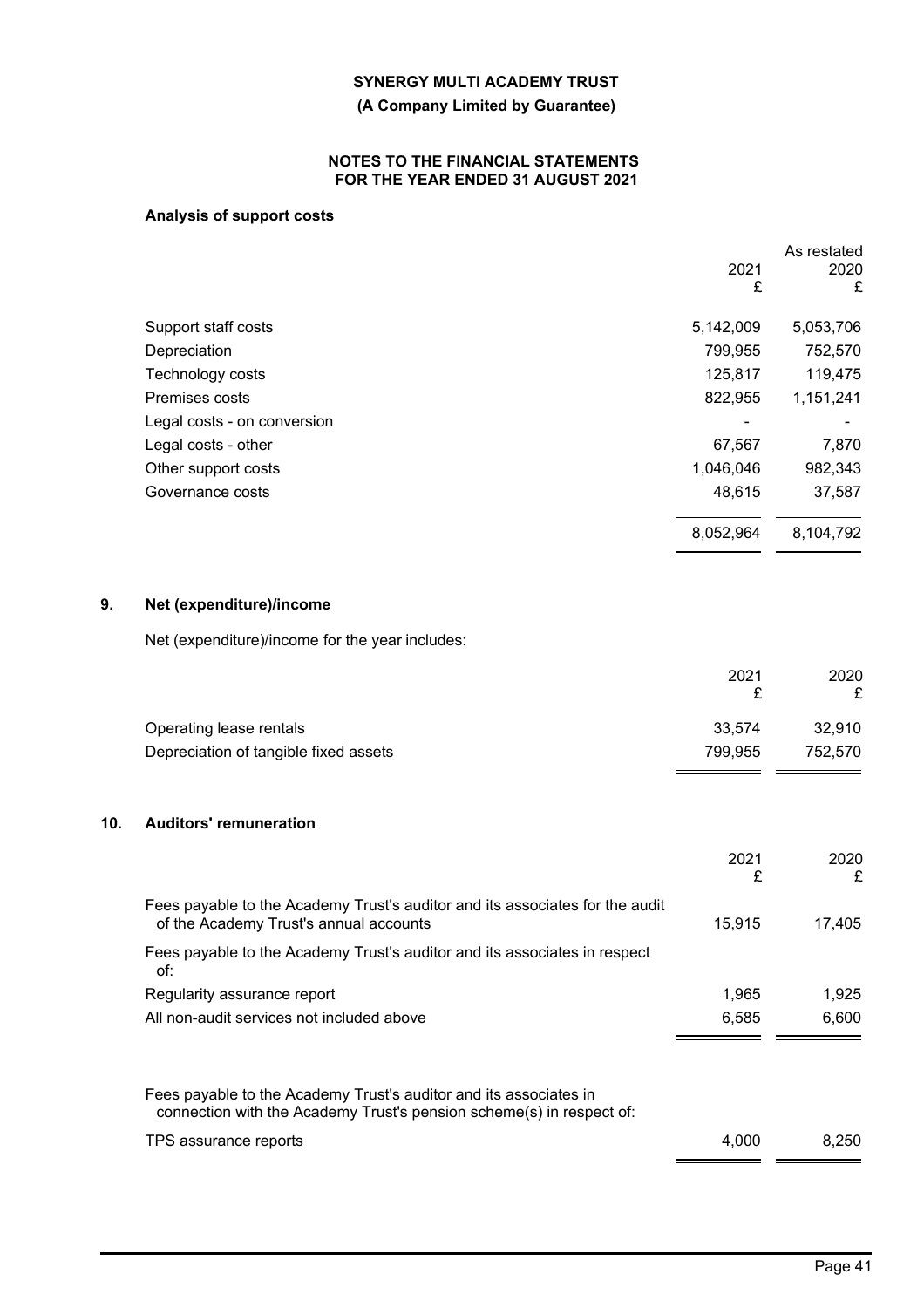**Analysis of support costs**

| | 2021<br>£ | As restated<br>2020<br>£ |
|---|---|---|
| Support staff costs | 5,142,009 | 5,053,706 |
| Depreciation | 799,955 | 752,570 |
| Technology costs | 125,817 | 119,475 |
| Premises costs | 822,955 | 1,151,241 |
| Legal costs - on conversion | - | - |
| Legal costs - other | 67,567 | 7,870 |
| Other support costs | 1,046,046 | 982,343 |
| Governance costs | 48,615 | 37,587 |
| | 8,052,964 | 8,104,792 |

## 9. Net (expenditure)/income

Net (expenditure)/income for the year includes:

| | 2021<br>£ | 2020<br>£ |
|---|---|---|
| Operating lease rentals | 33,574 | 32,910 |
| Depreciation of tangible fixed assets | 799,955 | 752,570 |

## 10. Auditors' remuneration

| | 2021<br>£ | 2020<br>£ |
|---|---|---|
| Fees payable to the Academy Trust's auditor and its associates for the audit of the Academy Trust's annual accounts | 15,915 | 17,405 |
| Fees payable to the Academy Trust's auditor and its associates in respect of: | | |
| Regularity assurance report | 1,965 | 1,925 |
| All non-audit services not included above | 6,585 | 6,600 |

| | 2021<br>£ | 2020<br>£ |
|---|---|---|
| Fees payable to the Academy Trust's auditor and its associates in connection with the Academy Trust's pension scheme(s) in respect of: | | |
| TPS assurance reports | 4,000 | 8,250 |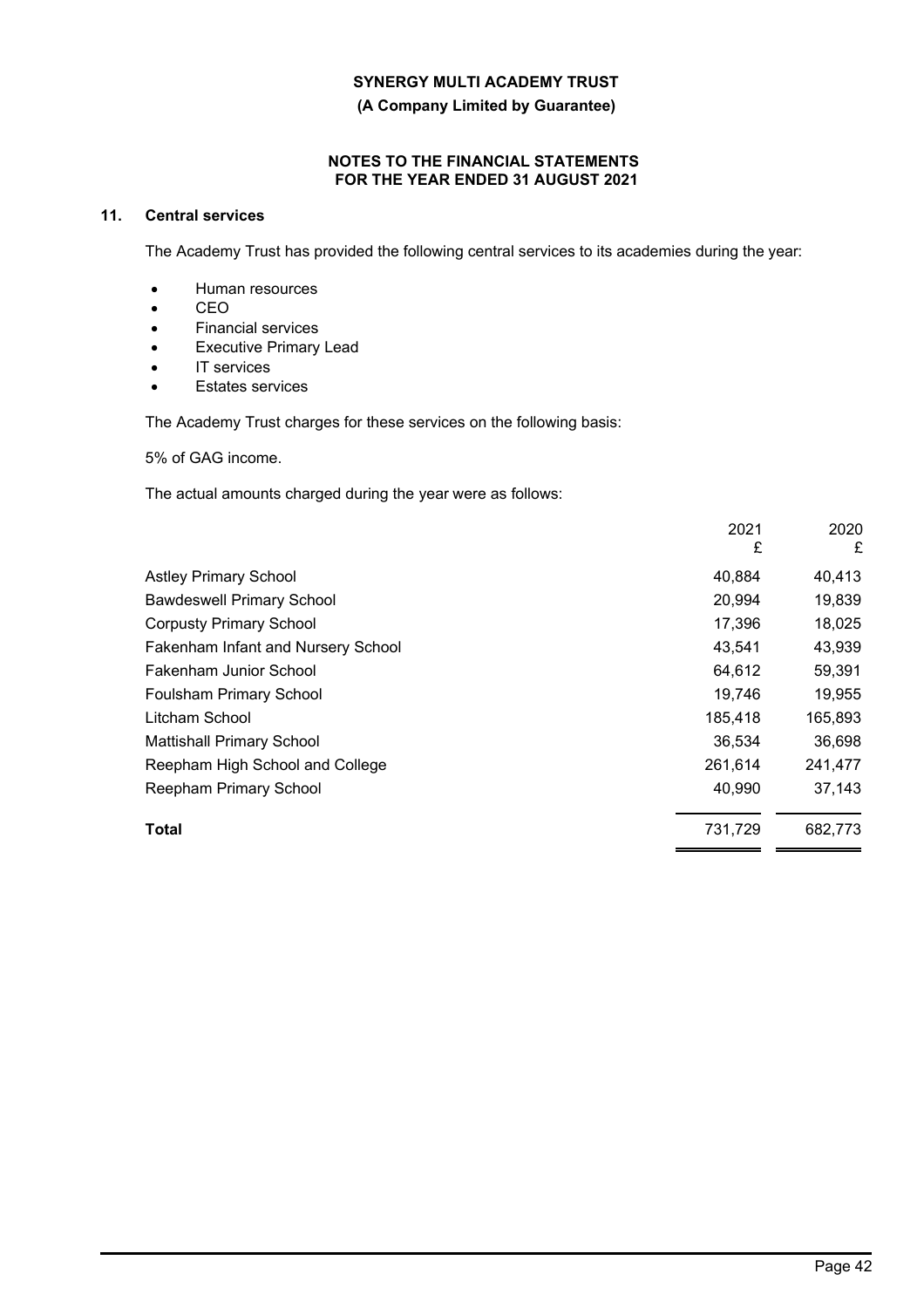## 11. Central services

The Academy Trust has provided the following central services to its academies during the year:

- Human resources
- CEO
- Financial services
- Executive Primary Lead
- IT services
- Estates services

The Academy Trust charges for these services on the following basis:

5% of GAG income.

The actual amounts charged during the year were as follows:

| | 2021 £ | 2020 £ |
|---|---|---|
| Astley Primary School | 40,884 | 40,413 |
| Bawdeswell Primary School | 20,994 | 19,839 |
| Corpusty Primary School | 17,396 | 18,025 |
| Fakenham Infant and Nursery School | 43,541 | 43,939 |
| Fakenham Junior School | 64,612 | 59,391 |
| Foulsham Primary School | 19,746 | 19,955 |
| Litcham School | 185,418 | 165,893 |
| Mattishall Primary School | 36,534 | 36,698 |
| Reepham High School and College | 261,614 | 241,477 |
| Reepham Primary School | 40,990 | 37,143 |
| **Total** | 731,729 | 682,773 |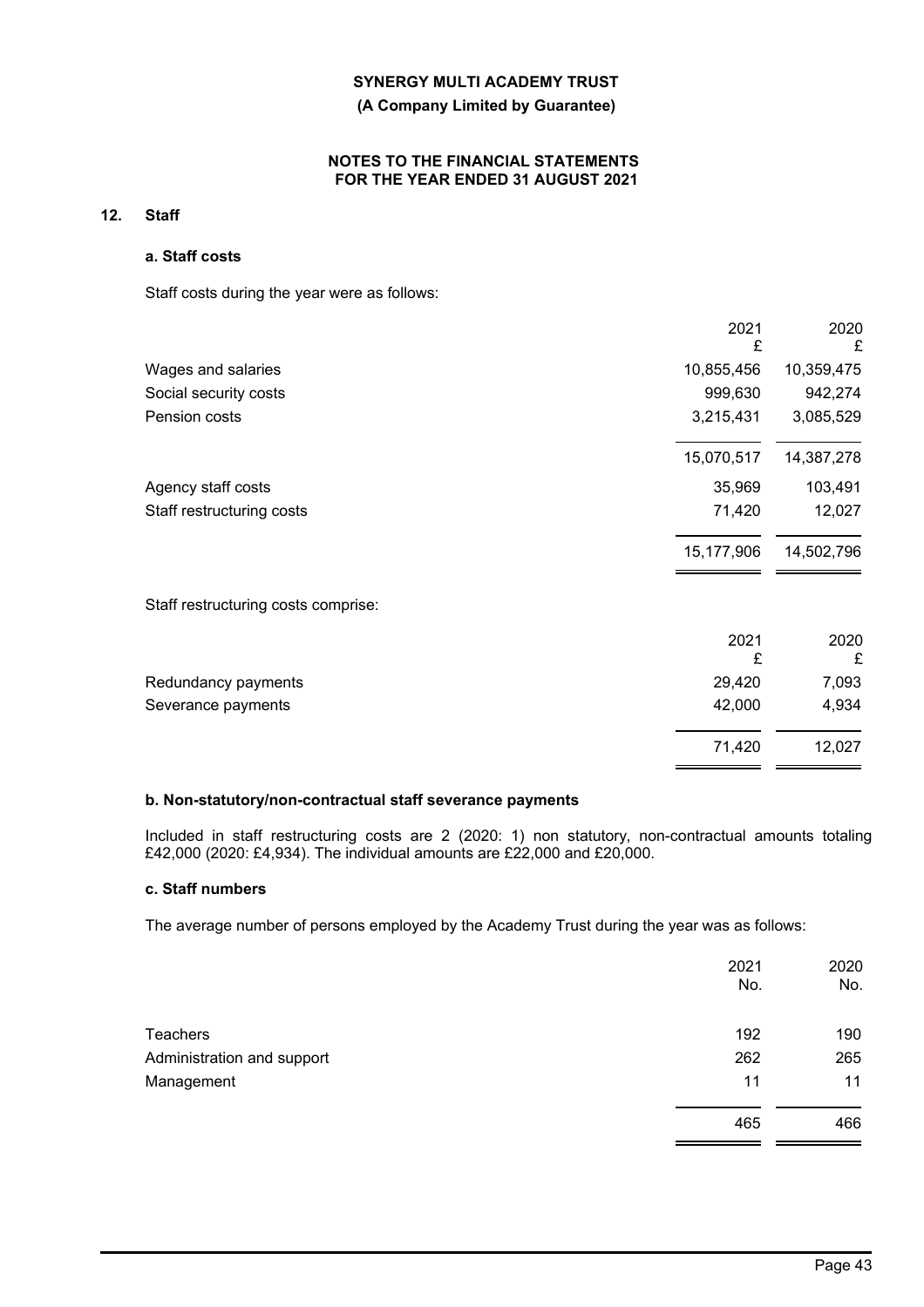## 12. Staff

### a. Staff costs

Staff costs during the year were as follows:

| | 2021 £ | 2020 £ |
|---|---|---|
| Wages and salaries | 10,855,456 | 10,359,475 |
| Social security costs | 999,630 | 942,274 |
| Pension costs | 3,215,431 | 3,085,529 |
| | 15,070,517 | 14,387,278 |
| Agency staff costs | 35,969 | 103,491 |
| Staff restructuring costs | 71,420 | 12,027 |
| | 15,177,906 | 14,502,796 |

Staff restructuring costs comprise:

| | 2021 £ | 2020 £ |
|---|---|---|
| Redundancy payments | 29,420 | 7,093 |
| Severance payments | 42,000 | 4,934 |
| | 71,420 | 12,027 |

### b. Non-statutory/non-contractual staff severance payments

Included in staff restructuring costs are 2 (2020: 1) non statutory, non-contractual amounts totaling £42,000 (2020: £4,934). The individual amounts are £22,000 and £20,000.

### c. Staff numbers

The average number of persons employed by the Academy Trust during the year was as follows:

| | 2021 No. | 2020 No. |
|---|---|---|
| Teachers | 192 | 190 |
| Administration and support | 262 | 265 |
| Management | 11 | 11 |
| | 465 | 466 |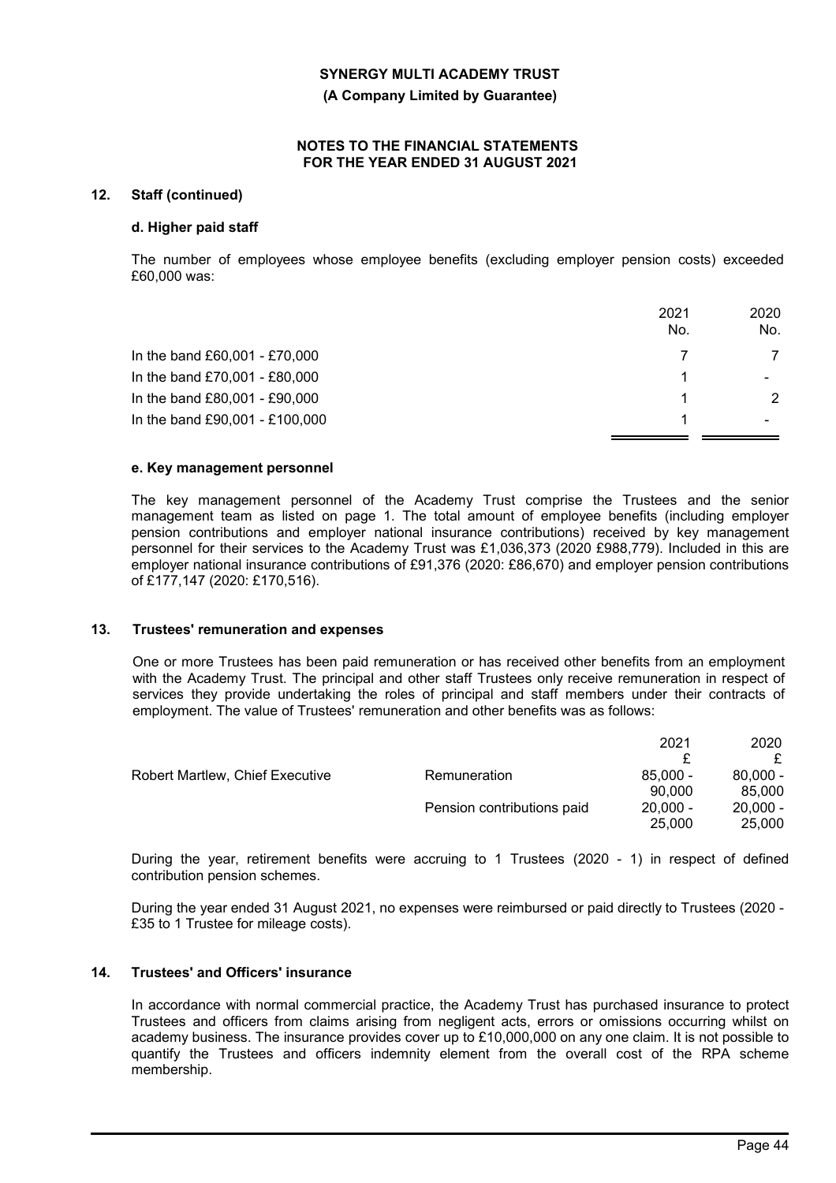## 12. Staff (continued)

### d. Higher paid staff

The number of employees whose employee benefits (excluding employer pension costs) exceeded £60,000 was:

| | 2021 No. | 2020 No. |
|---|---|---|
| In the band £60,001 - £70,000 | 7 | 7 |
| In the band £70,001 - £80,000 | 1 | - |
| In the band £80,001 - £90,000 | 1 | 2 |
| In the band £90,001 - £100,000 | 1 | - |

### e. Key management personnel

The key management personnel of the Academy Trust comprise the Trustees and the senior management team as listed on page 1. The total amount of employee benefits (including employer pension contributions and employer national insurance contributions) received by key management personnel for their services to the Academy Trust was £1,036,373 (2020 £988,779). Included in this are employer national insurance contributions of £91,376 (2020: £86,670) and employer pension contributions of £177,147 (2020: £170,516).

## 13. Trustees' remuneration and expenses

One or more Trustees has been paid remuneration or has received other benefits from an employment with the Academy Trust. The principal and other staff Trustees only receive remuneration in respect of services they provide undertaking the roles of principal and staff members under their contracts of employment. The value of Trustees' remuneration and other benefits was as follows:

| | | 2021 £ | 2020 £ |
|---|---|---|---|
| Robert Martlew, Chief Executive | Remuneration | 85,000 - 90,000 | 80,000 - 85,000 |
| | Pension contributions paid | 20,000 - 25,000 | 20,000 - 25,000 |

During the year, retirement benefits were accruing to 1 Trustees (2020 - 1) in respect of defined contribution pension schemes.

During the year ended 31 August 2021, no expenses were reimbursed or paid directly to Trustees (2020 - £35 to 1 Trustee for mileage costs).

## 14. Trustees' and Officers' insurance

In accordance with normal commercial practice, the Academy Trust has purchased insurance to protect Trustees and officers from claims arising from negligent acts, errors or omissions occurring whilst on academy business. The insurance provides cover up to £10,000,000 on any one claim. It is not possible to quantify the Trustees and officers indemnity element from the overall cost of the RPA scheme membership.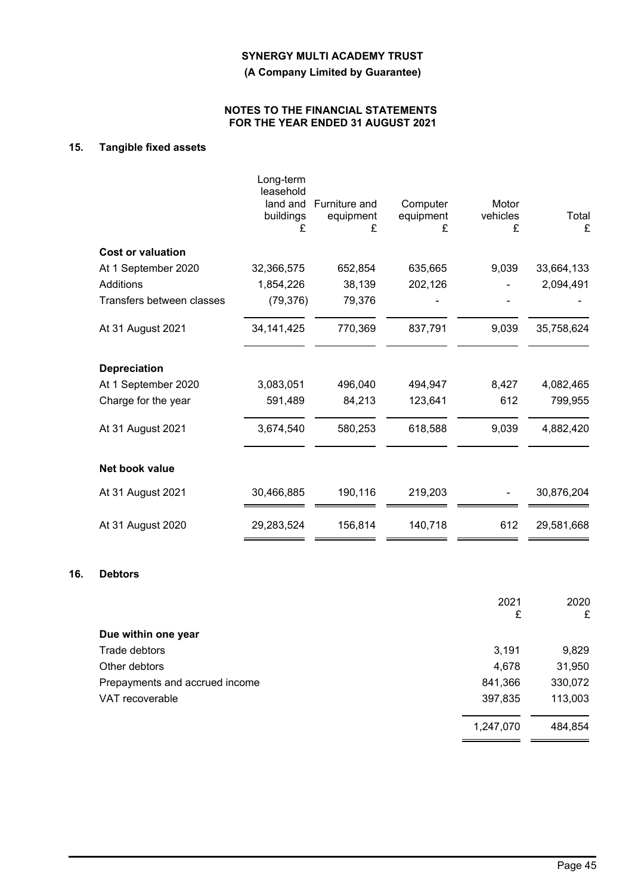**SYNERGY MULTI ACADEMY TRUST**

**(A Company Limited by Guarantee)**

**NOTES TO THE FINANCIAL STATEMENTS FOR THE YEAR ENDED 31 AUGUST 2021**

## 15. Tangible fixed assets

| | Long-term leasehold land and buildings £ | Furniture and equipment £ | Computer equipment £ | Motor vehicles £ | Total £ |
|---|---|---|---|---|---|
| **Cost or valuation** | | | | | |
| At 1 September 2020 | 32,366,575 | 652,854 | 635,665 | 9,039 | 33,664,133 |
| Additions | 1,854,226 | 38,139 | 202,126 | - | 2,094,491 |
| Transfers between classes | (79,376) | 79,376 | - | - | - |
| At 31 August 2021 | 34,141,425 | 770,369 | 837,791 | 9,039 | 35,758,624 |
| **Depreciation** | | | | | |
| At 1 September 2020 | 3,083,051 | 496,040 | 494,947 | 8,427 | 4,082,465 |
| Charge for the year | 591,489 | 84,213 | 123,641 | 612 | 799,955 |
| At 31 August 2021 | 3,674,540 | 580,253 | 618,588 | 9,039 | 4,882,420 |
| **Net book value** | | | | | |
| At 31 August 2021 | 30,466,885 | 190,116 | 219,203 | - | 30,876,204 |
| At 31 August 2020 | 29,283,524 | 156,814 | 140,718 | 612 | 29,581,668 |

## 16. Debtors

| | 2021 £ | 2020 £ |
|---|---|---|
| **Due within one year** | | |
| Trade debtors | 3,191 | 9,829 |
| Other debtors | 4,678 | 31,950 |
| Prepayments and accrued income | 841,366 | 330,072 |
| VAT recoverable | 397,835 | 113,003 |
| | 1,247,070 | 484,854 |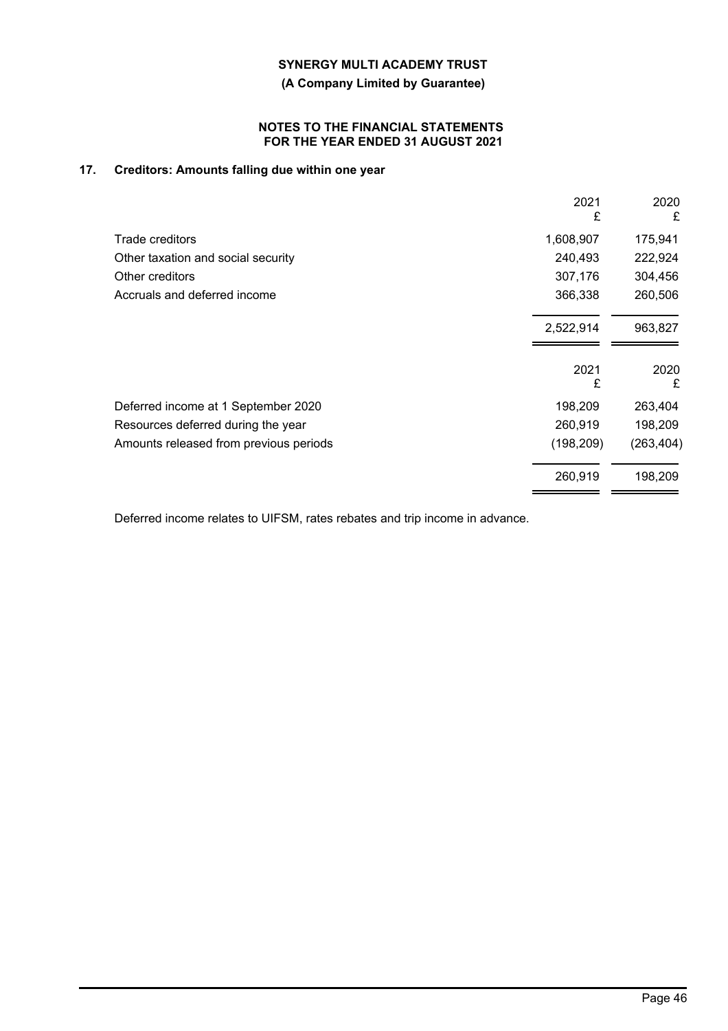## 17. Creditors: Amounts falling due within one year

| | 2021 £ | 2020 £ |
|---|---|---|
| Trade creditors | 1,608,907 | 175,941 |
| Other taxation and social security | 240,493 | 222,924 |
| Other creditors | 307,176 | 304,456 |
| Accruals and deferred income | 366,338 | 260,506 |
| | 2,522,914 | 963,827 |

| | 2021 £ | 2020 £ |
|---|---|---|
| Deferred income at 1 September 2020 | 198,209 | 263,404 |
| Resources deferred during the year | 260,919 | 198,209 |
| Amounts released from previous periods | (198,209) | (263,404) |
| | 260,919 | 198,209 |

Deferred income relates to UIFSM, rates rebates and trip income in advance.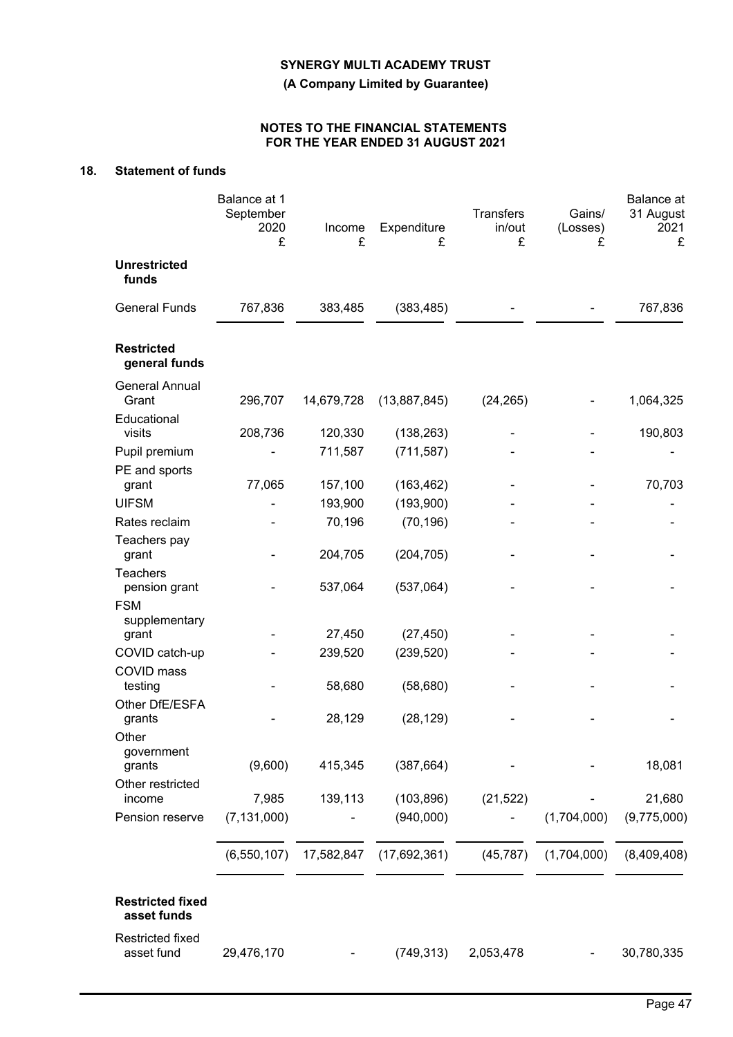# SYNERGY MULTI ACADEMY TRUST

**(A Company Limited by Guarantee)**

**NOTES TO THE FINANCIAL STATEMENTS FOR THE YEAR ENDED 31 AUGUST 2021**

## 18. Statement of funds

| | Balance at 1 September 2020 £ | Income £ | Expenditure £ | Transfers in/out £ | Gains/ (Losses) £ | Balance at 31 August 2021 £ |
|---|---|---|---|---|---|---|
| **Unrestricted funds** | | | | | | |
| General Funds | 767,836 | 383,485 | (383,485) | - | - | 767,836 |
| **Restricted general funds** | | | | | | |
| General Annual Grant | 296,707 | 14,679,728 | (13,887,845) | (24,265) | - | 1,064,325 |
| Educational visits | 208,736 | 120,330 | (138,263) | - | - | 190,803 |
| Pupil premium | - | 711,587 | (711,587) | - | - | - |
| PE and sports grant | 77,065 | 157,100 | (163,462) | - | - | 70,703 |
| UIFSM | - | 193,900 | (193,900) | - | - | - |
| Rates reclaim | - | 70,196 | (70,196) | - | - | - |
| Teachers pay grant | - | 204,705 | (204,705) | - | - | - |
| Teachers pension grant | - | 537,064 | (537,064) | - | - | - |
| FSM supplementary grant | - | 27,450 | (27,450) | - | - | - |
| COVID catch-up | - | 239,520 | (239,520) | - | - | - |
| COVID mass testing | - | 58,680 | (58,680) | - | - | - |
| Other DfE/ESFA grants | - | 28,129 | (28,129) | - | - | - |
| Other government grants | (9,600) | 415,345 | (387,664) | - | - | 18,081 |
| Other restricted income | 7,985 | 139,113 | (103,896) | (21,522) | - | 21,680 |
| Pension reserve | (7,131,000) | - | (940,000) | - | (1,704,000) | (9,775,000) |
| | (6,550,107) | 17,582,847 | (17,692,361) | (45,787) | (1,704,000) | (8,409,408) |
| **Restricted fixed asset funds** | | | | | | |
| Restricted fixed asset fund | 29,476,170 | - | (749,313) | 2,053,478 | - | 30,780,335 |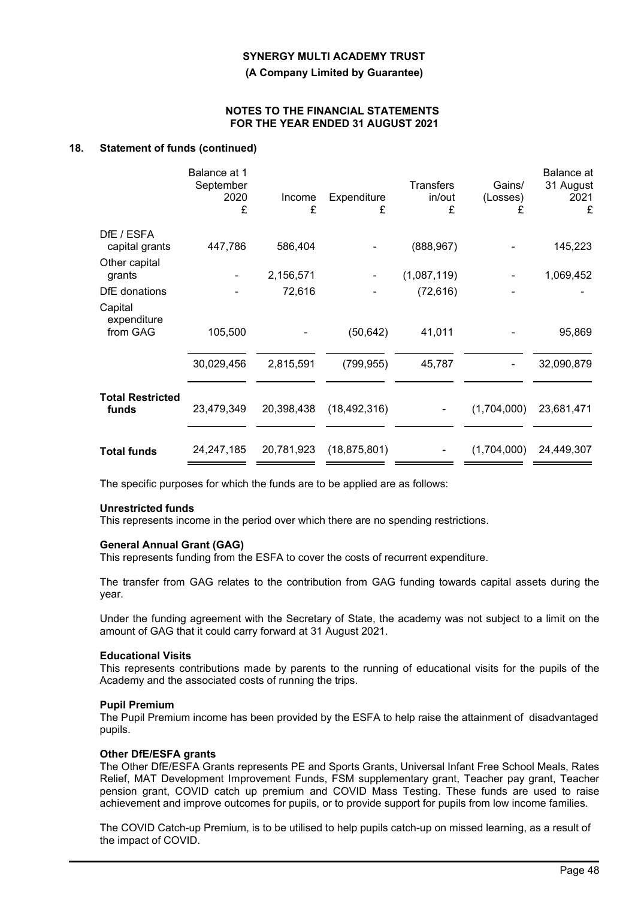# SYNERGY MULTI ACADEMY TRUST

**(A Company Limited by Guarantee)**

**NOTES TO THE FINANCIAL STATEMENTS FOR THE YEAR ENDED 31 AUGUST 2021**

## 18. Statement of funds (continued)

| | Balance at 1 September 2020 £ | Income £ | Expenditure £ | Transfers in/out £ | Gains/ (Losses) £ | Balance at 31 August 2021 £ |
|---|---|---|---|---|---|---|
| DfE / ESFA capital grants | 447,786 | 586,404 | - | (888,967) | - | 145,223 |
| Other capital grants | - | 2,156,571 | - | (1,087,119) | - | 1,069,452 |
| DfE donations | - | 72,616 | - | (72,616) | - | - |
| Capital expenditure from GAG | 105,500 | - | (50,642) | 41,011 | - | 95,869 |
| | 30,029,456 | 2,815,591 | (799,955) | 45,787 | - | 32,090,879 |
| **Total Restricted funds** | 23,479,349 | 20,398,438 | (18,492,316) | - | (1,704,000) | 23,681,471 |
| **Total funds** | 24,247,185 | 20,781,923 | (18,875,801) | - | (1,704,000) | 24,449,307 |

The specific purposes for which the funds are to be applied are as follows:

**Unrestricted funds**
This represents income in the period over which there are no spending restrictions.

**General Annual Grant (GAG)**
This represents funding from the ESFA to cover the costs of recurrent expenditure.

The transfer from GAG relates to the contribution from GAG funding towards capital assets during the year.

Under the funding agreement with the Secretary of State, the academy was not subject to a limit on the amount of GAG that it could carry forward at 31 August 2021.

**Educational Visits**
This represents contributions made by parents to the running of educational visits for the pupils of the Academy and the associated costs of running the trips.

**Pupil Premium**
The Pupil Premium income has been provided by the ESFA to help raise the attainment of disadvantaged pupils.

**Other DfE/ESFA grants**
The Other DfE/ESFA Grants represents PE and Sports Grants, Universal Infant Free School Meals, Rates Relief, MAT Development Improvement Funds, FSM supplementary grant, Teacher pay grant, Teacher pension grant, COVID catch up premium and COVID Mass Testing. These funds are used to raise achievement and improve outcomes for pupils, or to provide support for pupils from low income families.

The COVID Catch-up Premium, is to be utilised to help pupils catch-up on missed learning, as a result of the impact of COVID.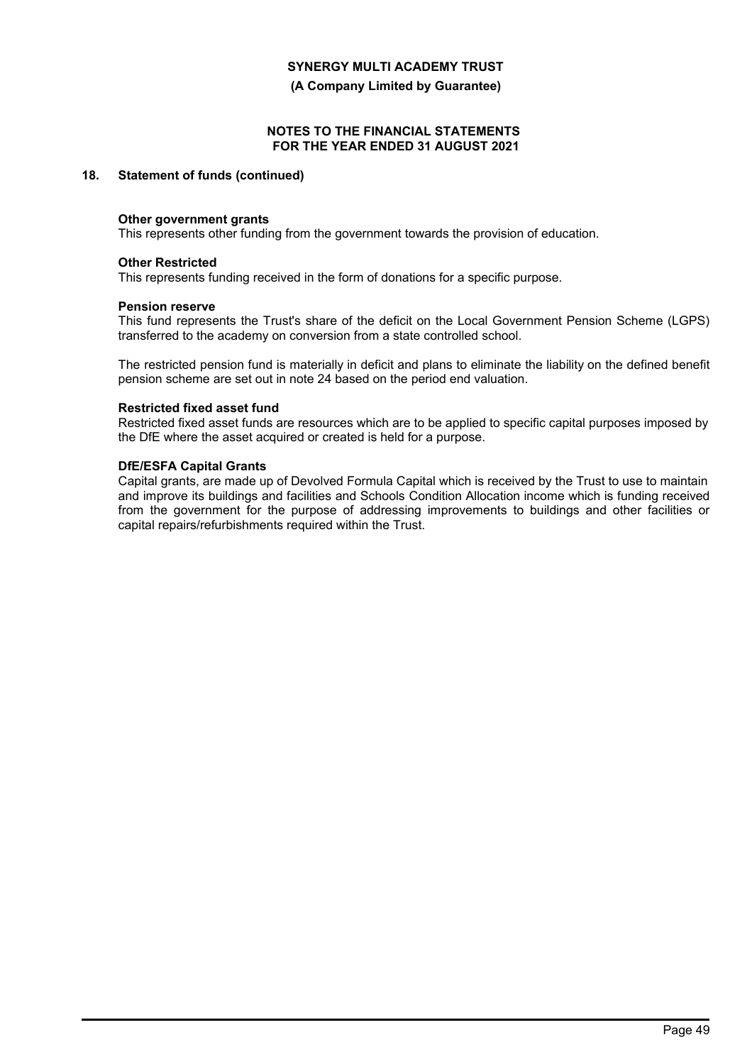## 18. Statement of funds (continued)

**Other government grants**

This represents other funding from the government towards the provision of education.

**Other Restricted**

This represents funding received in the form of donations for a specific purpose.

**Pension reserve**

This fund represents the Trust's share of the deficit on the Local Government Pension Scheme (LGPS) transferred to the academy on conversion from a state controlled school.

The restricted pension fund is materially in deficit and plans to eliminate the liability on the defined benefit pension scheme are set out in note 24 based on the period end valuation.

**Restricted fixed asset fund**

Restricted fixed asset funds are resources which are to be applied to specific capital purposes imposed by the DfE where the asset acquired or created is held for a purpose.

**DfE/ESFA Capital Grants**

Capital grants, are made up of Devolved Formula Capital which is received by the Trust to use to maintain and improve its buildings and facilities and Schools Condition Allocation income which is funding received from the government for the purpose of addressing improvements to buildings and other facilities or capital repairs/refurbishments required within the Trust.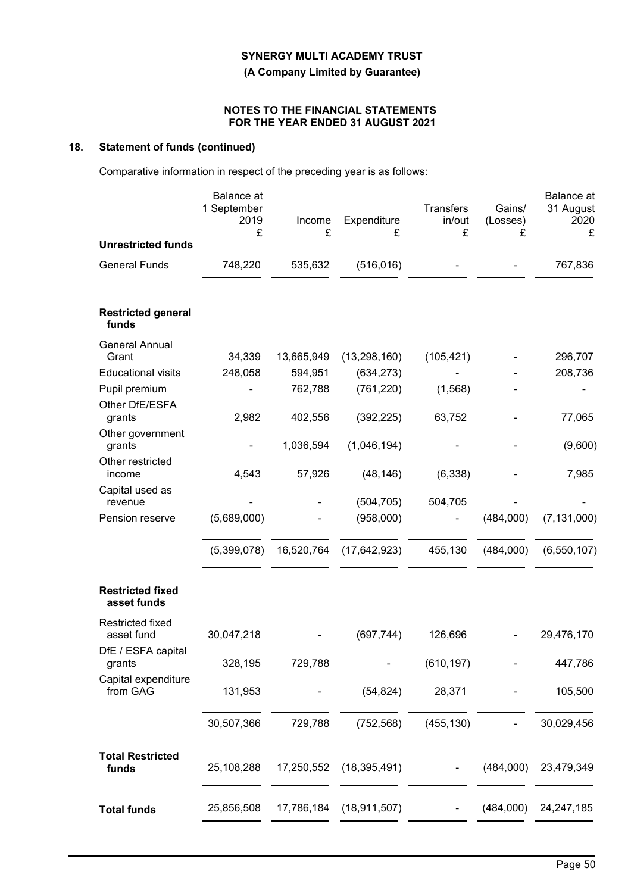# SYNERGY MULTI ACADEMY TRUST

**(A Company Limited by Guarantee)**

**NOTES TO THE FINANCIAL STATEMENTS FOR THE YEAR ENDED 31 AUGUST 2021**

## 18. Statement of funds (continued)

Comparative information in respect of the preceding year is as follows:

| | Balance at 1 September 2019 £ | Income £ | Expenditure £ | Transfers in/out £ | Gains/ (Losses) £ | Balance at 31 August 2020 £ |
|---|---|---|---|---|---|---|
| **Unrestricted funds** | | | | | | |
| General Funds | 748,220 | 535,632 | (516,016) | - | - | 767,836 |
| **Restricted general funds** | | | | | | |
| General Annual Grant | 34,339 | 13,665,949 | (13,298,160) | (105,421) | - | 296,707 |
| Educational visits | 248,058 | 594,951 | (634,273) | - | - | 208,736 |
| Pupil premium | - | 762,788 | (761,220) | (1,568) | - | - |
| Other DfE/ESFA grants | 2,982 | 402,556 | (392,225) | 63,752 | - | 77,065 |
| Other government grants | - | 1,036,594 | (1,046,194) | - | - | (9,600) |
| Other restricted income | 4,543 | 57,926 | (48,146) | (6,338) | - | 7,985 |
| Capital used as revenue | - | - | (504,705) | 504,705 | - | - |
| Pension reserve | (5,689,000) | - | (958,000) | - | (484,000) | (7,131,000) |
| | (5,399,078) | 16,520,764 | (17,642,923) | 455,130 | (484,000) | (6,550,107) |
| **Restricted fixed asset funds** | | | | | | |
| Restricted fixed asset fund | 30,047,218 | - | (697,744) | 126,696 | - | 29,476,170 |
| DfE / ESFA capital grants | 328,195 | 729,788 | - | (610,197) | - | 447,786 |
| Capital expenditure from GAG | 131,953 | - | (54,824) | 28,371 | - | 105,500 |
| | 30,507,366 | 729,788 | (752,568) | (455,130) | - | 30,029,456 |
| **Total Restricted funds** | 25,108,288 | 17,250,552 | (18,395,491) | - | (484,000) | 23,479,349 |
| **Total funds** | 25,856,508 | 17,786,184 | (18,911,507) | - | (484,000) | 24,247,185 |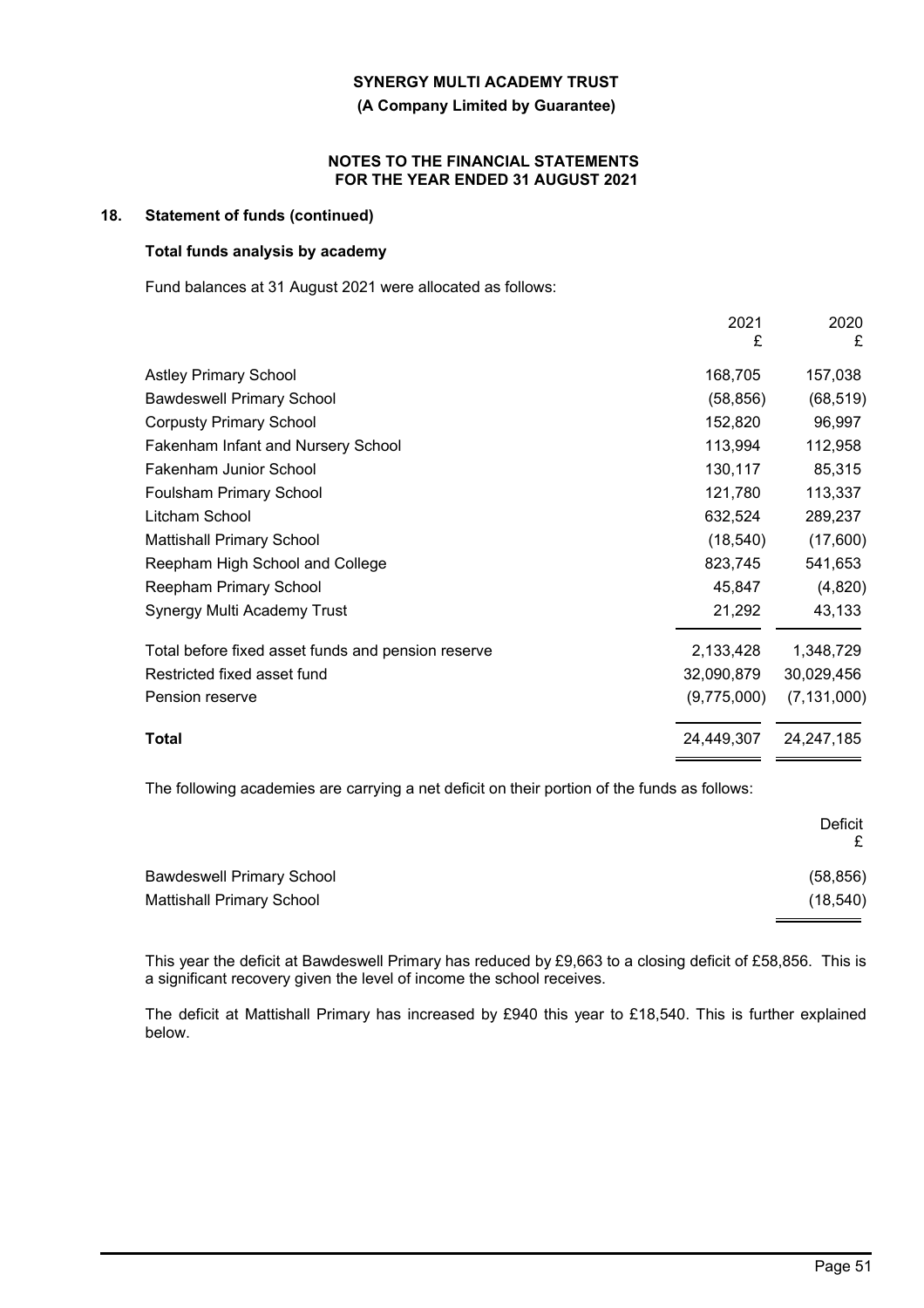**SYNERGY MULTI ACADEMY TRUST**

**(A Company Limited by Guarantee)**

**NOTES TO THE FINANCIAL STATEMENTS FOR THE YEAR ENDED 31 AUGUST 2021**

## 18. Statement of funds (continued)

### Total funds analysis by academy

Fund balances at 31 August 2021 were allocated as follows:

| | 2021 £ | 2020 £ |
|---|---|---|
| Astley Primary School | 168,705 | 157,038 |
| Bawdeswell Primary School | (58,856) | (68,519) |
| Corpusty Primary School | 152,820 | 96,997 |
| Fakenham Infant and Nursery School | 113,994 | 112,958 |
| Fakenham Junior School | 130,117 | 85,315 |
| Foulsham Primary School | 121,780 | 113,337 |
| Litcham School | 632,524 | 289,237 |
| Mattishall Primary School | (18,540) | (17,600) |
| Reepham High School and College | 823,745 | 541,653 |
| Reepham Primary School | 45,847 | (4,820) |
| Synergy Multi Academy Trust | 21,292 | 43,133 |
| Total before fixed asset funds and pension reserve | 2,133,428 | 1,348,729 |
| Restricted fixed asset fund | 32,090,879 | 30,029,456 |
| Pension reserve | (9,775,000) | (7,131,000) |
| **Total** | 24,449,307 | 24,247,185 |

The following academies are carrying a net deficit on their portion of the funds as follows:

| | Deficit £ |
|---|---|
| Bawdeswell Primary School | (58,856) |
| Mattishall Primary School | (18,540) |

This year the deficit at Bawdeswell Primary has reduced by £9,663 to a closing deficit of £58,856. This is a significant recovery given the level of income the school receives.

The deficit at Mattishall Primary has increased by £940 this year to £18,540. This is further explained below.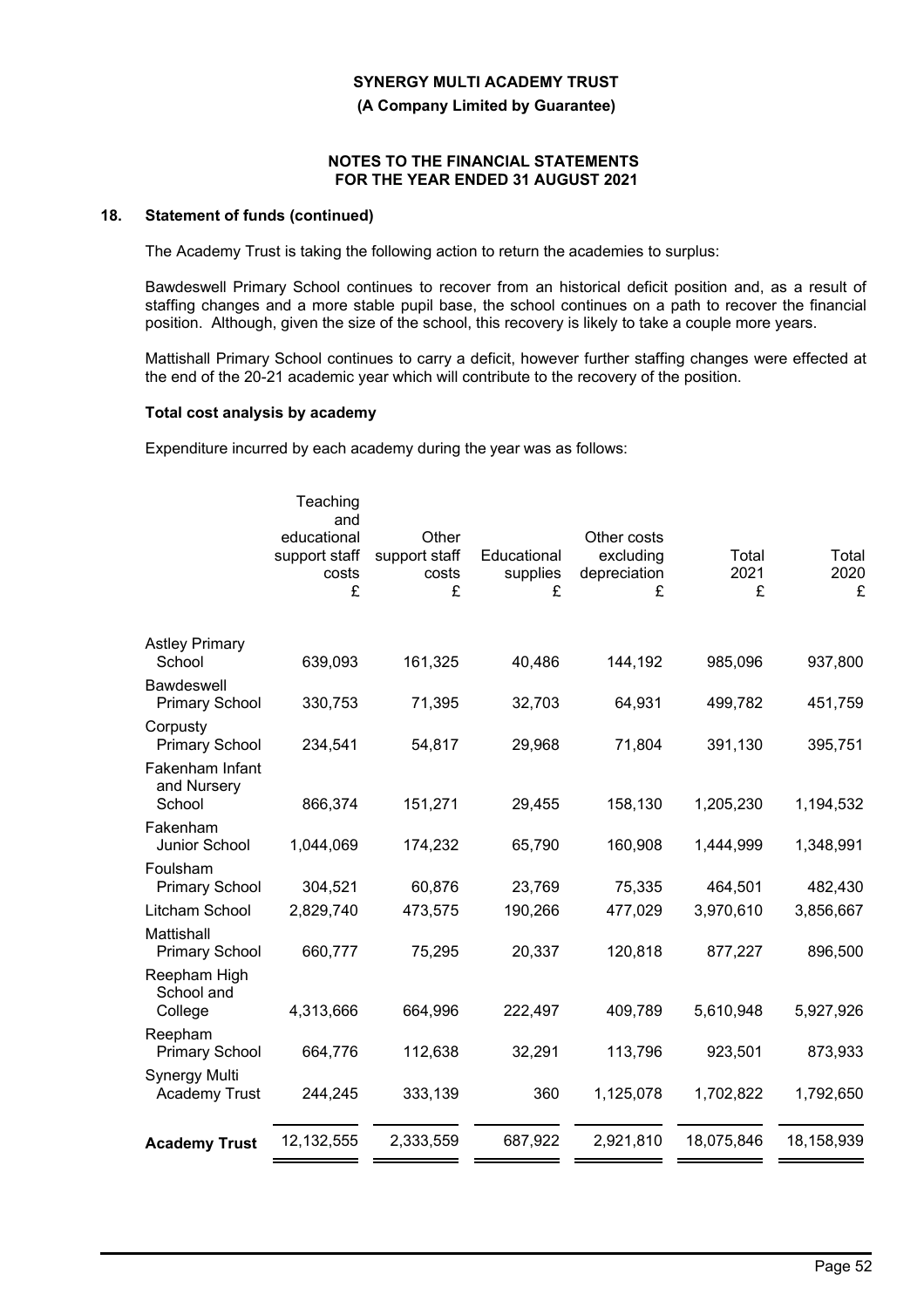**SYNERGY MULTI ACADEMY TRUST**

**(A Company Limited by Guarantee)**

**NOTES TO THE FINANCIAL STATEMENTS FOR THE YEAR ENDED 31 AUGUST 2021**

## 18. Statement of funds (continued)

The Academy Trust is taking the following action to return the academies to surplus:

Bawdeswell Primary School continues to recover from an historical deficit position and, as a result of staffing changes and a more stable pupil base, the school continues on a path to recover the financial position. Although, given the size of the school, this recovery is likely to take a couple more years.

Mattishall Primary School continues to carry a deficit, however further staffing changes were effected at the end of the 20-21 academic year which will contribute to the recovery of the position.

### Total cost analysis by academy

Expenditure incurred by each academy during the year was as follows:

| | Teaching and educational support staff costs £ | Other support staff costs £ | Educational supplies £ | Other costs excluding depreciation £ | Total 2021 £ | Total 2020 £ |
|---|---|---|---|---|---|---|
| Astley Primary School | 639,093 | 161,325 | 40,486 | 144,192 | 985,096 | 937,800 |
| Bawdeswell Primary School | 330,753 | 71,395 | 32,703 | 64,931 | 499,782 | 451,759 |
| Corpusty Primary School | 234,541 | 54,817 | 29,968 | 71,804 | 391,130 | 395,751 |
| Fakenham Infant and Nursery School | 866,374 | 151,271 | 29,455 | 158,130 | 1,205,230 | 1,194,532 |
| Fakenham Junior School | 1,044,069 | 174,232 | 65,790 | 160,908 | 1,444,999 | 1,348,991 |
| Foulsham Primary School | 304,521 | 60,876 | 23,769 | 75,335 | 464,501 | 482,430 |
| Litcham School | 2,829,740 | 473,575 | 190,266 | 477,029 | 3,970,610 | 3,856,667 |
| Mattishall Primary School | 660,777 | 75,295 | 20,337 | 120,818 | 877,227 | 896,500 |
| Reepham High School and College | 4,313,666 | 664,996 | 222,497 | 409,789 | 5,610,948 | 5,927,926 |
| Reepham Primary School | 664,776 | 112,638 | 32,291 | 113,796 | 923,501 | 873,933 |
| Synergy Multi Academy Trust | 244,245 | 333,139 | 360 | 1,125,078 | 1,702,822 | 1,792,650 |
| **Academy Trust** | 12,132,555 | 2,333,559 | 687,922 | 2,921,810 | 18,075,846 | 18,158,939 |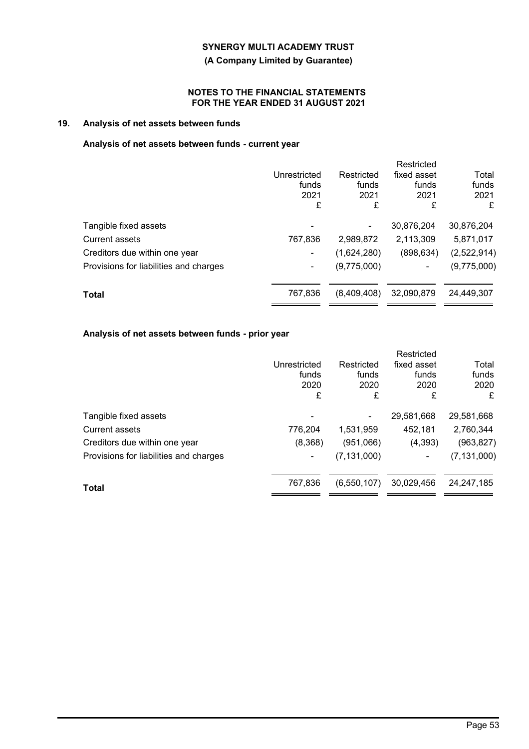**SYNERGY MULTI ACADEMY TRUST**

**(A Company Limited by Guarantee)**

**NOTES TO THE FINANCIAL STATEMENTS FOR THE YEAR ENDED 31 AUGUST 2021**

## 19. Analysis of net assets between funds

### Analysis of net assets between funds - current year

| | Unrestricted funds 2021 £ | Restricted funds 2021 £ | Restricted fixed asset funds 2021 £ | Total funds 2021 £ |
|---|---|---|---|---|
| Tangible fixed assets | - | - | 30,876,204 | 30,876,204 |
| Current assets | 767,836 | 2,989,872 | 2,113,309 | 5,871,017 |
| Creditors due within one year | - | (1,624,280) | (898,634) | (2,522,914) |
| Provisions for liabilities and charges | - | (9,775,000) | - | (9,775,000) |
| **Total** | 767,836 | (8,409,408) | 32,090,879 | 24,449,307 |

### Analysis of net assets between funds - prior year

| | Unrestricted funds 2020 £ | Restricted funds 2020 £ | Restricted fixed asset funds 2020 £ | Total funds 2020 £ |
|---|---|---|---|---|
| Tangible fixed assets | - | - | 29,581,668 | 29,581,668 |
| Current assets | 776,204 | 1,531,959 | 452,181 | 2,760,344 |
| Creditors due within one year | (8,368) | (951,066) | (4,393) | (963,827) |
| Provisions for liabilities and charges | - | (7,131,000) | - | (7,131,000) |
| **Total** | 767,836 | (6,550,107) | 30,029,456 | 24,247,185 |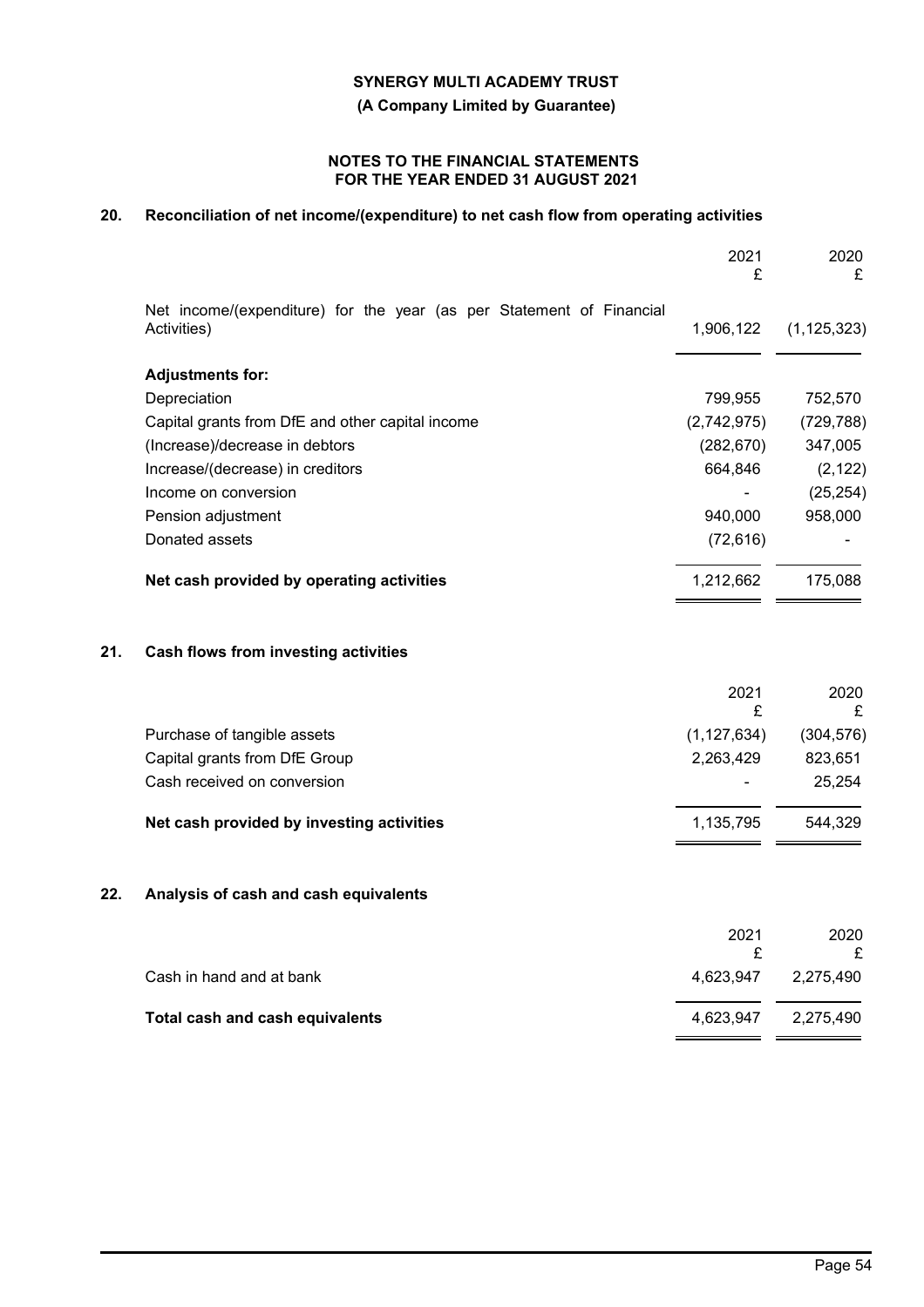**SYNERGY MULTI ACADEMY TRUST**

**(A Company Limited by Guarantee)**

**NOTES TO THE FINANCIAL STATEMENTS FOR THE YEAR ENDED 31 AUGUST 2021**

## 20. Reconciliation of net income/(expenditure) to net cash flow from operating activities

| | 2021 £ | 2020 £ |
|---|---|---|
| Net income/(expenditure) for the year (as per Statement of Financial Activities) | 1,906,122 | (1,125,323) |
| **Adjustments for:** | | |
| Depreciation | 799,955 | 752,570 |
| Capital grants from DfE and other capital income | (2,742,975) | (729,788) |
| (Increase)/decrease in debtors | (282,670) | 347,005 |
| Increase/(decrease) in creditors | 664,846 | (2,122) |
| Income on conversion | - | (25,254) |
| Pension adjustment | 940,000 | 958,000 |
| Donated assets | (72,616) | - |
| **Net cash provided by operating activities** | 1,212,662 | 175,088 |

## 21. Cash flows from investing activities

| | 2021 £ | 2020 £ |
|---|---|---|
| Purchase of tangible assets | (1,127,634) | (304,576) |
| Capital grants from DfE Group | 2,263,429 | 823,651 |
| Cash received on conversion | - | 25,254 |
| **Net cash provided by investing activities** | 1,135,795 | 544,329 |

## 22. Analysis of cash and cash equivalents

| | 2021 £ | 2020 £ |
|---|---|---|
| Cash in hand and at bank | 4,623,947 | 2,275,490 |
| **Total cash and cash equivalents** | 4,623,947 | 2,275,490 |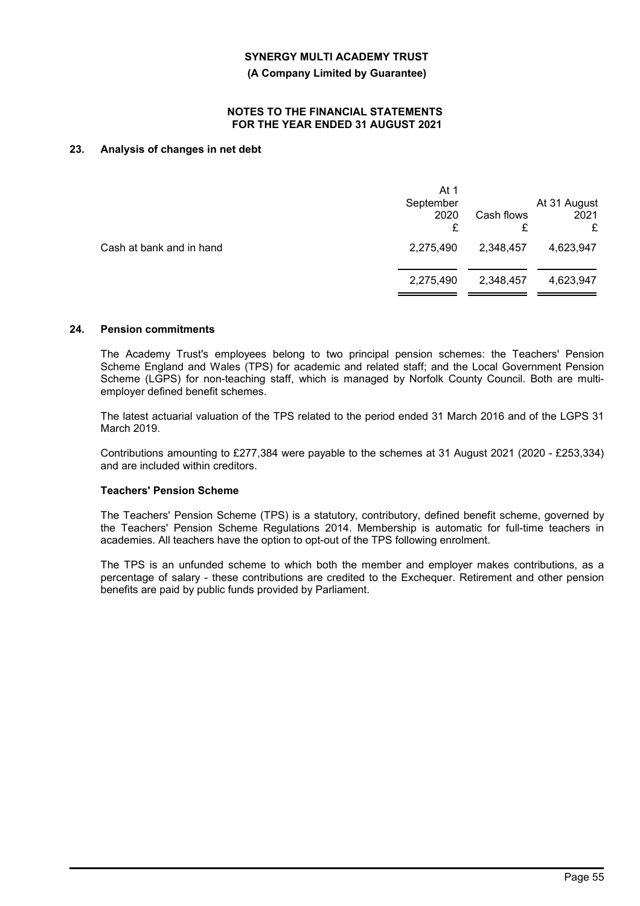## 23. Analysis of changes in net debt

| | At 1 September 2020 £ | Cash flows £ | At 31 August 2021 £ |
|---|---|---|---|
| Cash at bank and in hand | 2,275,490 | 2,348,457 | 4,623,947 |
| | 2,275,490 | 2,348,457 | 4,623,947 |

## 24. Pension commitments

The Academy Trust's employees belong to two principal pension schemes: the Teachers' Pension Scheme England and Wales (TPS) for academic and related staff; and the Local Government Pension Scheme (LGPS) for non-teaching staff, which is managed by Norfolk County Council. Both are multi-employer defined benefit schemes.

The latest actuarial valuation of the TPS related to the period ended 31 March 2016 and of the LGPS 31 March 2019.

Contributions amounting to £277,384 were payable to the schemes at 31 August 2021 (2020 - £253,334) and are included within creditors.

### Teachers' Pension Scheme

The Teachers' Pension Scheme (TPS) is a statutory, contributory, defined benefit scheme, governed by the Teachers' Pension Scheme Regulations 2014. Membership is automatic for full-time teachers in academies. All teachers have the option to opt-out of the TPS following enrolment.

The TPS is an unfunded scheme to which both the member and employer makes contributions, as a percentage of salary - these contributions are credited to the Exchequer. Retirement and other pension benefits are paid by public funds provided by Parliament.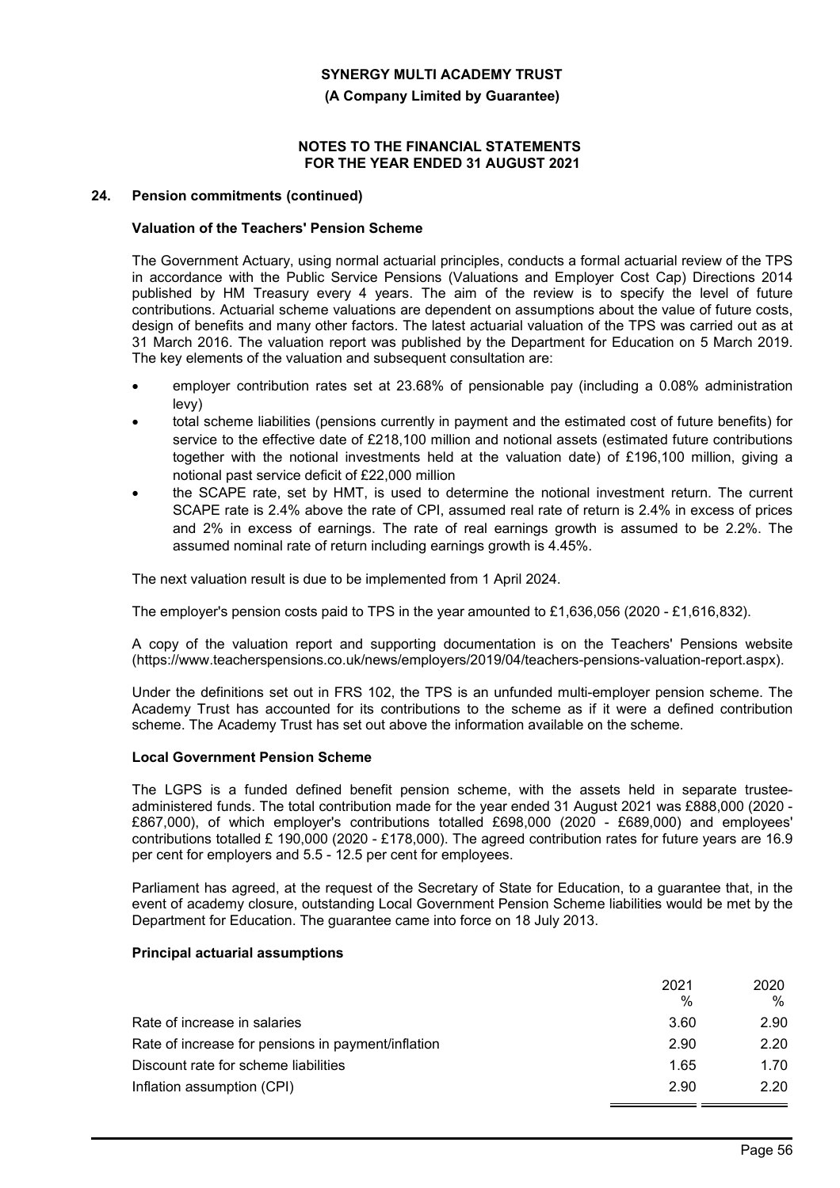## 24. Pension commitments (continued)

### Valuation of the Teachers' Pension Scheme

The Government Actuary, using normal actuarial principles, conducts a formal actuarial review of the TPS in accordance with the Public Service Pensions (Valuations and Employer Cost Cap) Directions 2014 published by HM Treasury every 4 years. The aim of the review is to specify the level of future contributions. Actuarial scheme valuations are dependent on assumptions about the value of future costs, design of benefits and many other factors. The latest actuarial valuation of the TPS was carried out as at 31 March 2016. The valuation report was published by the Department for Education on 5 March 2019. The key elements of the valuation and subsequent consultation are:

- employer contribution rates set at 23.68% of pensionable pay (including a 0.08% administration levy)
- total scheme liabilities (pensions currently in payment and the estimated cost of future benefits) for service to the effective date of £218,100 million and notional assets (estimated future contributions together with the notional investments held at the valuation date) of £196,100 million, giving a notional past service deficit of £22,000 million
- the SCAPE rate, set by HMT, is used to determine the notional investment return. The current SCAPE rate is 2.4% above the rate of CPI, assumed real rate of return is 2.4% in excess of prices and 2% in excess of earnings. The rate of real earnings growth is assumed to be 2.2%. The assumed nominal rate of return including earnings growth is 4.45%.

The next valuation result is due to be implemented from 1 April 2024.

The employer's pension costs paid to TPS in the year amounted to £1,636,056 (2020 - £1,616,832).

A copy of the valuation report and supporting documentation is on the Teachers' Pensions website (https://www.teacherspensions.co.uk/news/employers/2019/04/teachers-pensions-valuation-report.aspx).

Under the definitions set out in FRS 102, the TPS is an unfunded multi-employer pension scheme. The Academy Trust has accounted for its contributions to the scheme as if it were a defined contribution scheme. The Academy Trust has set out above the information available on the scheme.

### Local Government Pension Scheme

The LGPS is a funded defined benefit pension scheme, with the assets held in separate trustee-administered funds. The total contribution made for the year ended 31 August 2021 was £888,000 (2020 - £867,000), of which employer's contributions totalled £698,000 (2020 - £689,000) and employees' contributions totalled £ 190,000 (2020 - £178,000). The agreed contribution rates for future years are 16.9 per cent for employers and 5.5 - 12.5 per cent for employees.

Parliament has agreed, at the request of the Secretary of State for Education, to a guarantee that, in the event of academy closure, outstanding Local Government Pension Scheme liabilities would be met by the Department for Education. The guarantee came into force on 18 July 2013.

### Principal actuarial assumptions

| | 2021 % | 2020 % |
|---|---|---|
| Rate of increase in salaries | 3.60 | 2.90 |
| Rate of increase for pensions in payment/inflation | 2.90 | 2.20 |
| Discount rate for scheme liabilities | 1.65 | 1.70 |
| Inflation assumption (CPI) | 2.90 | 2.20 |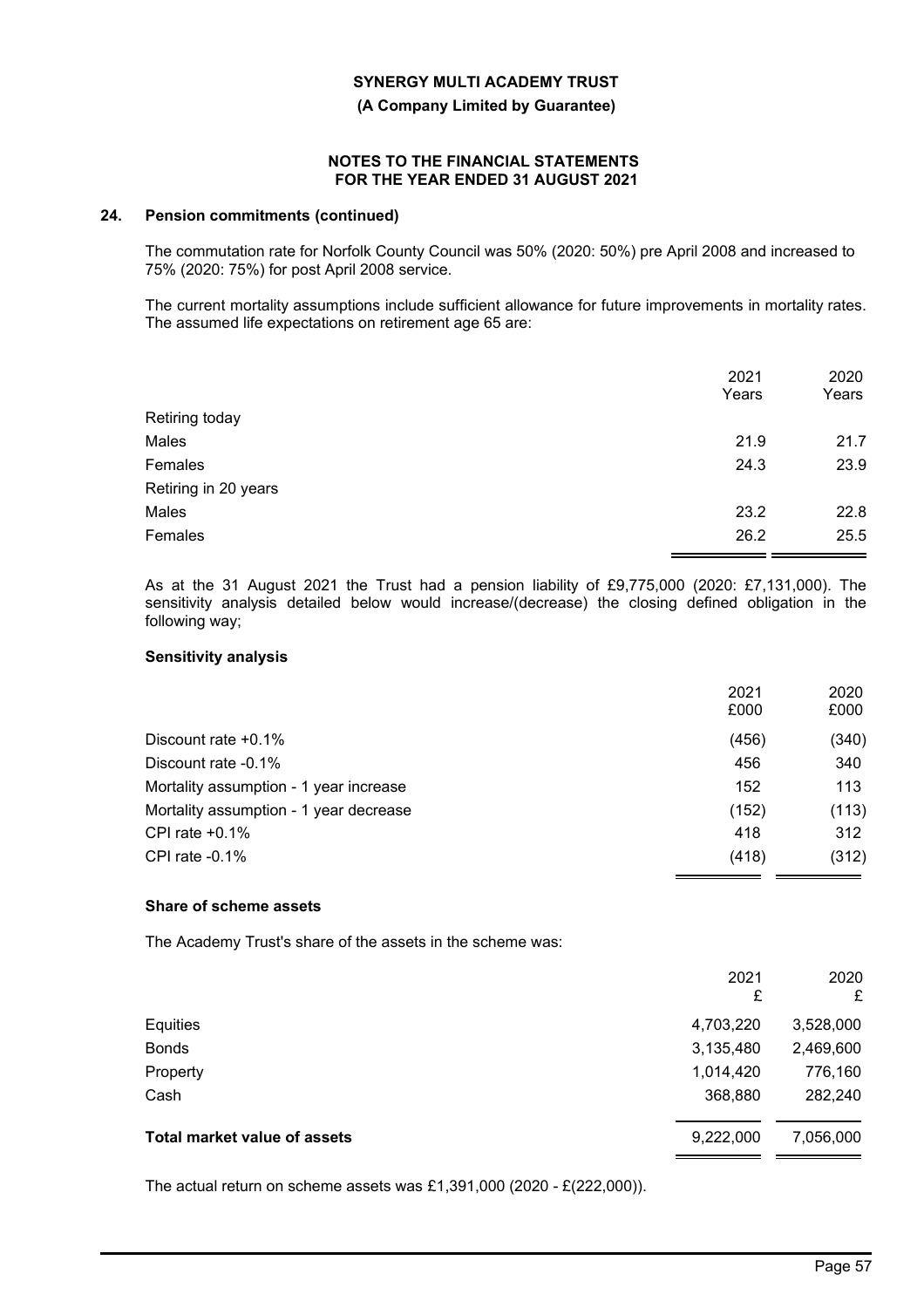**SYNERGY MULTI ACADEMY TRUST**

**(A Company Limited by Guarantee)**

**NOTES TO THE FINANCIAL STATEMENTS FOR THE YEAR ENDED 31 AUGUST 2021**

## 24. Pension commitments (continued)

The commutation rate for Norfolk County Council was 50% (2020: 50%) pre April 2008 and increased to 75% (2020: 75%) for post April 2008 service.

The current mortality assumptions include sufficient allowance for future improvements in mortality rates. The assumed life expectations on retirement age 65 are:

| | 2021 Years | 2020 Years |
|---|---|---|
| Retiring today | | |
| Males | 21.9 | 21.7 |
| Females | 24.3 | 23.9 |
| Retiring in 20 years | | |
| Males | 23.2 | 22.8 |
| Females | 26.2 | 25.5 |

As at the 31 August 2021 the Trust had a pension liability of £9,775,000 (2020: £7,131,000). The sensitivity analysis detailed below would increase/(decrease) the closing defined obligation in the following way;

### Sensitivity analysis

| | 2021 £000 | 2020 £000 |
|---|---|---|
| Discount rate +0.1% | (456) | (340) |
| Discount rate -0.1% | 456 | 340 |
| Mortality assumption - 1 year increase | 152 | 113 |
| Mortality assumption - 1 year decrease | (152) | (113) |
| CPI rate +0.1% | 418 | 312 |
| CPI rate -0.1% | (418) | (312) |

### Share of scheme assets

The Academy Trust's share of the assets in the scheme was:

| | 2021 £ | 2020 £ |
|---|---|---|
| Equities | 4,703,220 | 3,528,000 |
| Bonds | 3,135,480 | 2,469,600 |
| Property | 1,014,420 | 776,160 |
| Cash | 368,880 | 282,240 |
| **Total market value of assets** | 9,222,000 | 7,056,000 |

The actual return on scheme assets was £1,391,000 (2020 - £(222,000)).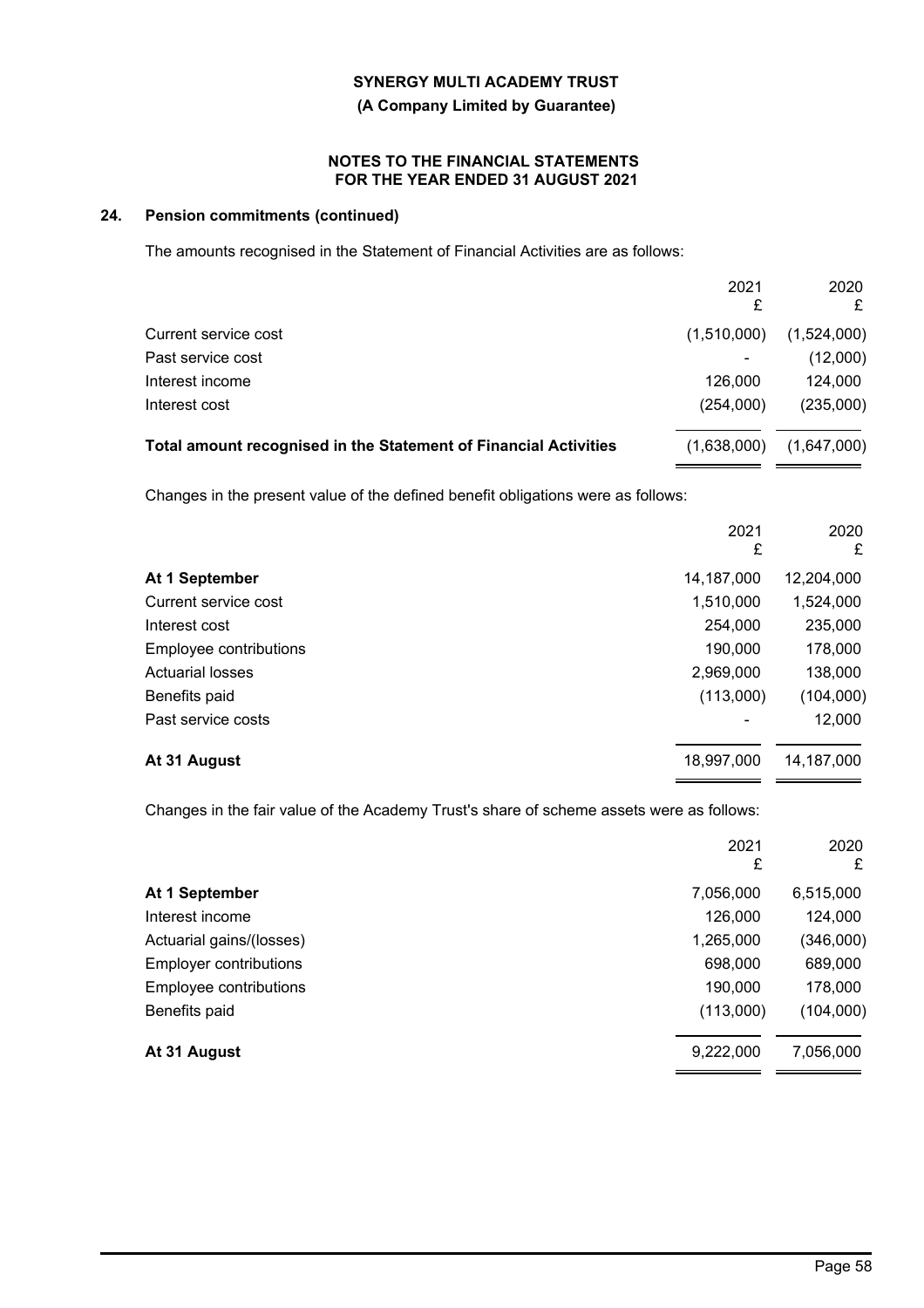## 24. Pension commitments (continued)

The amounts recognised in the Statement of Financial Activities are as follows:

| | 2021 £ | 2020 £ |
|---|---|---|
| Current service cost | (1,510,000) | (1,524,000) |
| Past service cost | - | (12,000) |
| Interest income | 126,000 | 124,000 |
| Interest cost | (254,000) | (235,000) |
| **Total amount recognised in the Statement of Financial Activities** | (1,638,000) | (1,647,000) |

Changes in the present value of the defined benefit obligations were as follows:

| | 2021 £ | 2020 £ |
|---|---|---|
| **At 1 September** | 14,187,000 | 12,204,000 |
| Current service cost | 1,510,000 | 1,524,000 |
| Interest cost | 254,000 | 235,000 |
| Employee contributions | 190,000 | 178,000 |
| Actuarial losses | 2,969,000 | 138,000 |
| Benefits paid | (113,000) | (104,000) |
| Past service costs | - | 12,000 |
| **At 31 August** | 18,997,000 | 14,187,000 |

Changes in the fair value of the Academy Trust's share of scheme assets were as follows:

| | 2021 £ | 2020 £ |
|---|---|---|
| **At 1 September** | 7,056,000 | 6,515,000 |
| Interest income | 126,000 | 124,000 |
| Actuarial gains/(losses) | 1,265,000 | (346,000) |
| Employer contributions | 698,000 | 689,000 |
| Employee contributions | 190,000 | 178,000 |
| Benefits paid | (113,000) | (104,000) |
| **At 31 August** | 9,222,000 | 7,056,000 |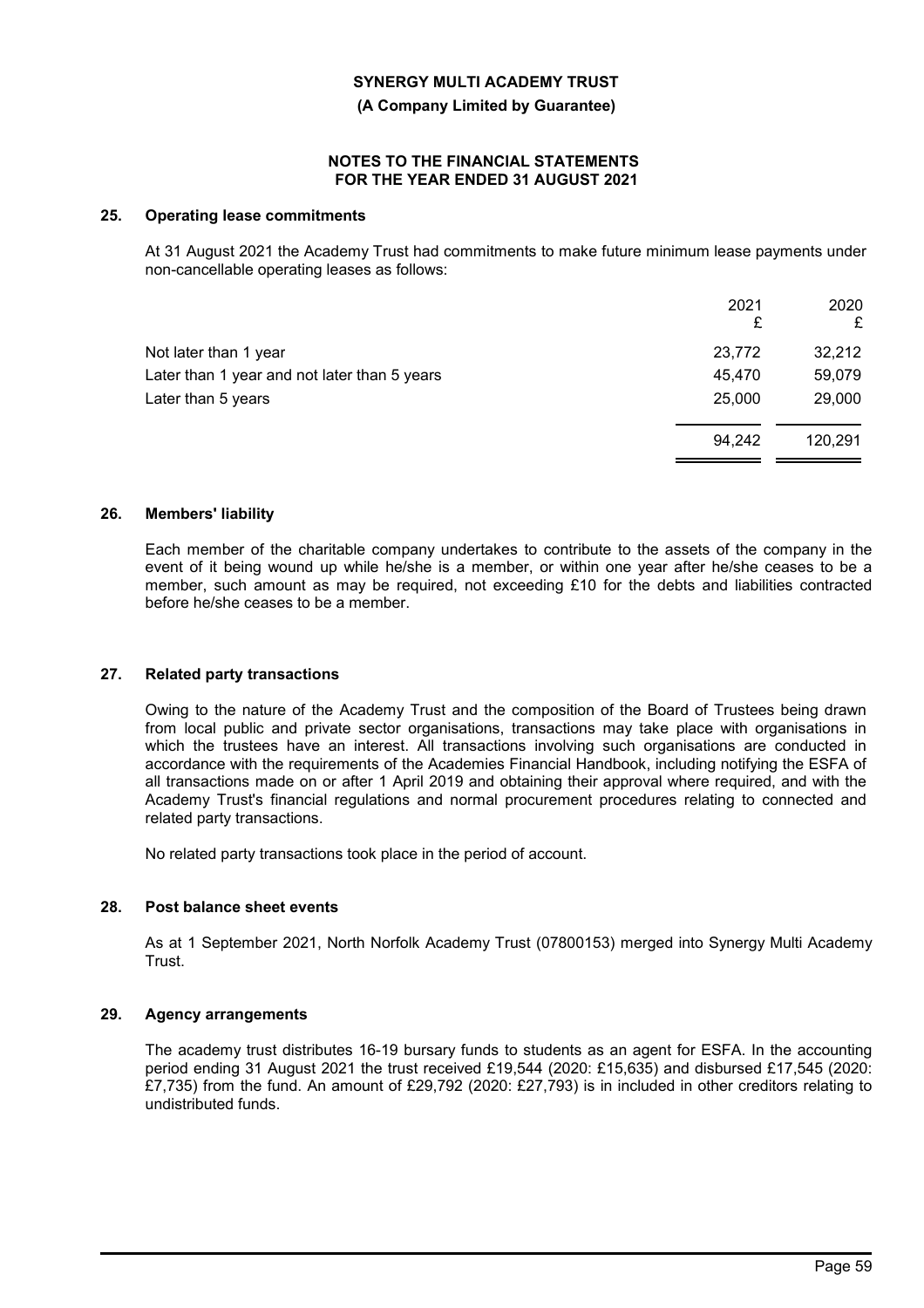**SYNERGY MULTI ACADEMY TRUST**

**(A Company Limited by Guarantee)**

**NOTES TO THE FINANCIAL STATEMENTS FOR THE YEAR ENDED 31 AUGUST 2021**

## 25. Operating lease commitments

At 31 August 2021 the Academy Trust had commitments to make future minimum lease payments under non-cancellable operating leases as follows:

| | 2021 £ | 2020 £ |
|---|---|---|
| Not later than 1 year | 23,772 | 32,212 |
| Later than 1 year and not later than 5 years | 45,470 | 59,079 |
| Later than 5 years | 25,000 | 29,000 |
| | 94,242 | 120,291 |

## 26. Members' liability

Each member of the charitable company undertakes to contribute to the assets of the company in the event of it being wound up while he/she is a member, or within one year after he/she ceases to be a member, such amount as may be required, not exceeding £10 for the debts and liabilities contracted before he/she ceases to be a member.

## 27. Related party transactions

Owing to the nature of the Academy Trust and the composition of the Board of Trustees being drawn from local public and private sector organisations, transactions may take place with organisations in which the trustees have an interest. All transactions involving such organisations are conducted in accordance with the requirements of the Academies Financial Handbook, including notifying the ESFA of all transactions made on or after 1 April 2019 and obtaining their approval where required, and with the Academy Trust's financial regulations and normal procurement procedures relating to connected and related party transactions.

No related party transactions took place in the period of account.

## 28. Post balance sheet events

As at 1 September 2021, North Norfolk Academy Trust (07800153) merged into Synergy Multi Academy Trust.

## 29. Agency arrangements

The academy trust distributes 16-19 bursary funds to students as an agent for ESFA. In the accounting period ending 31 August 2021 the trust received £19,544 (2020: £15,635) and disbursed £17,545 (2020: £7,735) from the fund. An amount of £29,792 (2020: £27,793) is in included in other creditors relating to undistributed funds.